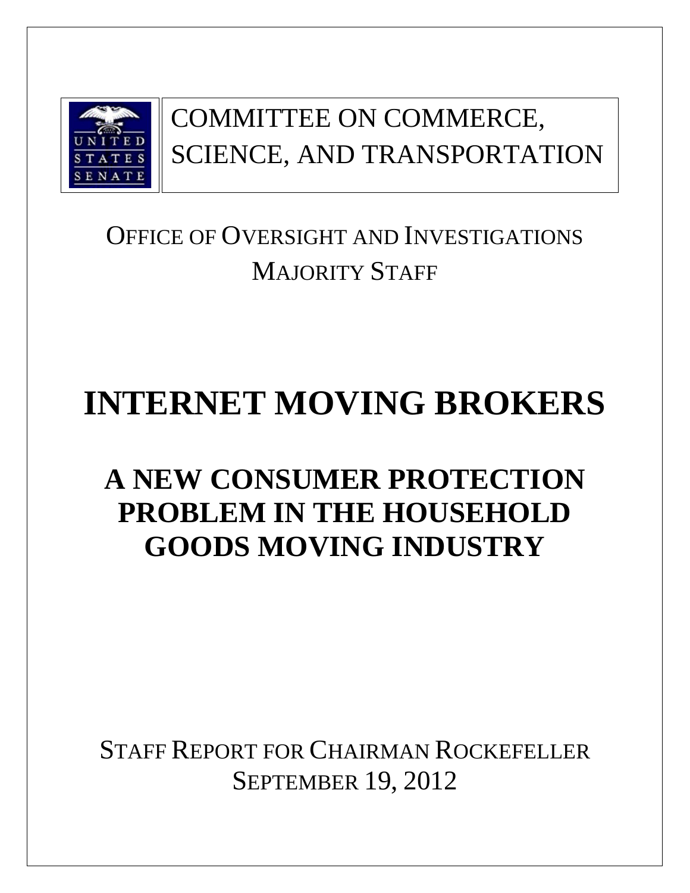UNITED STATES SENATE

COMMITTEE ON COMMERCE, SCIENCE, AND TRANSPORTATION

OFFICE OF OVERSIGHT AND INVESTIGATIONS
MAJORITY STAFF

# INTERNET MOVING BROKERS

## A NEW CONSUMER PROTECTION PROBLEM IN THE HOUSEHOLD GOODS MOVING INDUSTRY

STAFF REPORT FOR CHAIRMAN ROCKEFELLER
SEPTEMBER 19, 2012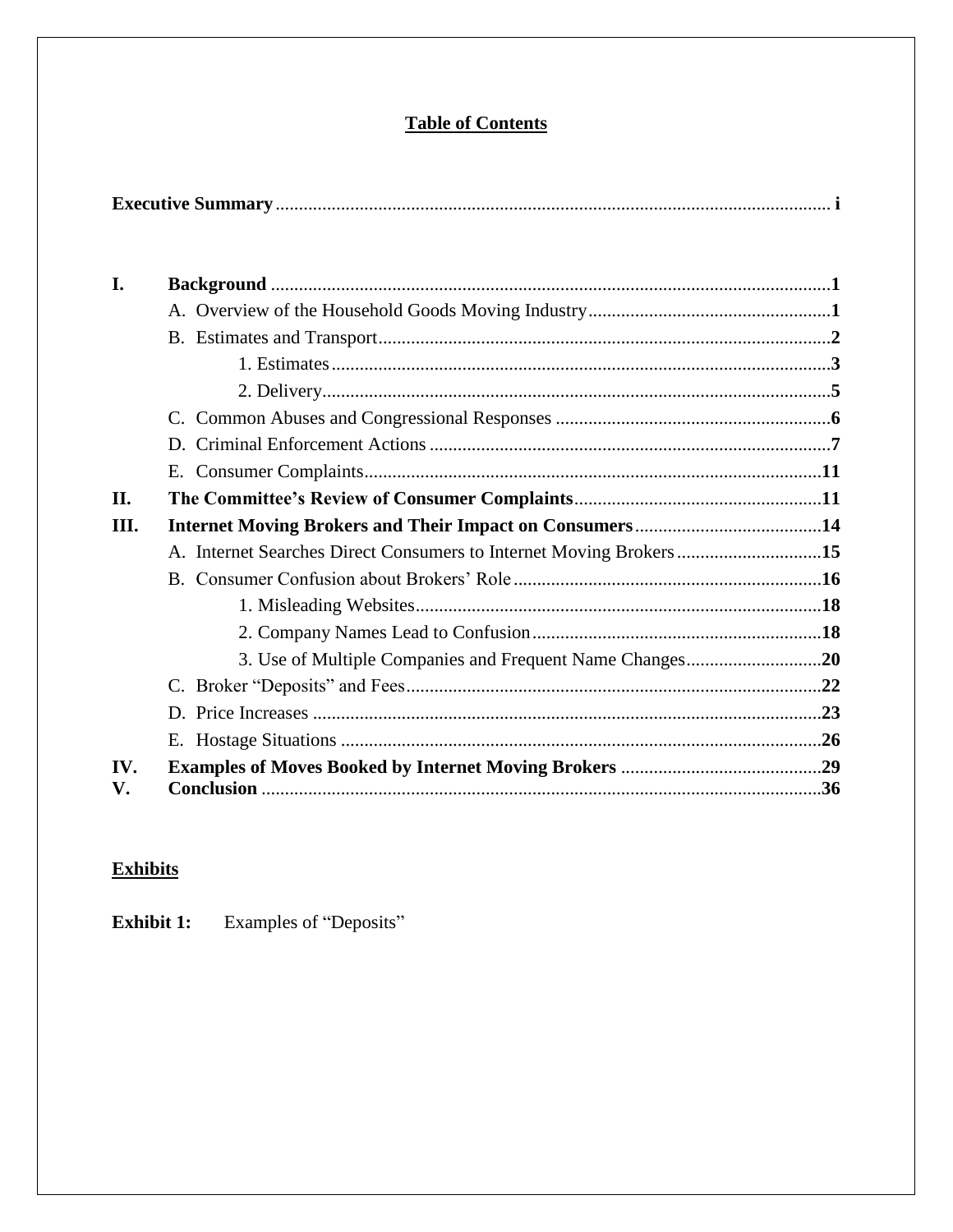# Table of Contents

**Executive Summary** ........ i

**I. Background** ........ 1

- A. Overview of the Household Goods Moving Industry ........ 1
- B. Estimates and Transport ........ 2
  - 1. Estimates ........ 3
  - 2. Delivery ........ 5
- C. Common Abuses and Congressional Responses ........ 6
- D. Criminal Enforcement Actions ........ 7
- E. Consumer Complaints ........ 11

**II. The Committee's Review of Consumer Complaints** ........ 11

**III. Internet Moving Brokers and Their Impact on Consumers** ........ 14

- A. Internet Searches Direct Consumers to Internet Moving Brokers ........ 15
- B. Consumer Confusion about Brokers' Role ........ 16
  - 1. Misleading Websites ........ 18
  - 2. Company Names Lead to Confusion ........ 18
  - 3. Use of Multiple Companies and Frequent Name Changes ........ 20
- C. Broker "Deposits" and Fees ........ 22
- D. Price Increases ........ 23
- E. Hostage Situations ........ 26

**IV. Examples of Moves Booked by Internet Moving Brokers** ........ 29

**V. Conclusion** ........ 36

## Exhibits

**Exhibit 1:** Examples of "Deposits"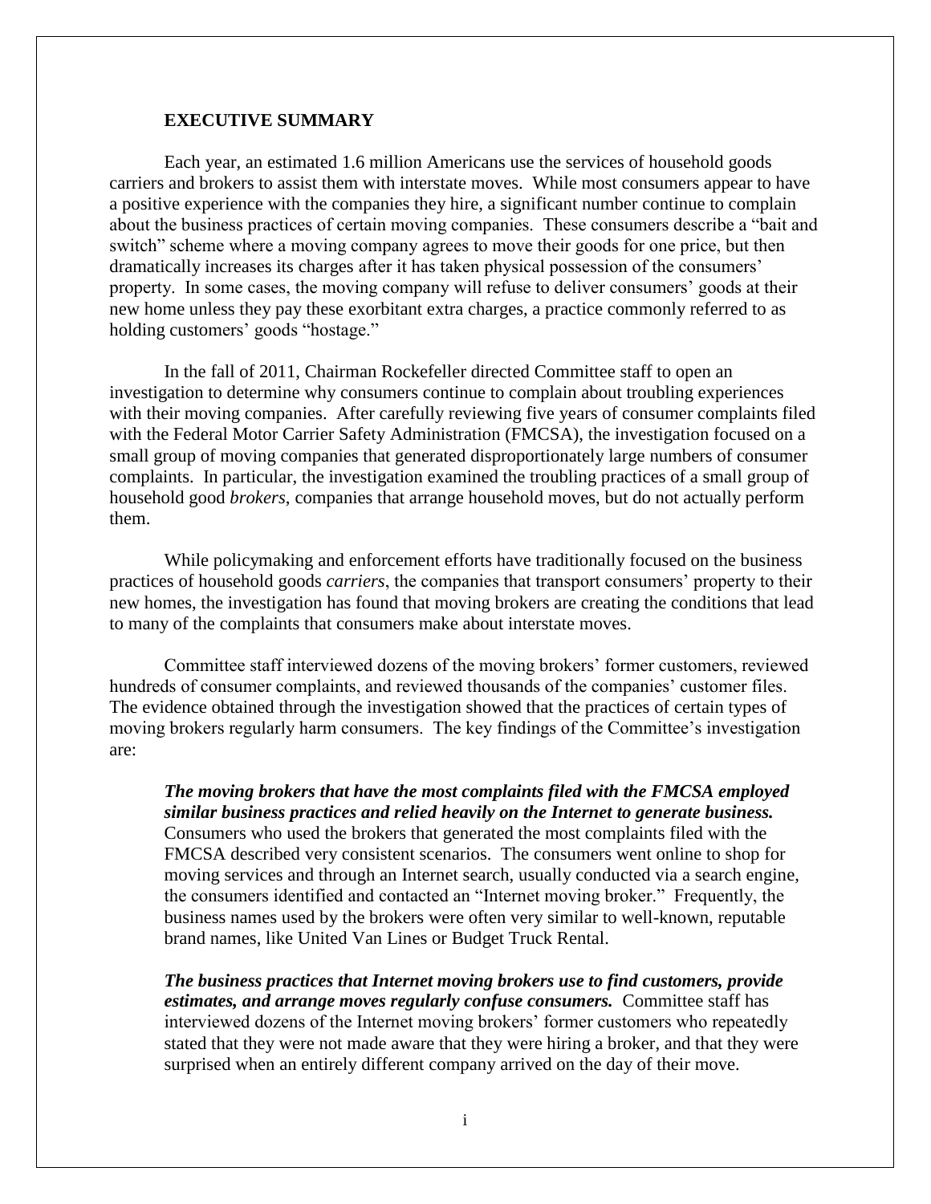## EXECUTIVE SUMMARY

Each year, an estimated 1.6 million Americans use the services of household goods carriers and brokers to assist them with interstate moves. While most consumers appear to have a positive experience with the companies they hire, a significant number continue to complain about the business practices of certain moving companies. These consumers describe a "bait and switch" scheme where a moving company agrees to move their goods for one price, but then dramatically increases its charges after it has taken physical possession of the consumers' property. In some cases, the moving company will refuse to deliver consumers' goods at their new home unless they pay these exorbitant extra charges, a practice commonly referred to as holding customers' goods "hostage."

In the fall of 2011, Chairman Rockefeller directed Committee staff to open an investigation to determine why consumers continue to complain about troubling experiences with their moving companies. After carefully reviewing five years of consumer complaints filed with the Federal Motor Carrier Safety Administration (FMCSA), the investigation focused on a small group of moving companies that generated disproportionately large numbers of consumer complaints. In particular, the investigation examined the troubling practices of a small group of household good *brokers*, companies that arrange household moves, but do not actually perform them.

While policymaking and enforcement efforts have traditionally focused on the business practices of household goods *carriers*, the companies that transport consumers' property to their new homes, the investigation has found that moving brokers are creating the conditions that lead to many of the complaints that consumers make about interstate moves.

Committee staff interviewed dozens of the moving brokers' former customers, reviewed hundreds of consumer complaints, and reviewed thousands of the companies' customer files. The evidence obtained through the investigation showed that the practices of certain types of moving brokers regularly harm consumers. The key findings of the Committee's investigation are:

> ***The moving brokers that have the most complaints filed with the FMCSA employed similar business practices and relied heavily on the Internet to generate business.*** Consumers who used the brokers that generated the most complaints filed with the FMCSA described very consistent scenarios. The consumers went online to shop for moving services and through an Internet search, usually conducted via a search engine, the consumers identified and contacted an "Internet moving broker." Frequently, the business names used by the brokers were often very similar to well-known, reputable brand names, like United Van Lines or Budget Truck Rental.
>
> ***The business practices that Internet moving brokers use to find customers, provide estimates, and arrange moves regularly confuse consumers.*** Committee staff has interviewed dozens of the Internet moving brokers' former customers who repeatedly stated that they were not made aware that they were hiring a broker, and that they were surprised when an entirely different company arrived on the day of their move.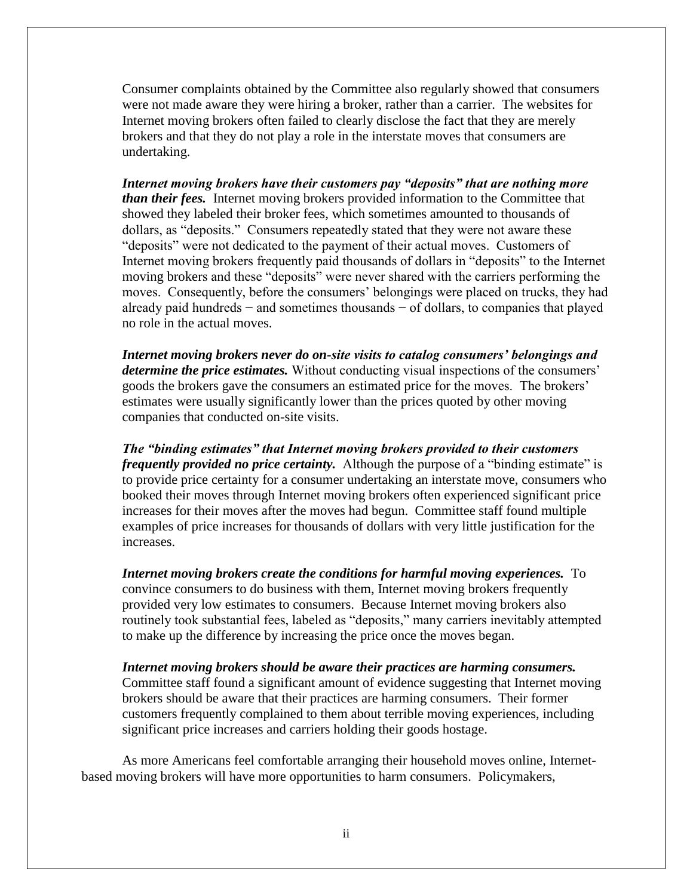Consumer complaints obtained by the Committee also regularly showed that consumers were not made aware they were hiring a broker, rather than a carrier. The websites for Internet moving brokers often failed to clearly disclose the fact that they are merely brokers and that they do not play a role in the interstate moves that consumers are undertaking.

***Internet moving brokers have their customers pay "deposits" that are nothing more than their fees.*** Internet moving brokers provided information to the Committee that showed they labeled their broker fees, which sometimes amounted to thousands of dollars, as "deposits." Consumers repeatedly stated that they were not aware these "deposits" were not dedicated to the payment of their actual moves. Customers of Internet moving brokers frequently paid thousands of dollars in "deposits" to the Internet moving brokers and these "deposits" were never shared with the carriers performing the moves. Consequently, before the consumers' belongings were placed on trucks, they had already paid hundreds − and sometimes thousands − of dollars, to companies that played no role in the actual moves.

***Internet moving brokers never do on-site visits to catalog consumers' belongings and determine the price estimates.*** Without conducting visual inspections of the consumers' goods the brokers gave the consumers an estimated price for the moves. The brokers' estimates were usually significantly lower than the prices quoted by other moving companies that conducted on-site visits.

***The "binding estimates" that Internet moving brokers provided to their customers frequently provided no price certainty.*** Although the purpose of a "binding estimate" is to provide price certainty for a consumer undertaking an interstate move, consumers who booked their moves through Internet moving brokers often experienced significant price increases for their moves after the moves had begun. Committee staff found multiple examples of price increases for thousands of dollars with very little justification for the increases.

***Internet moving brokers create the conditions for harmful moving experiences.*** To convince consumers to do business with them, Internet moving brokers frequently provided very low estimates to consumers. Because Internet moving brokers also routinely took substantial fees, labeled as "deposits," many carriers inevitably attempted to make up the difference by increasing the price once the moves began.

***Internet moving brokers should be aware their practices are harming consumers.*** Committee staff found a significant amount of evidence suggesting that Internet moving brokers should be aware that their practices are harming consumers. Their former customers frequently complained to them about terrible moving experiences, including significant price increases and carriers holding their goods hostage.

As more Americans feel comfortable arranging their household moves online, Internet-based moving brokers will have more opportunities to harm consumers. Policymakers,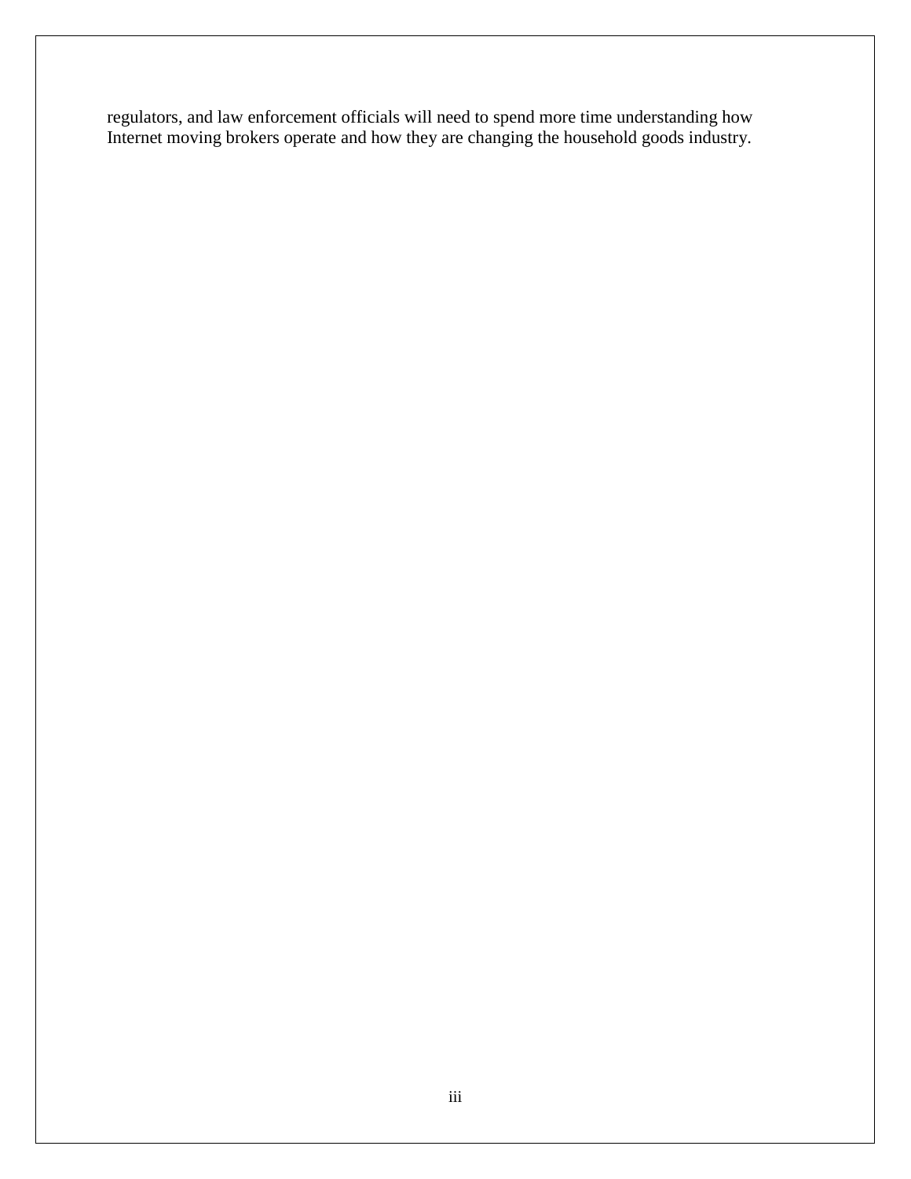regulators, and law enforcement officials will need to spend more time understanding how Internet moving brokers operate and how they are changing the household goods industry.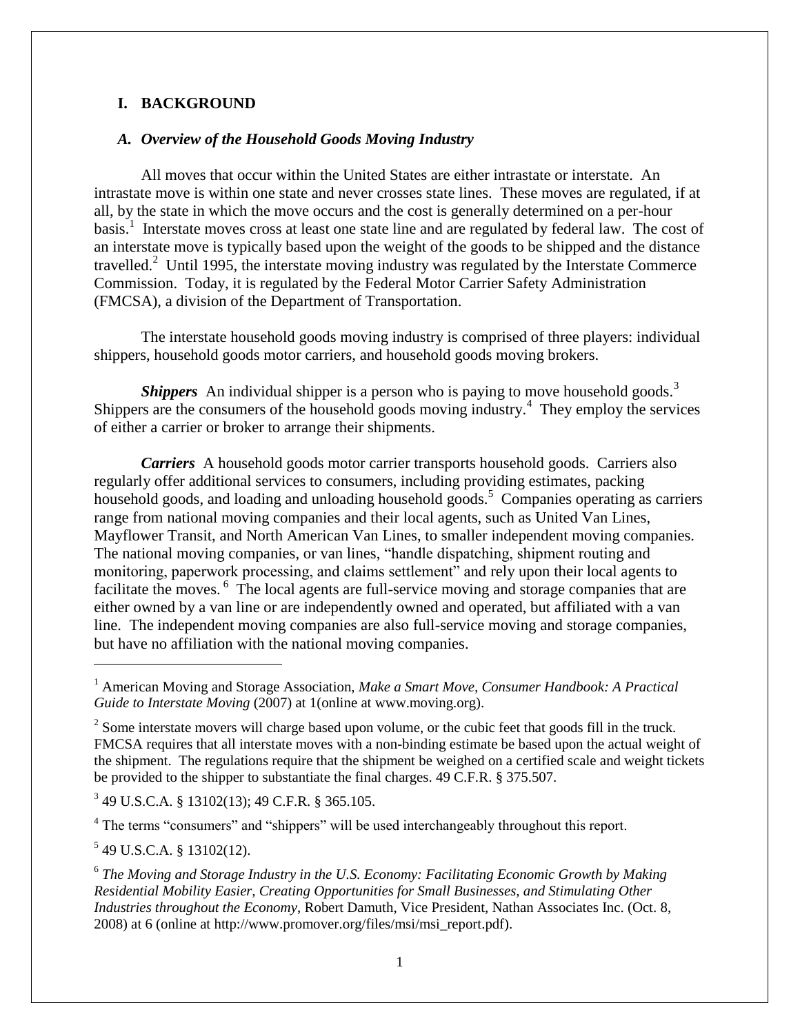# I. BACKGROUND

## *A. Overview of the Household Goods Moving Industry*

All moves that occur within the United States are either intrastate or interstate. An intrastate move is within one state and never crosses state lines. These moves are regulated, if at all, by the state in which the move occurs and the cost is generally determined on a per-hour basis.[1] Interstate moves cross at least one state line and are regulated by federal law. The cost of an interstate move is typically based upon the weight of the goods to be shipped and the distance travelled.[2] Until 1995, the interstate moving industry was regulated by the Interstate Commerce Commission. Today, it is regulated by the Federal Motor Carrier Safety Administration (FMCSA), a division of the Department of Transportation.

The interstate household goods moving industry is comprised of three players: individual shippers, household goods motor carriers, and household goods moving brokers.

***Shippers*** An individual shipper is a person who is paying to move household goods.[3] Shippers are the consumers of the household goods moving industry.[4] They employ the services of either a carrier or broker to arrange their shipments.

***Carriers*** A household goods motor carrier transports household goods. Carriers also regularly offer additional services to consumers, including providing estimates, packing household goods, and loading and unloading household goods.[5] Companies operating as carriers range from national moving companies and their local agents, such as United Van Lines, Mayflower Transit, and North American Van Lines, to smaller independent moving companies. The national moving companies, or van lines, "handle dispatching, shipment routing and monitoring, paperwork processing, and claims settlement" and rely upon their local agents to facilitate the moves.[6] The local agents are full-service moving and storage companies that are either owned by a van line or are independently owned and operated, but affiliated with a van line. The independent moving companies are also full-service moving and storage companies, but have no affiliation with the national moving companies.

---

[1] American Moving and Storage Association, *Make a Smart Move, Consumer Handbook: A Practical Guide to Interstate Moving* (2007) at 1(online at www.moving.org).

[2] Some interstate movers will charge based upon volume, or the cubic feet that goods fill in the truck. FMCSA requires that all interstate moves with a non-binding estimate be based upon the actual weight of the shipment. The regulations require that the shipment be weighed on a certified scale and weight tickets be provided to the shipper to substantiate the final charges. 49 C.F.R. § 375.507.

[3] 49 U.S.C.A. § 13102(13); 49 C.F.R. § 365.105.

[4] The terms "consumers" and "shippers" will be used interchangeably throughout this report.

[5] 49 U.S.C.A. § 13102(12).

[6] *The Moving and Storage Industry in the U.S. Economy: Facilitating Economic Growth by Making Residential Mobility Easier, Creating Opportunities for Small Businesses, and Stimulating Other Industries throughout the Economy*, Robert Damuth, Vice President, Nathan Associates Inc. (Oct. 8, 2008) at 6 (online at http://www.promover.org/files/msi/msi_report.pdf).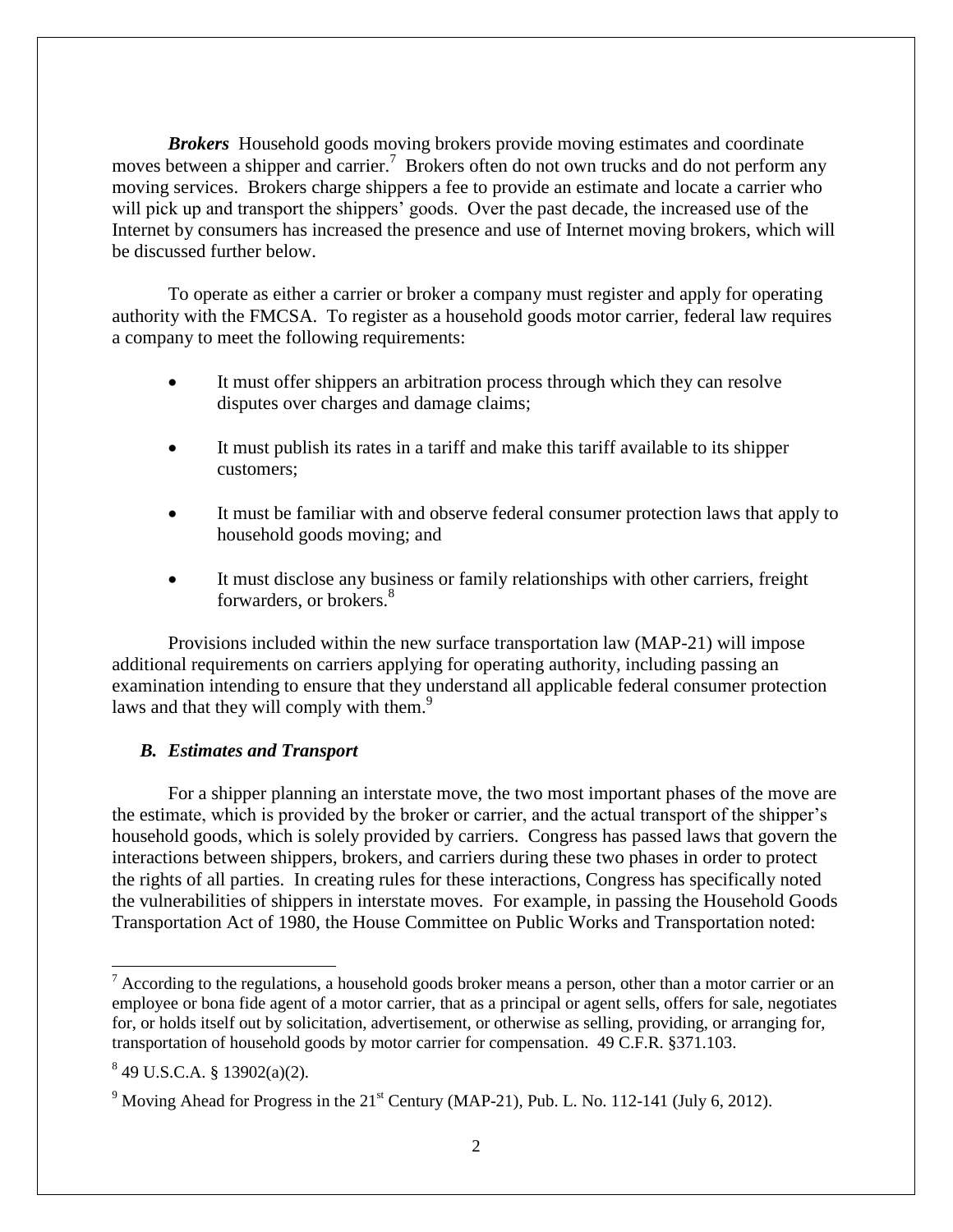***Brokers*** Household goods moving brokers provide moving estimates and coordinate moves between a shipper and carrier.[7] Brokers often do not own trucks and do not perform any moving services. Brokers charge shippers a fee to provide an estimate and locate a carrier who will pick up and transport the shippers' goods. Over the past decade, the increased use of the Internet by consumers has increased the presence and use of Internet moving brokers, which will be discussed further below.

To operate as either a carrier or broker a company must register and apply for operating authority with the FMCSA. To register as a household goods motor carrier, federal law requires a company to meet the following requirements:

- It must offer shippers an arbitration process through which they can resolve disputes over charges and damage claims;
- It must publish its rates in a tariff and make this tariff available to its shipper customers;
- It must be familiar with and observe federal consumer protection laws that apply to household goods moving; and
- It must disclose any business or family relationships with other carriers, freight forwarders, or brokers.[8]

Provisions included within the new surface transportation law (MAP-21) will impose additional requirements on carriers applying for operating authority, including passing an examination intending to ensure that they understand all applicable federal consumer protection laws and that they will comply with them.[9]

### *B. Estimates and Transport*

For a shipper planning an interstate move, the two most important phases of the move are the estimate, which is provided by the broker or carrier, and the actual transport of the shipper's household goods, which is solely provided by carriers. Congress has passed laws that govern the interactions between shippers, brokers, and carriers during these two phases in order to protect the rights of all parties. In creating rules for these interactions, Congress has specifically noted the vulnerabilities of shippers in interstate moves. For example, in passing the Household Goods Transportation Act of 1980, the House Committee on Public Works and Transportation noted:

---

[7] According to the regulations, a household goods broker means a person, other than a motor carrier or an employee or bona fide agent of a motor carrier, that as a principal or agent sells, offers for sale, negotiates for, or holds itself out by solicitation, advertisement, or otherwise as selling, providing, or arranging for, transportation of household goods by motor carrier for compensation. 49 C.F.R. §371.103.

[8] 49 U.S.C.A. § 13902(a)(2).

[9] Moving Ahead for Progress in the 21st Century (MAP-21), Pub. L. No. 112-141 (July 6, 2012).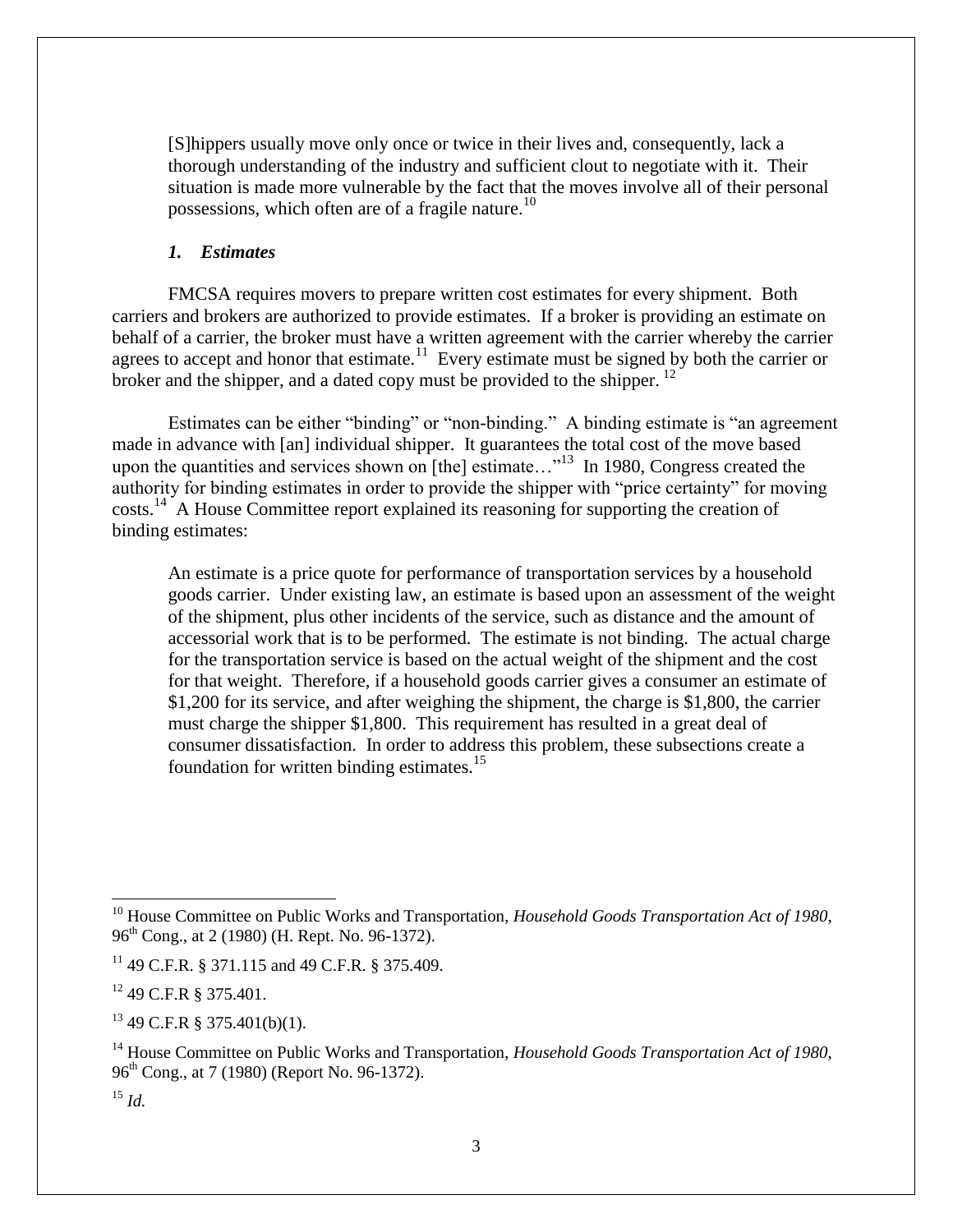> [S]hippers usually move only once or twice in their lives and, consequently, lack a thorough understanding of the industry and sufficient clout to negotiate with it. Their situation is made more vulnerable by the fact that the moves involve all of their personal possessions, which often are of a fragile nature.[10]

### *1. Estimates*

FMCSA requires movers to prepare written cost estimates for every shipment. Both carriers and brokers are authorized to provide estimates. If a broker is providing an estimate on behalf of a carrier, the broker must have a written agreement with the carrier whereby the carrier agrees to accept and honor that estimate.[11] Every estimate must be signed by both the carrier or broker and the shipper, and a dated copy must be provided to the shipper.[12]

Estimates can be either "binding" or "non-binding." A binding estimate is "an agreement made in advance with [an] individual shipper. It guarantees the total cost of the move based upon the quantities and services shown on [the] estimate…"[13] In 1980, Congress created the authority for binding estimates in order to provide the shipper with "price certainty" for moving costs.[14] A House Committee report explained its reasoning for supporting the creation of binding estimates:

> An estimate is a price quote for performance of transportation services by a household goods carrier. Under existing law, an estimate is based upon an assessment of the weight of the shipment, plus other incidents of the service, such as distance and the amount of accessorial work that is to be performed. The estimate is not binding. The actual charge for the transportation service is based on the actual weight of the shipment and the cost for that weight. Therefore, if a household goods carrier gives a consumer an estimate of $1,200 for its service, and after weighing the shipment, the charge is $1,800, the carrier must charge the shipper $1,800. This requirement has resulted in a great deal of consumer dissatisfaction. In order to address this problem, these subsections create a foundation for written binding estimates.[15]

---

[10] House Committee on Public Works and Transportation, *Household Goods Transportation Act of 1980*, 96th Cong., at 2 (1980) (H. Rept. No. 96-1372).

[11] 49 C.F.R. § 371.115 and 49 C.F.R. § 375.409.

[12] 49 C.F.R § 375.401.

[13] 49 C.F.R § 375.401(b)(1).

[14] House Committee on Public Works and Transportation, *Household Goods Transportation Act of 1980*, 96th Cong., at 7 (1980) (Report No. 96-1372).

[15] *Id.*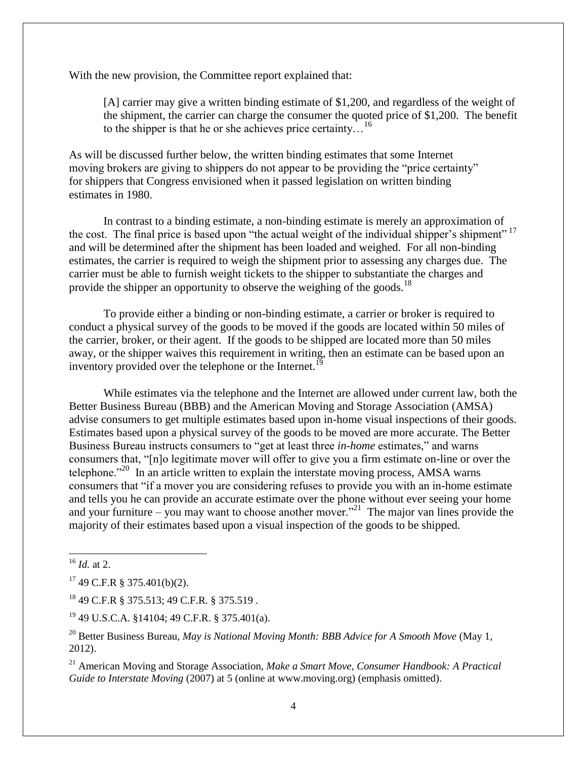With the new provision, the Committee report explained that:

> [A] carrier may give a written binding estimate of $1,200, and regardless of the weight of the shipment, the carrier can charge the consumer the quoted price of $1,200. The benefit to the shipper is that he or she achieves price certainty…[16]

As will be discussed further below, the written binding estimates that some Internet moving brokers are giving to shippers do not appear to be providing the "price certainty" for shippers that Congress envisioned when it passed legislation on written binding estimates in 1980.

In contrast to a binding estimate, a non-binding estimate is merely an approximation of the cost. The final price is based upon "the actual weight of the individual shipper's shipment"[17] and will be determined after the shipment has been loaded and weighed. For all non-binding estimates, the carrier is required to weigh the shipment prior to assessing any charges due. The carrier must be able to furnish weight tickets to the shipper to substantiate the charges and provide the shipper an opportunity to observe the weighing of the goods.[18]

To provide either a binding or non-binding estimate, a carrier or broker is required to conduct a physical survey of the goods to be moved if the goods are located within 50 miles of the carrier, broker, or their agent. If the goods to be shipped are located more than 50 miles away, or the shipper waives this requirement in writing, then an estimate can be based upon an inventory provided over the telephone or the Internet.[19]

While estimates via the telephone and the Internet are allowed under current law, both the Better Business Bureau (BBB) and the American Moving and Storage Association (AMSA) advise consumers to get multiple estimates based upon in-home visual inspections of their goods. Estimates based upon a physical survey of the goods to be moved are more accurate. The Better Business Bureau instructs consumers to "get at least three *in-home* estimates," and warns consumers that, "[n]o legitimate mover will offer to give you a firm estimate on-line or over the telephone."[20] In an article written to explain the interstate moving process, AMSA warns consumers that "if a mover you are considering refuses to provide you with an in-home estimate and tells you he can provide an accurate estimate over the phone without ever seeing your home and your furniture – you may want to choose another mover."[21] The major van lines provide the majority of their estimates based upon a visual inspection of the goods to be shipped.

---

[16] *Id.* at 2.

[17] 49 C.F.R § 375.401(b)(2).

[18] 49 C.F.R § 375.513; 49 C.F.R. § 375.519 .

[19] 49 U.S.C.A. §14104; 49 C.F.R. § 375.401(a).

[20] Better Business Bureau, *May is National Moving Month: BBB Advice for A Smooth Move* (May 1, 2012).

[21] American Moving and Storage Association, *Make a Smart Move, Consumer Handbook: A Practical Guide to Interstate Moving* (2007) at 5 (online at www.moving.org) (emphasis omitted).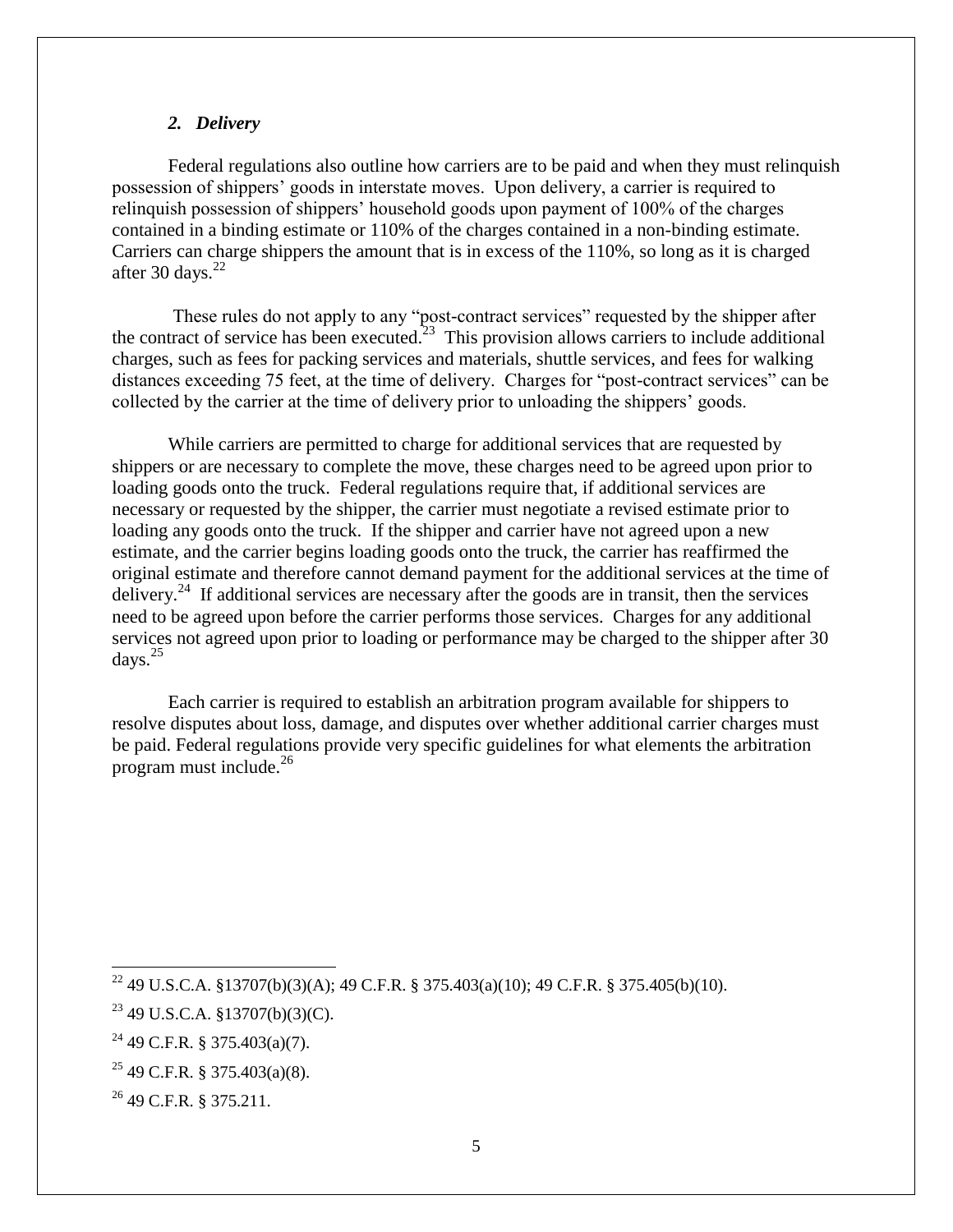### *2. Delivery*

Federal regulations also outline how carriers are to be paid and when they must relinquish possession of shippers' goods in interstate moves. Upon delivery, a carrier is required to relinquish possession of shippers' household goods upon payment of 100% of the charges contained in a binding estimate or 110% of the charges contained in a non-binding estimate. Carriers can charge shippers the amount that is in excess of the 110%, so long as it is charged after 30 days.[22]

These rules do not apply to any "post-contract services" requested by the shipper after the contract of service has been executed.[23] This provision allows carriers to include additional charges, such as fees for packing services and materials, shuttle services, and fees for walking distances exceeding 75 feet, at the time of delivery. Charges for "post-contract services" can be collected by the carrier at the time of delivery prior to unloading the shippers' goods.

While carriers are permitted to charge for additional services that are requested by shippers or are necessary to complete the move, these charges need to be agreed upon prior to loading goods onto the truck. Federal regulations require that, if additional services are necessary or requested by the shipper, the carrier must negotiate a revised estimate prior to loading any goods onto the truck. If the shipper and carrier have not agreed upon a new estimate, and the carrier begins loading goods onto the truck, the carrier has reaffirmed the original estimate and therefore cannot demand payment for the additional services at the time of delivery.[24] If additional services are necessary after the goods are in transit, then the services need to be agreed upon before the carrier performs those services. Charges for any additional services not agreed upon prior to loading or performance may be charged to the shipper after 30 days.[25]

Each carrier is required to establish an arbitration program available for shippers to resolve disputes about loss, damage, and disputes over whether additional carrier charges must be paid. Federal regulations provide very specific guidelines for what elements the arbitration program must include.[26]

---

[22] 49 U.S.C.A. §13707(b)(3)(A); 49 C.F.R. § 375.403(a)(10); 49 C.F.R. § 375.405(b)(10).

[23] 49 U.S.C.A. §13707(b)(3)(C).

[24] 49 C.F.R. § 375.403(a)(7).

[25] 49 C.F.R. § 375.403(a)(8).

[26] 49 C.F.R. § 375.211.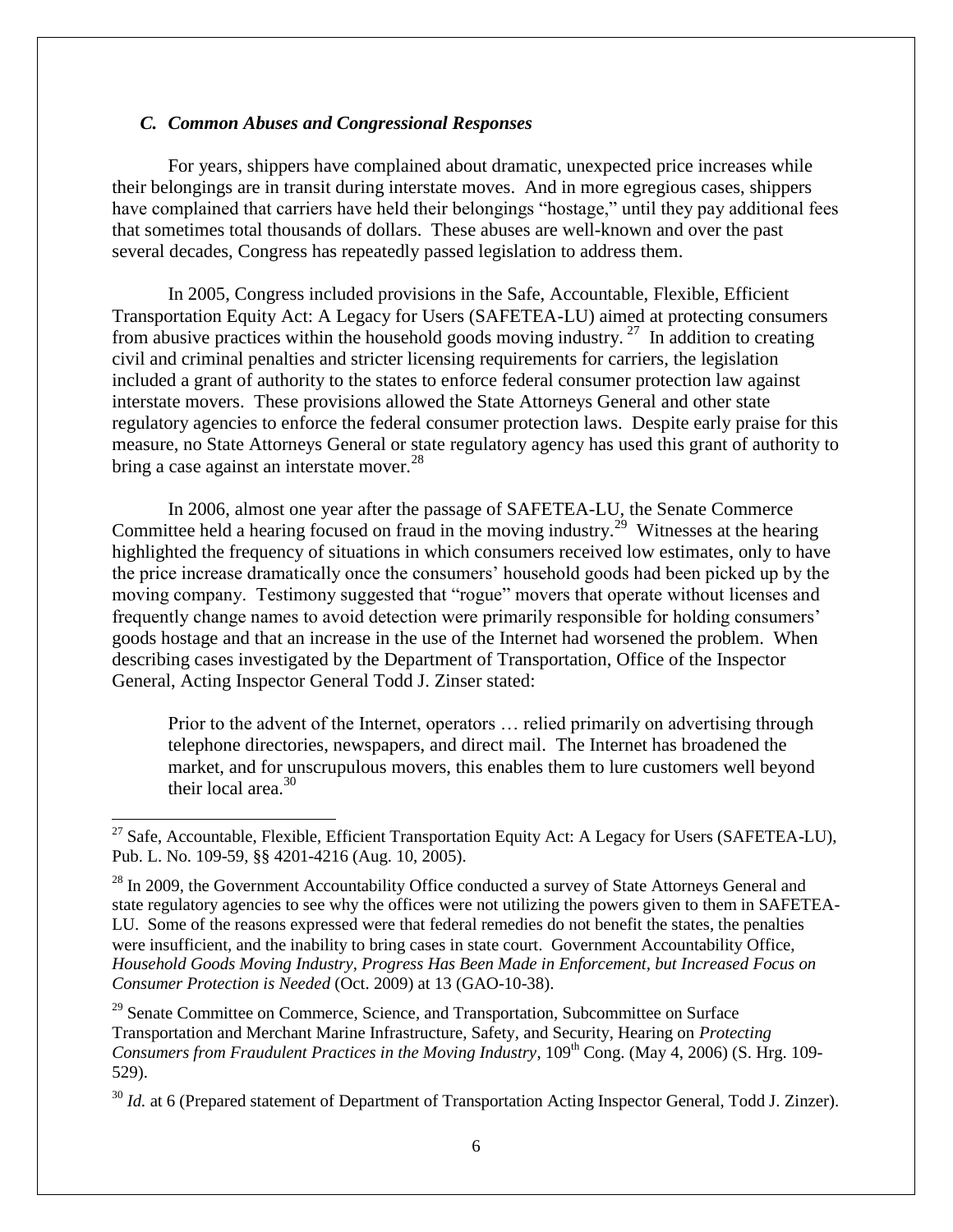### *C. Common Abuses and Congressional Responses*

For years, shippers have complained about dramatic, unexpected price increases while their belongings are in transit during interstate moves. And in more egregious cases, shippers have complained that carriers have held their belongings "hostage," until they pay additional fees that sometimes total thousands of dollars. These abuses are well-known and over the past several decades, Congress has repeatedly passed legislation to address them.

In 2005, Congress included provisions in the Safe, Accountable, Flexible, Efficient Transportation Equity Act: A Legacy for Users (SAFETEA-LU) aimed at protecting consumers from abusive practices within the household goods moving industry.[27] In addition to creating civil and criminal penalties and stricter licensing requirements for carriers, the legislation included a grant of authority to the states to enforce federal consumer protection law against interstate movers. These provisions allowed the State Attorneys General and other state regulatory agencies to enforce the federal consumer protection laws. Despite early praise for this measure, no State Attorneys General or state regulatory agency has used this grant of authority to bring a case against an interstate mover.[28]

In 2006, almost one year after the passage of SAFETEA-LU, the Senate Commerce Committee held a hearing focused on fraud in the moving industry.[29] Witnesses at the hearing highlighted the frequency of situations in which consumers received low estimates, only to have the price increase dramatically once the consumers' household goods had been picked up by the moving company. Testimony suggested that "rogue" movers that operate without licenses and frequently change names to avoid detection were primarily responsible for holding consumers' goods hostage and that an increase in the use of the Internet had worsened the problem. When describing cases investigated by the Department of Transportation, Office of the Inspector General, Acting Inspector General Todd J. Zinser stated:

> Prior to the advent of the Internet, operators … relied primarily on advertising through telephone directories, newspapers, and direct mail. The Internet has broadened the market, and for unscrupulous movers, this enables them to lure customers well beyond their local area.[30]

---

[27] Safe, Accountable, Flexible, Efficient Transportation Equity Act: A Legacy for Users (SAFETEA-LU), Pub. L. No. 109-59, §§ 4201-4216 (Aug. 10, 2005).

[28] In 2009, the Government Accountability Office conducted a survey of State Attorneys General and state regulatory agencies to see why the offices were not utilizing the powers given to them in SAFETEA-LU. Some of the reasons expressed were that federal remedies do not benefit the states, the penalties were insufficient, and the inability to bring cases in state court. Government Accountability Office, *Household Goods Moving Industry, Progress Has Been Made in Enforcement, but Increased Focus on Consumer Protection is Needed* (Oct. 2009) at 13 (GAO-10-38).

[29] Senate Committee on Commerce, Science, and Transportation, Subcommittee on Surface Transportation and Merchant Marine Infrastructure, Safety, and Security, Hearing on *Protecting Consumers from Fraudulent Practices in the Moving Industry*, 109th Cong. (May 4, 2006) (S. Hrg. 109-529).

[30] *Id.* at 6 (Prepared statement of Department of Transportation Acting Inspector General, Todd J. Zinzer).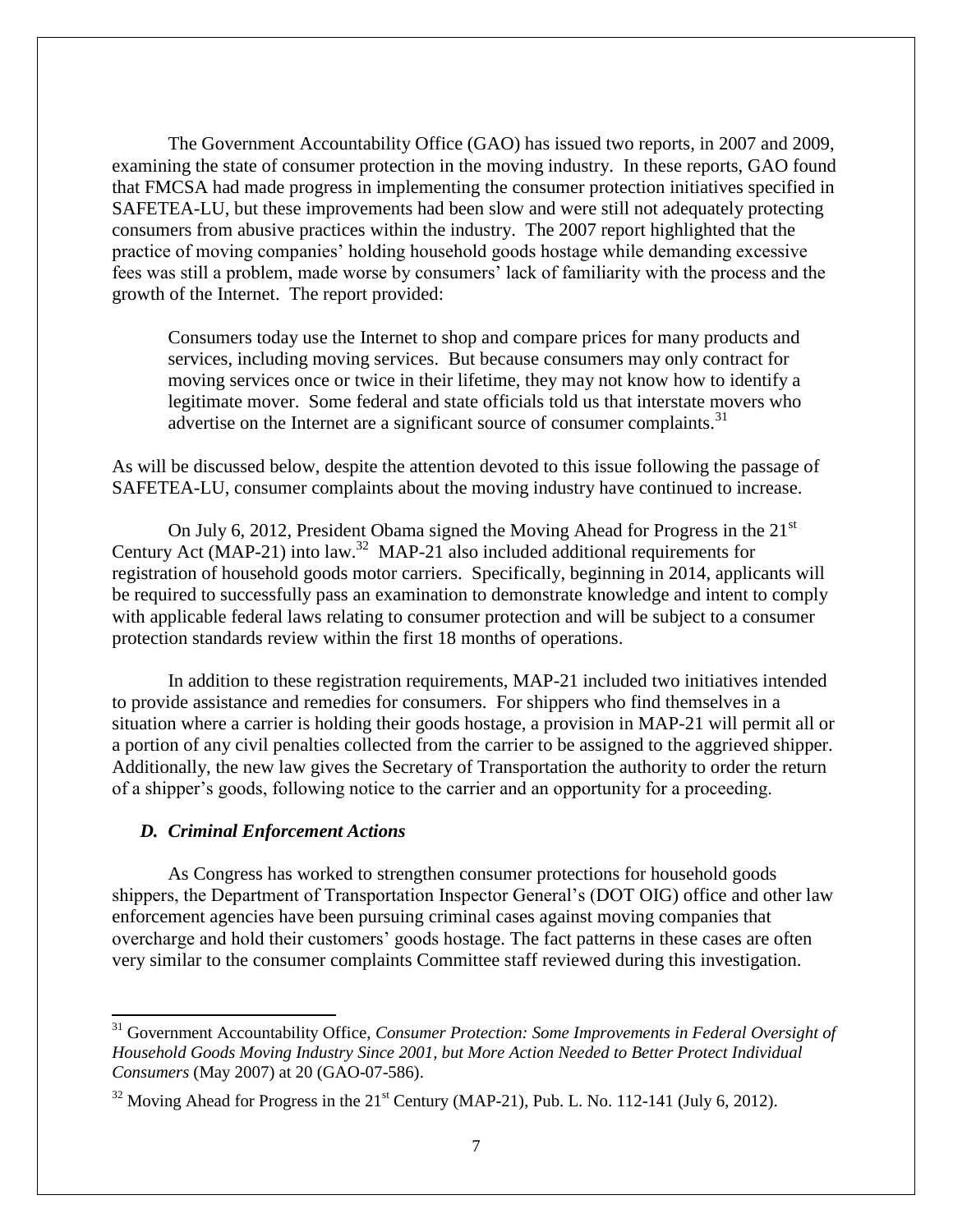The Government Accountability Office (GAO) has issued two reports, in 2007 and 2009, examining the state of consumer protection in the moving industry. In these reports, GAO found that FMCSA had made progress in implementing the consumer protection initiatives specified in SAFETEA-LU, but these improvements had been slow and were still not adequately protecting consumers from abusive practices within the industry. The 2007 report highlighted that the practice of moving companies' holding household goods hostage while demanding excessive fees was still a problem, made worse by consumers' lack of familiarity with the process and the growth of the Internet. The report provided:

> Consumers today use the Internet to shop and compare prices for many products and services, including moving services. But because consumers may only contract for moving services once or twice in their lifetime, they may not know how to identify a legitimate mover. Some federal and state officials told us that interstate movers who advertise on the Internet are a significant source of consumer complaints.[31]

As will be discussed below, despite the attention devoted to this issue following the passage of SAFETEA-LU, consumer complaints about the moving industry have continued to increase.

On July 6, 2012, President Obama signed the Moving Ahead for Progress in the 21st Century Act (MAP-21) into law.[32] MAP-21 also included additional requirements for registration of household goods motor carriers. Specifically, beginning in 2014, applicants will be required to successfully pass an examination to demonstrate knowledge and intent to comply with applicable federal laws relating to consumer protection and will be subject to a consumer protection standards review within the first 18 months of operations.

In addition to these registration requirements, MAP-21 included two initiatives intended to provide assistance and remedies for consumers. For shippers who find themselves in a situation where a carrier is holding their goods hostage, a provision in MAP-21 will permit all or a portion of any civil penalties collected from the carrier to be assigned to the aggrieved shipper. Additionally, the new law gives the Secretary of Transportation the authority to order the return of a shipper's goods, following notice to the carrier and an opportunity for a proceeding.

### *D. Criminal Enforcement Actions*

As Congress has worked to strengthen consumer protections for household goods shippers, the Department of Transportation Inspector General's (DOT OIG) office and other law enforcement agencies have been pursuing criminal cases against moving companies that overcharge and hold their customers' goods hostage. The fact patterns in these cases are often very similar to the consumer complaints Committee staff reviewed during this investigation.

---

[31] Government Accountability Office, *Consumer Protection: Some Improvements in Federal Oversight of Household Goods Moving Industry Since 2001, but More Action Needed to Better Protect Individual Consumers* (May 2007) at 20 (GAO-07-586).

[32] Moving Ahead for Progress in the 21st Century (MAP-21), Pub. L. No. 112-141 (July 6, 2012).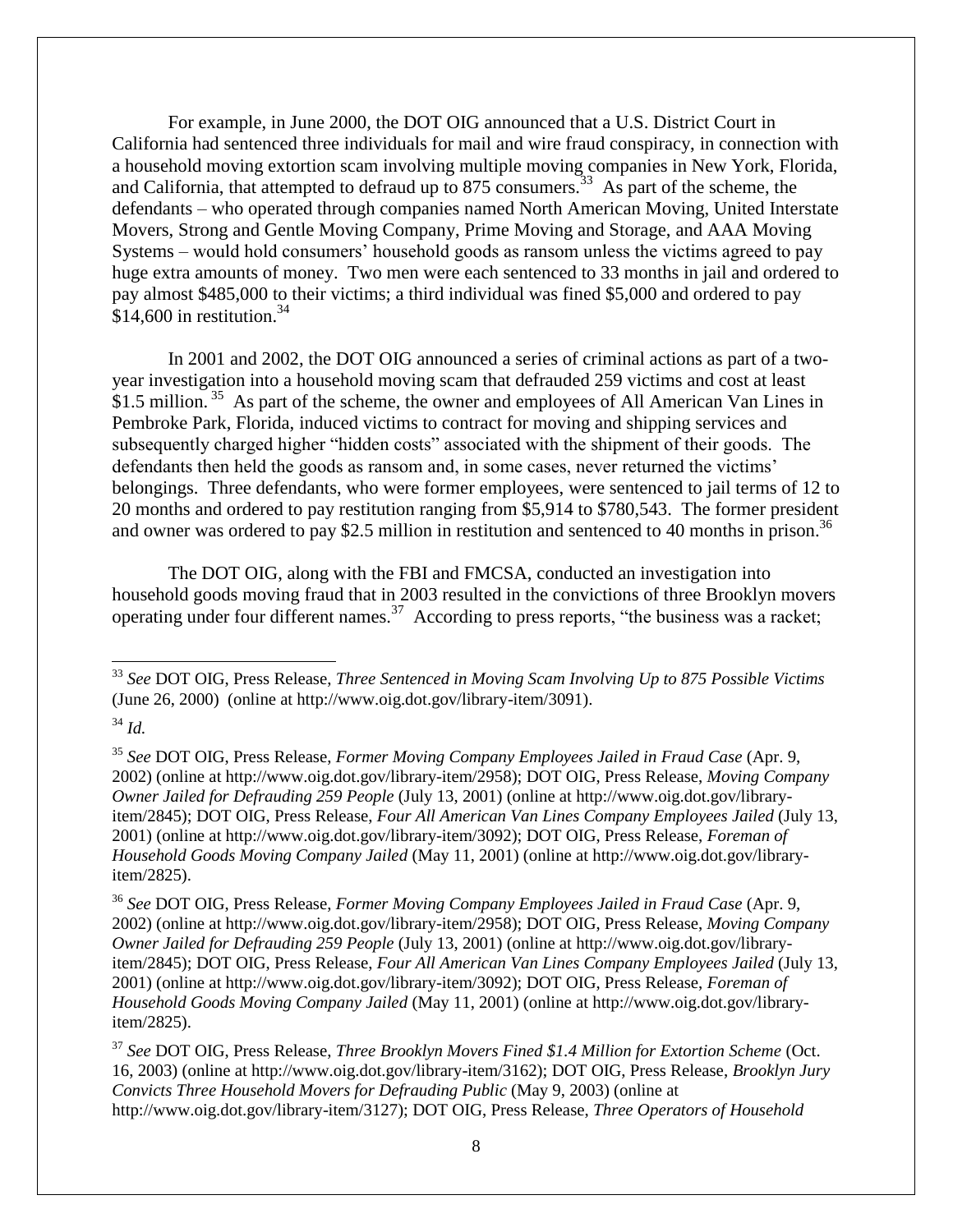For example, in June 2000, the DOT OIG announced that a U.S. District Court in California had sentenced three individuals for mail and wire fraud conspiracy, in connection with a household moving extortion scam involving multiple moving companies in New York, Florida, and California, that attempted to defraud up to 875 consumers.[33] As part of the scheme, the defendants – who operated through companies named North American Moving, United Interstate Movers, Strong and Gentle Moving Company, Prime Moving and Storage, and AAA Moving Systems – would hold consumers' household goods as ransom unless the victims agreed to pay huge extra amounts of money. Two men were each sentenced to 33 months in jail and ordered to pay almost $485,000 to their victims; a third individual was fined $5,000 and ordered to pay $14,600 in restitution.[34]

In 2001 and 2002, the DOT OIG announced a series of criminal actions as part of a two-year investigation into a household moving scam that defrauded 259 victims and cost at least $1.5 million.[35] As part of the scheme, the owner and employees of All American Van Lines in Pembroke Park, Florida, induced victims to contract for moving and shipping services and subsequently charged higher "hidden costs" associated with the shipment of their goods. The defendants then held the goods as ransom and, in some cases, never returned the victims' belongings. Three defendants, who were former employees, were sentenced to jail terms of 12 to 20 months and ordered to pay restitution ranging from $5,914 to $780,543. The former president and owner was ordered to pay $2.5 million in restitution and sentenced to 40 months in prison.[36]

The DOT OIG, along with the FBI and FMCSA, conducted an investigation into household goods moving fraud that in 2003 resulted in the convictions of three Brooklyn movers operating under four different names.[37] According to press reports, "the business was a racket;

---

[33] *See* DOT OIG, Press Release, *Three Sentenced in Moving Scam Involving Up to 875 Possible Victims* (June 26, 2000) (online at http://www.oig.dot.gov/library-item/3091).

[34] *Id.*

[35] *See* DOT OIG, Press Release, *Former Moving Company Employees Jailed in Fraud Case* (Apr. 9, 2002) (online at http://www.oig.dot.gov/library-item/2958); DOT OIG, Press Release, *Moving Company Owner Jailed for Defrauding 259 People* (July 13, 2001) (online at http://www.oig.dot.gov/library-item/2845); DOT OIG, Press Release, *Four All American Van Lines Company Employees Jailed* (July 13, 2001) (online at http://www.oig.dot.gov/library-item/3092); DOT OIG, Press Release, *Foreman of Household Goods Moving Company Jailed* (May 11, 2001) (online at http://www.oig.dot.gov/library-item/2825).

[36] *See* DOT OIG, Press Release, *Former Moving Company Employees Jailed in Fraud Case* (Apr. 9, 2002) (online at http://www.oig.dot.gov/library-item/2958); DOT OIG, Press Release, *Moving Company Owner Jailed for Defrauding 259 People* (July 13, 2001) (online at http://www.oig.dot.gov/library-item/2845); DOT OIG, Press Release, *Four All American Van Lines Company Employees Jailed* (July 13, 2001) (online at http://www.oig.dot.gov/library-item/3092); DOT OIG, Press Release, *Foreman of Household Goods Moving Company Jailed* (May 11, 2001) (online at http://www.oig.dot.gov/library-item/2825).

[37] *See* DOT OIG, Press Release, *Three Brooklyn Movers Fined $1.4 Million for Extortion Scheme* (Oct. 16, 2003) (online at http://www.oig.dot.gov/library-item/3162); DOT OIG, Press Release, *Brooklyn Jury Convicts Three Household Movers for Defrauding Public* (May 9, 2003) (online at http://www.oig.dot.gov/library-item/3127); DOT OIG, Press Release, *Three Operators of Household*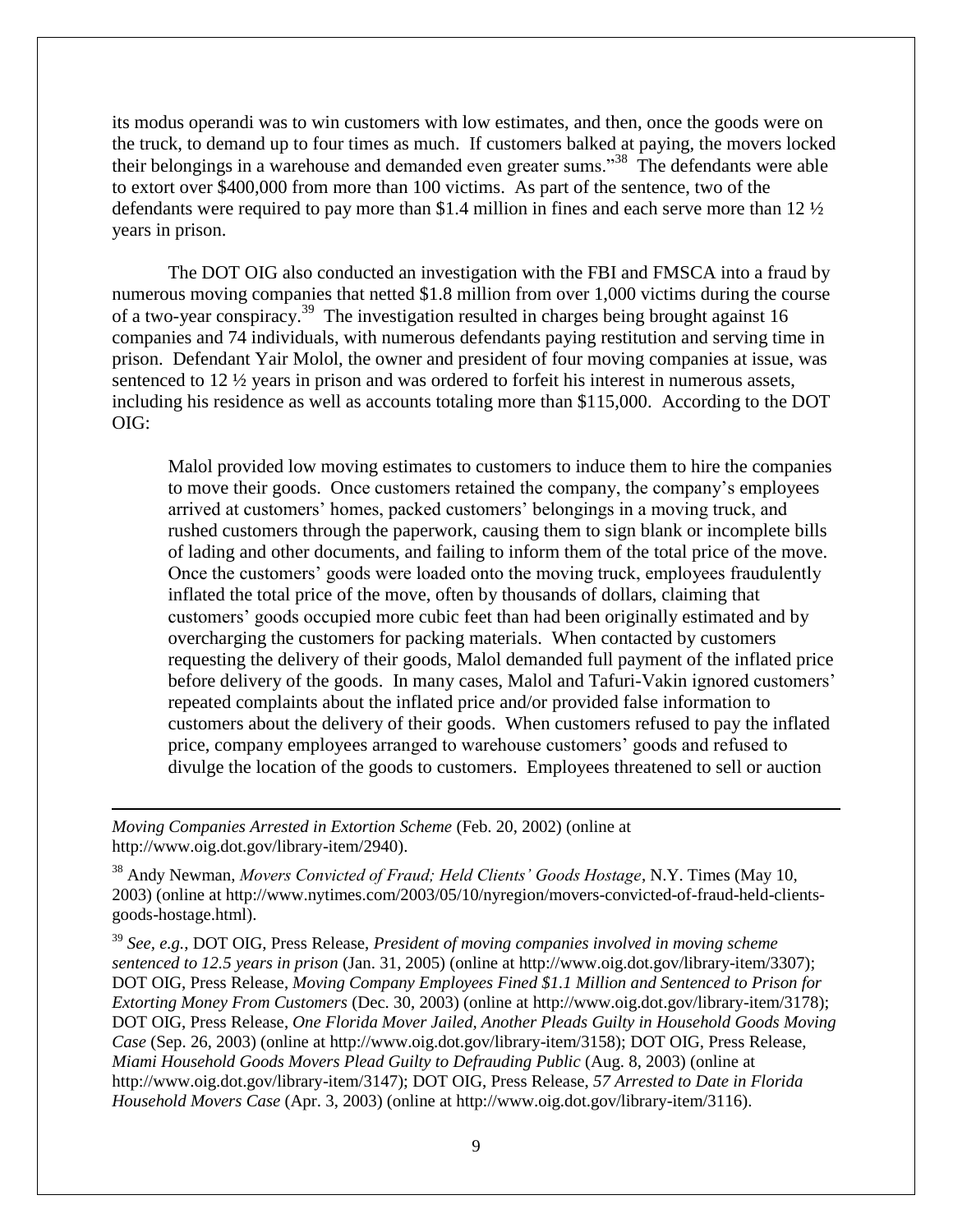its modus operandi was to win customers with low estimates, and then, once the goods were on the truck, to demand up to four times as much. If customers balked at paying, the movers locked their belongings in a warehouse and demanded even greater sums."[38] The defendants were able to extort over $400,000 from more than 100 victims. As part of the sentence, two of the defendants were required to pay more than $1.4 million in fines and each serve more than 12 ½ years in prison.

The DOT OIG also conducted an investigation with the FBI and FMSCA into a fraud by numerous moving companies that netted $1.8 million from over 1,000 victims during the course of a two-year conspiracy.[39] The investigation resulted in charges being brought against 16 companies and 74 individuals, with numerous defendants paying restitution and serving time in prison. Defendant Yair Molol, the owner and president of four moving companies at issue, was sentenced to 12 ½ years in prison and was ordered to forfeit his interest in numerous assets, including his residence as well as accounts totaling more than $115,000. According to the DOT OIG:

> Malol provided low moving estimates to customers to induce them to hire the companies to move their goods. Once customers retained the company, the company's employees arrived at customers' homes, packed customers' belongings in a moving truck, and rushed customers through the paperwork, causing them to sign blank or incomplete bills of lading and other documents, and failing to inform them of the total price of the move. Once the customers' goods were loaded onto the moving truck, employees fraudulently inflated the total price of the move, often by thousands of dollars, claiming that customers' goods occupied more cubic feet than had been originally estimated and by overcharging the customers for packing materials. When contacted by customers requesting the delivery of their goods, Malol demanded full payment of the inflated price before delivery of the goods. In many cases, Malol and Tafuri-Vakin ignored customers' repeated complaints about the inflated price and/or provided false information to customers about the delivery of their goods. When customers refused to pay the inflated price, company employees arranged to warehouse customers' goods and refused to divulge the location of the goods to customers. Employees threatened to sell or auction

---

*Moving Companies Arrested in Extortion Scheme* (Feb. 20, 2002) (online at http://www.oig.dot.gov/library-item/2940).

[38] Andy Newman, *Movers Convicted of Fraud; Held Clients' Goods Hostage*, N.Y. Times (May 10, 2003) (online at http://www.nytimes.com/2003/05/10/nyregion/movers-convicted-of-fraud-held-clients-goods-hostage.html).

[39] *See, e.g.*, DOT OIG, Press Release, *President of moving companies involved in moving scheme sentenced to 12.5 years in prison* (Jan. 31, 2005) (online at http://www.oig.dot.gov/library-item/3307); DOT OIG, Press Release, *Moving Company Employees Fined $1.1 Million and Sentenced to Prison for Extorting Money From Customers* (Dec. 30, 2003) (online at http://www.oig.dot.gov/library-item/3178); DOT OIG, Press Release, *One Florida Mover Jailed, Another Pleads Guilty in Household Goods Moving Case* (Sep. 26, 2003) (online at http://www.oig.dot.gov/library-item/3158); DOT OIG, Press Release, *Miami Household Goods Movers Plead Guilty to Defrauding Public* (Aug. 8, 2003) (online at http://www.oig.dot.gov/library-item/3147); DOT OIG, Press Release, *57 Arrested to Date in Florida Household Movers Case* (Apr. 3, 2003) (online at http://www.oig.dot.gov/library-item/3116).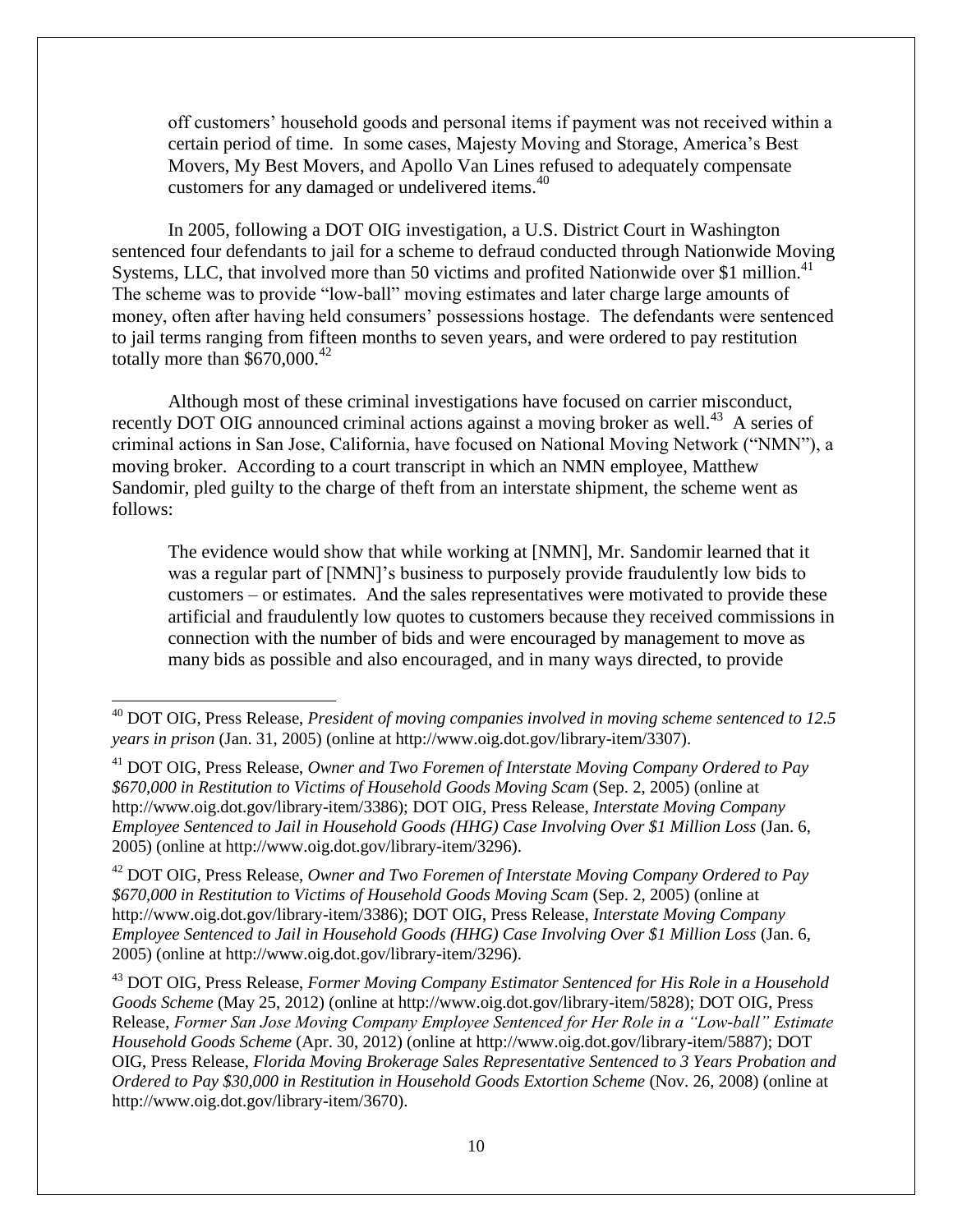off customers' household goods and personal items if payment was not received within a certain period of time. In some cases, Majesty Moving and Storage, America's Best Movers, My Best Movers, and Apollo Van Lines refused to adequately compensate customers for any damaged or undelivered items.[40]

In 2005, following a DOT OIG investigation, a U.S. District Court in Washington sentenced four defendants to jail for a scheme to defraud conducted through Nationwide Moving Systems, LLC, that involved more than 50 victims and profited Nationwide over $1 million.[41] The scheme was to provide "low-ball" moving estimates and later charge large amounts of money, often after having held consumers' possessions hostage. The defendants were sentenced to jail terms ranging from fifteen months to seven years, and were ordered to pay restitution totally more than $670,000.[42]

Although most of these criminal investigations have focused on carrier misconduct, recently DOT OIG announced criminal actions against a moving broker as well.[43] A series of criminal actions in San Jose, California, have focused on National Moving Network ("NMN"), a moving broker. According to a court transcript in which an NMN employee, Matthew Sandomir, pled guilty to the charge of theft from an interstate shipment, the scheme went as follows:

> The evidence would show that while working at [NMN], Mr. Sandomir learned that it was a regular part of [NMN]'s business to purposely provide fraudulently low bids to customers – or estimates. And the sales representatives were motivated to provide these artificial and fraudulently low quotes to customers because they received commissions in connection with the number of bids and were encouraged by management to move as many bids as possible and also encouraged, and in many ways directed, to provide

---

[40] DOT OIG, Press Release, *President of moving companies involved in moving scheme sentenced to 12.5 years in prison* (Jan. 31, 2005) (online at http://www.oig.dot.gov/library-item/3307).

[41] DOT OIG, Press Release, *Owner and Two Foremen of Interstate Moving Company Ordered to Pay $670,000 in Restitution to Victims of Household Goods Moving Scam* (Sep. 2, 2005) (online at http://www.oig.dot.gov/library-item/3386); DOT OIG, Press Release, *Interstate Moving Company Employee Sentenced to Jail in Household Goods (HHG) Case Involving Over $1 Million Loss* (Jan. 6, 2005) (online at http://www.oig.dot.gov/library-item/3296).

[42] DOT OIG, Press Release, *Owner and Two Foremen of Interstate Moving Company Ordered to Pay $670,000 in Restitution to Victims of Household Goods Moving Scam* (Sep. 2, 2005) (online at http://www.oig.dot.gov/library-item/3386); DOT OIG, Press Release, *Interstate Moving Company Employee Sentenced to Jail in Household Goods (HHG) Case Involving Over $1 Million Loss* (Jan. 6, 2005) (online at http://www.oig.dot.gov/library-item/3296).

[43] DOT OIG, Press Release, *Former Moving Company Estimator Sentenced for His Role in a Household Goods Scheme* (May 25, 2012) (online at http://www.oig.dot.gov/library-item/5828); DOT OIG, Press Release, *Former San Jose Moving Company Employee Sentenced for Her Role in a "Low-ball" Estimate Household Goods Scheme* (Apr. 30, 2012) (online at http://www.oig.dot.gov/library-item/5887); DOT OIG, Press Release, *Florida Moving Brokerage Sales Representative Sentenced to 3 Years Probation and Ordered to Pay $30,000 in Restitution in Household Goods Extortion Scheme* (Nov. 26, 2008) (online at http://www.oig.dot.gov/library-item/3670).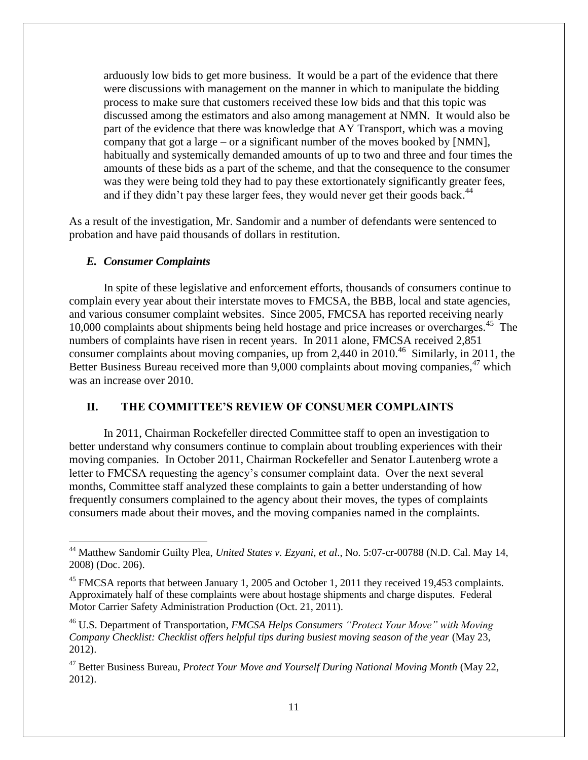> arduously low bids to get more business. It would be a part of the evidence that there were discussions with management on the manner in which to manipulate the bidding process to make sure that customers received these low bids and that this topic was discussed among the estimators and also among management at NMN. It would also be part of the evidence that there was knowledge that AY Transport, which was a moving company that got a large – or a significant number of the moves booked by [NMN], habitually and systemically demanded amounts of up to two and three and four times the amounts of these bids as a part of the scheme, and that the consequence to the consumer was they were being told they had to pay these extortionately significantly greater fees, and if they didn't pay these larger fees, they would never get their goods back.[44]

As a result of the investigation, Mr. Sandomir and a number of defendants were sentenced to probation and have paid thousands of dollars in restitution.

### *E. Consumer Complaints*

In spite of these legislative and enforcement efforts, thousands of consumers continue to complain every year about their interstate moves to FMCSA, the BBB, local and state agencies, and various consumer complaint websites. Since 2005, FMCSA has reported receiving nearly 10,000 complaints about shipments being held hostage and price increases or overcharges.[45] The numbers of complaints have risen in recent years. In 2011 alone, FMCSA received 2,851 consumer complaints about moving companies, up from 2,440 in 2010.[46] Similarly, in 2011, the Better Business Bureau received more than 9,000 complaints about moving companies,[47] which was an increase over 2010.

## II. THE COMMITTEE'S REVIEW OF CONSUMER COMPLAINTS

In 2011, Chairman Rockefeller directed Committee staff to open an investigation to better understand why consumers continue to complain about troubling experiences with their moving companies. In October 2011, Chairman Rockefeller and Senator Lautenberg wrote a letter to FMCSA requesting the agency's consumer complaint data. Over the next several months, Committee staff analyzed these complaints to gain a better understanding of how frequently consumers complained to the agency about their moves, the types of complaints consumers made about their moves, and the moving companies named in the complaints.

---

[44] Matthew Sandomir Guilty Plea, *United States v. Ezyani, et al*., No. 5:07-cr-00788 (N.D. Cal. May 14, 2008) (Doc. 206).

[45] FMCSA reports that between January 1, 2005 and October 1, 2011 they received 19,453 complaints. Approximately half of these complaints were about hostage shipments and charge disputes. Federal Motor Carrier Safety Administration Production (Oct. 21, 2011).

[46] U.S. Department of Transportation, *FMCSA Helps Consumers "Protect Your Move" with Moving Company Checklist: Checklist offers helpful tips during busiest moving season of the year* (May 23, 2012).

[47] Better Business Bureau, *Protect Your Move and Yourself During National Moving Month* (May 22, 2012).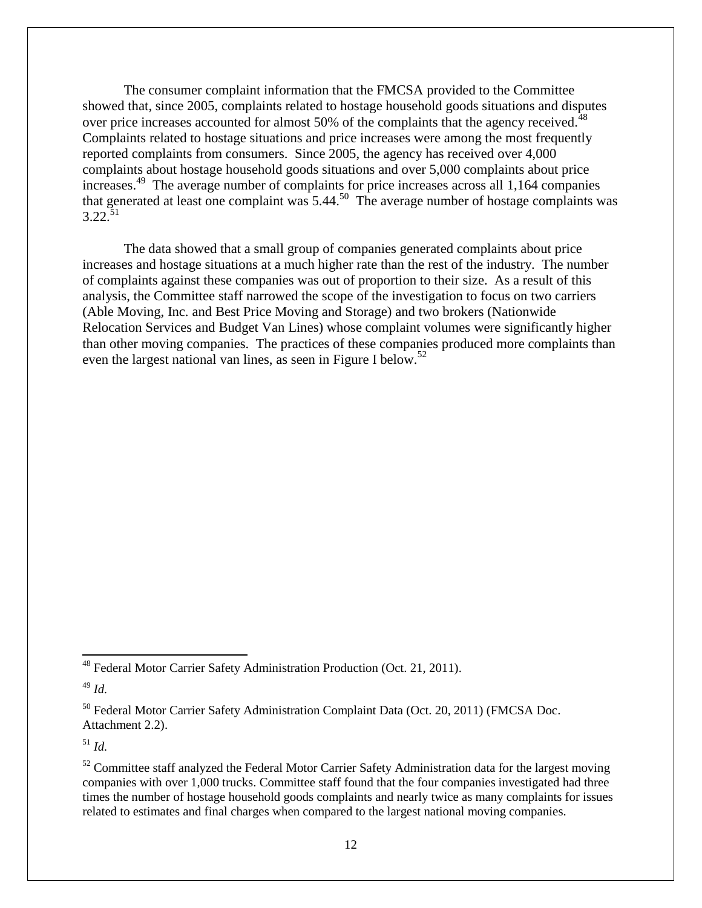The consumer complaint information that the FMCSA provided to the Committee showed that, since 2005, complaints related to hostage household goods situations and disputes over price increases accounted for almost 50% of the complaints that the agency received.[48] Complaints related to hostage situations and price increases were among the most frequently reported complaints from consumers. Since 2005, the agency has received over 4,000 complaints about hostage household goods situations and over 5,000 complaints about price increases.[49] The average number of complaints for price increases across all 1,164 companies that generated at least one complaint was 5.44.[50] The average number of hostage complaints was 3.22.[51]

The data showed that a small group of companies generated complaints about price increases and hostage situations at a much higher rate than the rest of the industry. The number of complaints against these companies was out of proportion to their size. As a result of this analysis, the Committee staff narrowed the scope of the investigation to focus on two carriers (Able Moving, Inc. and Best Price Moving and Storage) and two brokers (Nationwide Relocation Services and Budget Van Lines) whose complaint volumes were significantly higher than other moving companies. The practices of these companies produced more complaints than even the largest national van lines, as seen in Figure I below.[52]

---

[48] Federal Motor Carrier Safety Administration Production (Oct. 21, 2011).

[49] *Id.*

[50] Federal Motor Carrier Safety Administration Complaint Data (Oct. 20, 2011) (FMCSA Doc. Attachment 2.2).

[51] *Id.*

[52] Committee staff analyzed the Federal Motor Carrier Safety Administration data for the largest moving companies with over 1,000 trucks. Committee staff found that the four companies investigated had three times the number of hostage household goods complaints and nearly twice as many complaints for issues related to estimates and final charges when compared to the largest national moving companies.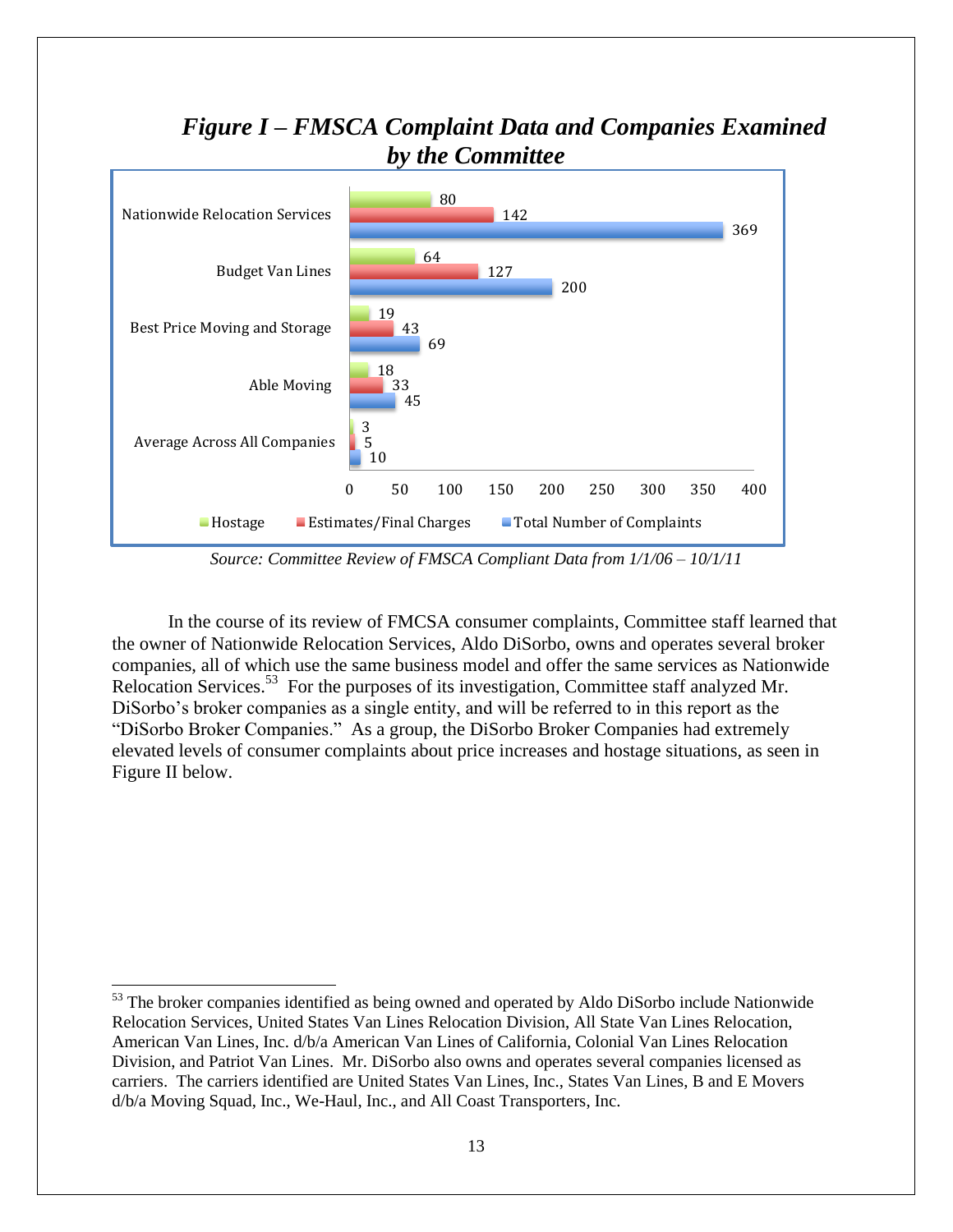## *Figure I – FMSCA Complaint Data and Companies Examined by the Committee*

| Company | Hostage | Estimates/Final Charges | Total Number of Complaints |
|---|---|---|---|
| Nationwide Relocation Services | 80 | 142 | 369 |
| Budget Van Lines | 64 | 127 | 200 |
| Best Price Moving and Storage | 19 | 43 | 69 |
| Able Moving | 18 | 33 | 45 |
| Average Across All Companies | 3 | 5 | 10 |

*Source: Committee Review of FMSCA Compliant Data from 1/1/06 – 10/1/11*

In the course of its review of FMCSA consumer complaints, Committee staff learned that the owner of Nationwide Relocation Services, Aldo DiSorbo, owns and operates several broker companies, all of which use the same business model and offer the same services as Nationwide Relocation Services.[53] For the purposes of its investigation, Committee staff analyzed Mr. DiSorbo's broker companies as a single entity, and will be referred to in this report as the "DiSorbo Broker Companies." As a group, the DiSorbo Broker Companies had extremely elevated levels of consumer complaints about price increases and hostage situations, as seen in Figure II below.

---

[53] The broker companies identified as being owned and operated by Aldo DiSorbo include Nationwide Relocation Services, United States Van Lines Relocation Division, All State Van Lines Relocation, American Van Lines, Inc. d/b/a American Van Lines of California, Colonial Van Lines Relocation Division, and Patriot Van Lines. Mr. DiSorbo also owns and operates several companies licensed as carriers. The carriers identified are United States Van Lines, Inc., States Van Lines, B and E Movers d/b/a Moving Squad, Inc., We-Haul, Inc., and All Coast Transporters, Inc.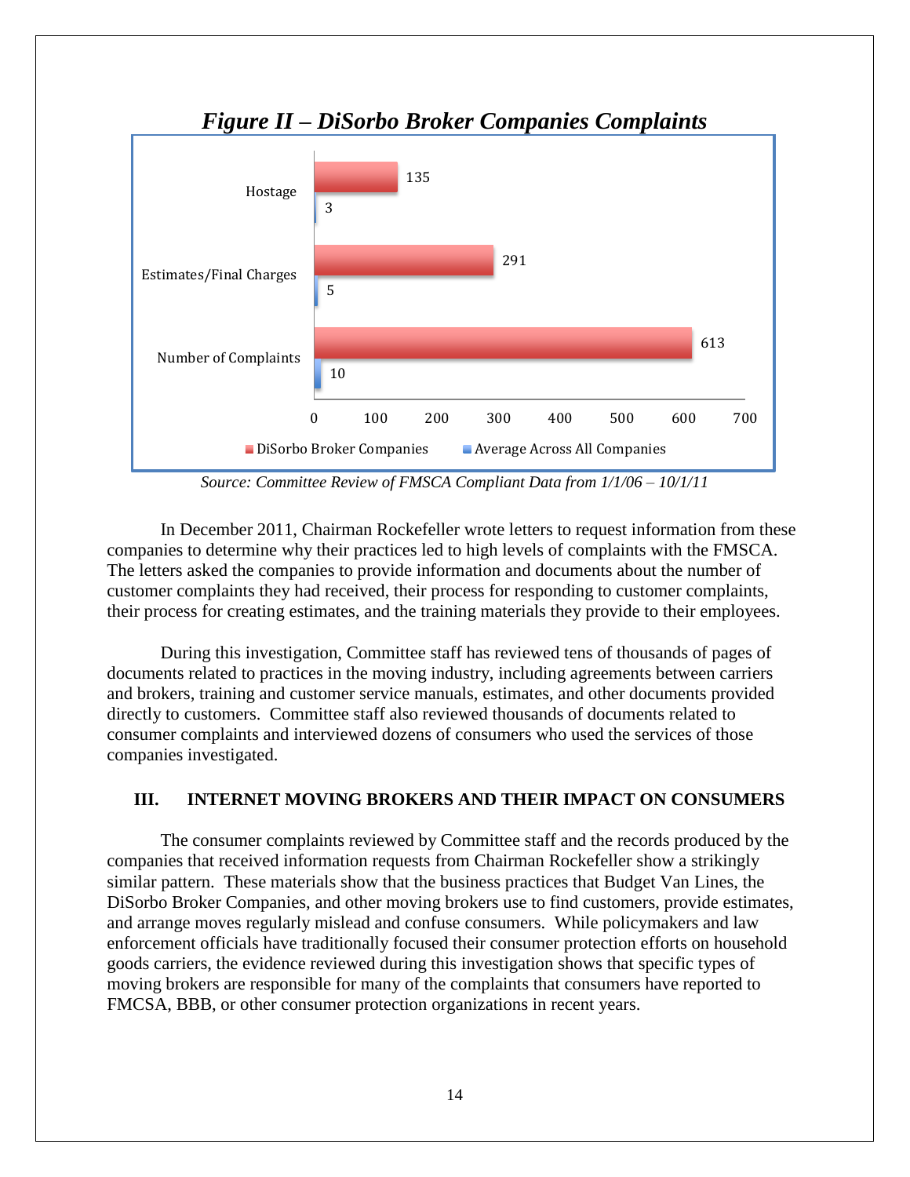*Figure II – DiSorbo Broker Companies Complaints*

| | DiSorbo Broker Companies | Average Across All Companies |
|---|---|---|
| Hostage | 135 | 3 |
| Estimates/Final Charges | 291 | 5 |
| Number of Complaints | 613 | 10 |

*Source: Committee Review of FMSCA Compliant Data from 1/1/06 – 10/1/11*

In December 2011, Chairman Rockefeller wrote letters to request information from these companies to determine why their practices led to high levels of complaints with the FMSCA. The letters asked the companies to provide information and documents about the number of customer complaints they had received, their process for responding to customer complaints, their process for creating estimates, and the training materials they provide to their employees.

During this investigation, Committee staff has reviewed tens of thousands of pages of documents related to practices in the moving industry, including agreements between carriers and brokers, training and customer service manuals, estimates, and other documents provided directly to customers. Committee staff also reviewed thousands of documents related to consumer complaints and interviewed dozens of consumers who used the services of those companies investigated.

## III. INTERNET MOVING BROKERS AND THEIR IMPACT ON CONSUMERS

The consumer complaints reviewed by Committee staff and the records produced by the companies that received information requests from Chairman Rockefeller show a strikingly similar pattern. These materials show that the business practices that Budget Van Lines, the DiSorbo Broker Companies, and other moving brokers use to find customers, provide estimates, and arrange moves regularly mislead and confuse consumers. While policymakers and law enforcement officials have traditionally focused their consumer protection efforts on household goods carriers, the evidence reviewed during this investigation shows that specific types of moving brokers are responsible for many of the complaints that consumers have reported to FMCSA, BBB, or other consumer protection organizations in recent years.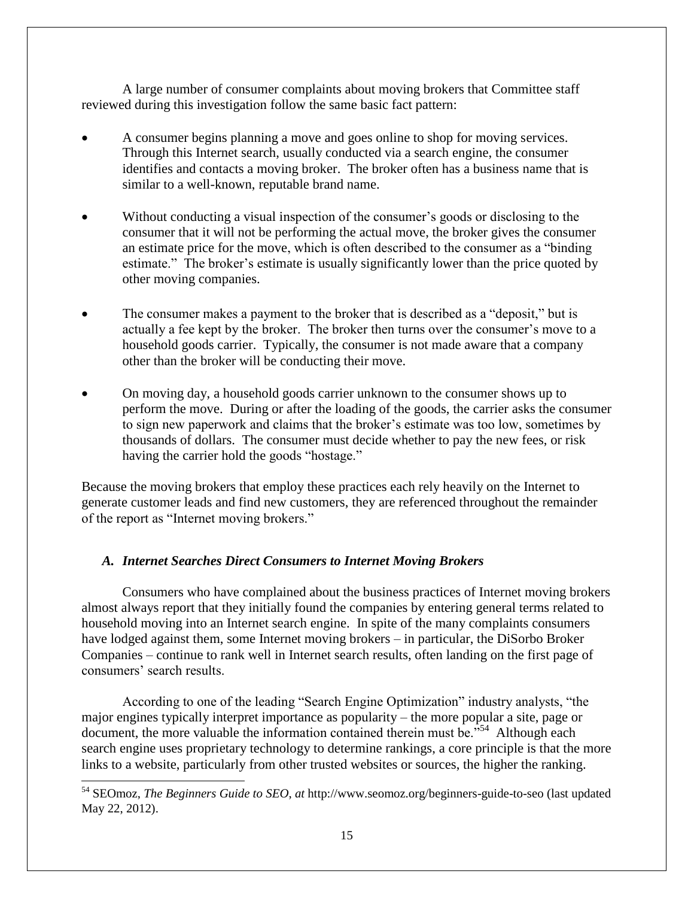A large number of consumer complaints about moving brokers that Committee staff reviewed during this investigation follow the same basic fact pattern:

- A consumer begins planning a move and goes online to shop for moving services. Through this Internet search, usually conducted via a search engine, the consumer identifies and contacts a moving broker. The broker often has a business name that is similar to a well-known, reputable brand name.

- Without conducting a visual inspection of the consumer's goods or disclosing to the consumer that it will not be performing the actual move, the broker gives the consumer an estimate price for the move, which is often described to the consumer as a "binding estimate." The broker's estimate is usually significantly lower than the price quoted by other moving companies.

- The consumer makes a payment to the broker that is described as a "deposit," but is actually a fee kept by the broker. The broker then turns over the consumer's move to a household goods carrier. Typically, the consumer is not made aware that a company other than the broker will be conducting their move.

- On moving day, a household goods carrier unknown to the consumer shows up to perform the move. During or after the loading of the goods, the carrier asks the consumer to sign new paperwork and claims that the broker's estimate was too low, sometimes by thousands of dollars. The consumer must decide whether to pay the new fees, or risk having the carrier hold the goods "hostage."

Because the moving brokers that employ these practices each rely heavily on the Internet to generate customer leads and find new customers, they are referenced throughout the remainder of the report as "Internet moving brokers."

### *A. Internet Searches Direct Consumers to Internet Moving Brokers*

Consumers who have complained about the business practices of Internet moving brokers almost always report that they initially found the companies by entering general terms related to household moving into an Internet search engine. In spite of the many complaints consumers have lodged against them, some Internet moving brokers – in particular, the DiSorbo Broker Companies – continue to rank well in Internet search results, often landing on the first page of consumers' search results.

According to one of the leading "Search Engine Optimization" industry analysts, "the major engines typically interpret importance as popularity – the more popular a site, page or document, the more valuable the information contained therein must be."[54] Although each search engine uses proprietary technology to determine rankings, a core principle is that the more links to a website, particularly from other trusted websites or sources, the higher the ranking.

---

[54] SEOmoz, *The Beginners Guide to SEO*, *at* http://www.seomoz.org/beginners-guide-to-seo (last updated May 22, 2012).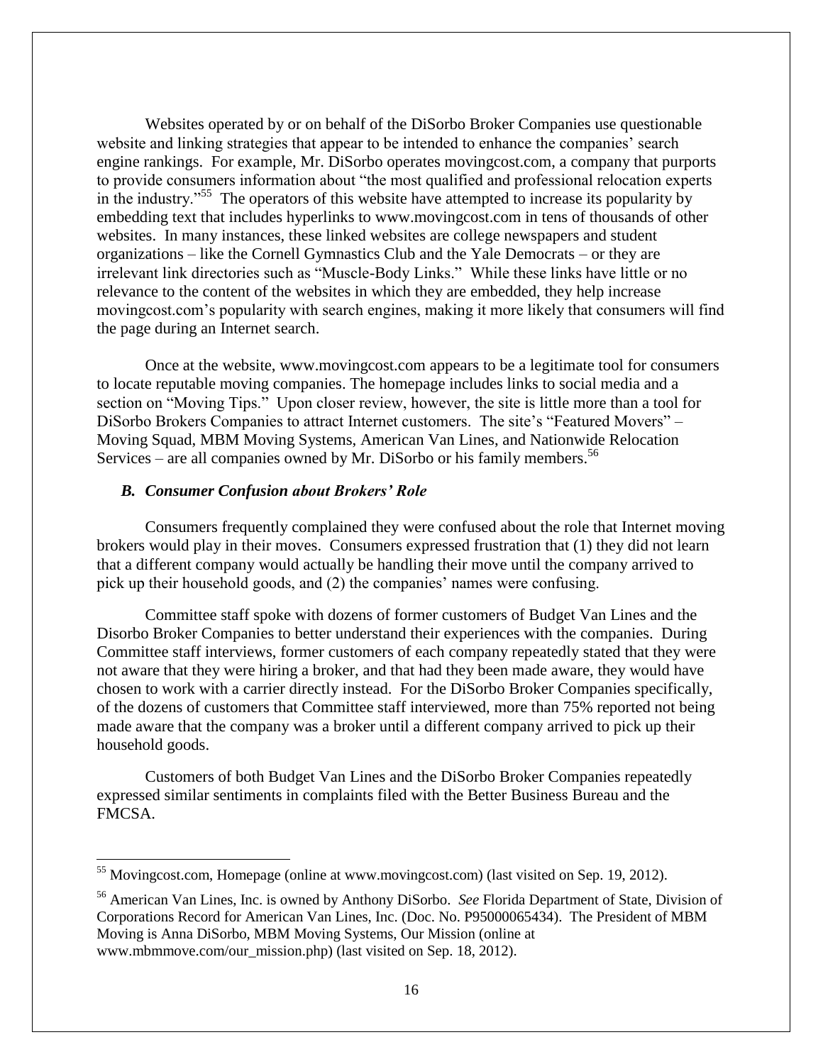Websites operated by or on behalf of the DiSorbo Broker Companies use questionable website and linking strategies that appear to be intended to enhance the companies' search engine rankings. For example, Mr. DiSorbo operates movingcost.com, a company that purports to provide consumers information about "the most qualified and professional relocation experts in the industry."[55] The operators of this website have attempted to increase its popularity by embedding text that includes hyperlinks to www.movingcost.com in tens of thousands of other websites. In many instances, these linked websites are college newspapers and student organizations – like the Cornell Gymnastics Club and the Yale Democrats – or they are irrelevant link directories such as "Muscle-Body Links." While these links have little or no relevance to the content of the websites in which they are embedded, they help increase movingcost.com's popularity with search engines, making it more likely that consumers will find the page during an Internet search.

Once at the website, www.movingcost.com appears to be a legitimate tool for consumers to locate reputable moving companies. The homepage includes links to social media and a section on "Moving Tips." Upon closer review, however, the site is little more than a tool for DiSorbo Brokers Companies to attract Internet customers. The site's "Featured Movers" – Moving Squad, MBM Moving Systems, American Van Lines, and Nationwide Relocation Services – are all companies owned by Mr. DiSorbo or his family members.[56]

### *B. Consumer Confusion about Brokers' Role*

Consumers frequently complained they were confused about the role that Internet moving brokers would play in their moves. Consumers expressed frustration that (1) they did not learn that a different company would actually be handling their move until the company arrived to pick up their household goods, and (2) the companies' names were confusing.

Committee staff spoke with dozens of former customers of Budget Van Lines and the Disorbo Broker Companies to better understand their experiences with the companies. During Committee staff interviews, former customers of each company repeatedly stated that they were not aware that they were hiring a broker, and that had they been made aware, they would have chosen to work with a carrier directly instead. For the DiSorbo Broker Companies specifically, of the dozens of customers that Committee staff interviewed, more than 75% reported not being made aware that the company was a broker until a different company arrived to pick up their household goods.

Customers of both Budget Van Lines and the DiSorbo Broker Companies repeatedly expressed similar sentiments in complaints filed with the Better Business Bureau and the FMCSA.

---

[55] Movingcost.com, Homepage (online at www.movingcost.com) (last visited on Sep. 19, 2012).

[56] American Van Lines, Inc. is owned by Anthony DiSorbo. *See* Florida Department of State, Division of Corporations Record for American Van Lines, Inc. (Doc. No. P95000065434). The President of MBM Moving is Anna DiSorbo, MBM Moving Systems, Our Mission (online at www.mbmmove.com/our_mission.php) (last visited on Sep. 18, 2012).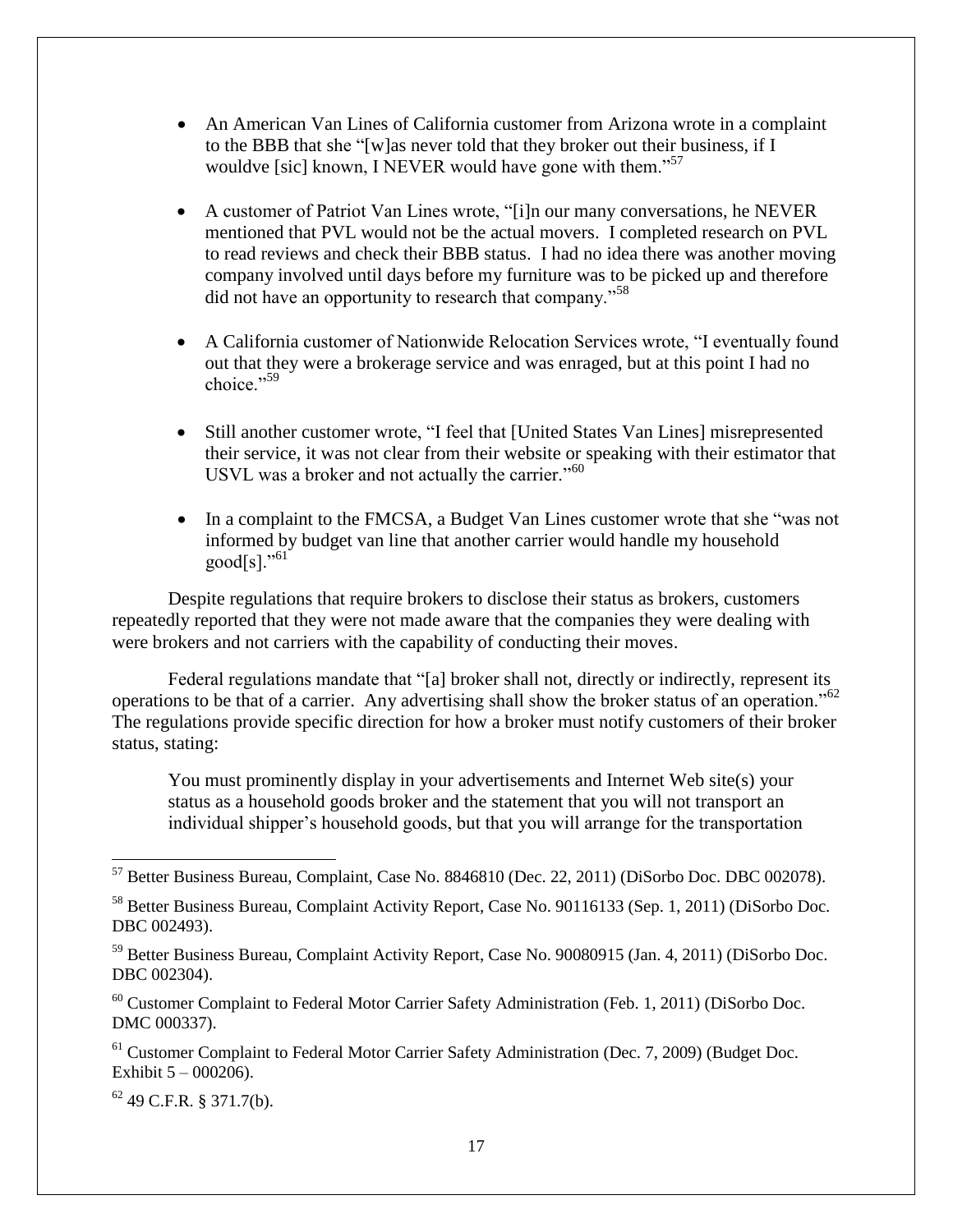- An American Van Lines of California customer from Arizona wrote in a complaint to the BBB that she "[w]as never told that they broker out their business, if I wouldve [sic] known, I NEVER would have gone with them."[57]

- A customer of Patriot Van Lines wrote, "[i]n our many conversations, he NEVER mentioned that PVL would not be the actual movers. I completed research on PVL to read reviews and check their BBB status. I had no idea there was another moving company involved until days before my furniture was to be picked up and therefore did not have an opportunity to research that company."[58]

- A California customer of Nationwide Relocation Services wrote, "I eventually found out that they were a brokerage service and was enraged, but at this point I had no choice."[59]

- Still another customer wrote, "I feel that [United States Van Lines] misrepresented their service, it was not clear from their website or speaking with their estimator that USVL was a broker and not actually the carrier."[60]

- In a complaint to the FMCSA, a Budget Van Lines customer wrote that she "was not informed by budget van line that another carrier would handle my household good[s]."[61]

Despite regulations that require brokers to disclose their status as brokers, customers repeatedly reported that they were not made aware that the companies they were dealing with were brokers and not carriers with the capability of conducting their moves.

Federal regulations mandate that "[a] broker shall not, directly or indirectly, represent its operations to be that of a carrier. Any advertising shall show the broker status of an operation."[62] The regulations provide specific direction for how a broker must notify customers of their broker status, stating:

> You must prominently display in your advertisements and Internet Web site(s) your status as a household goods broker and the statement that you will not transport an individual shipper's household goods, but that you will arrange for the transportation

---

[57] Better Business Bureau, Complaint, Case No. 8846810 (Dec. 22, 2011) (DiSorbo Doc. DBC 002078).

[58] Better Business Bureau, Complaint Activity Report, Case No. 90116133 (Sep. 1, 2011) (DiSorbo Doc. DBC 002493).

[59] Better Business Bureau, Complaint Activity Report, Case No. 90080915 (Jan. 4, 2011) (DiSorbo Doc. DBC 002304).

[60] Customer Complaint to Federal Motor Carrier Safety Administration (Feb. 1, 2011) (DiSorbo Doc. DMC 000337).

[61] Customer Complaint to Federal Motor Carrier Safety Administration (Dec. 7, 2009) (Budget Doc. Exhibit 5 – 000206).

[62] 49 C.F.R. § 371.7(b).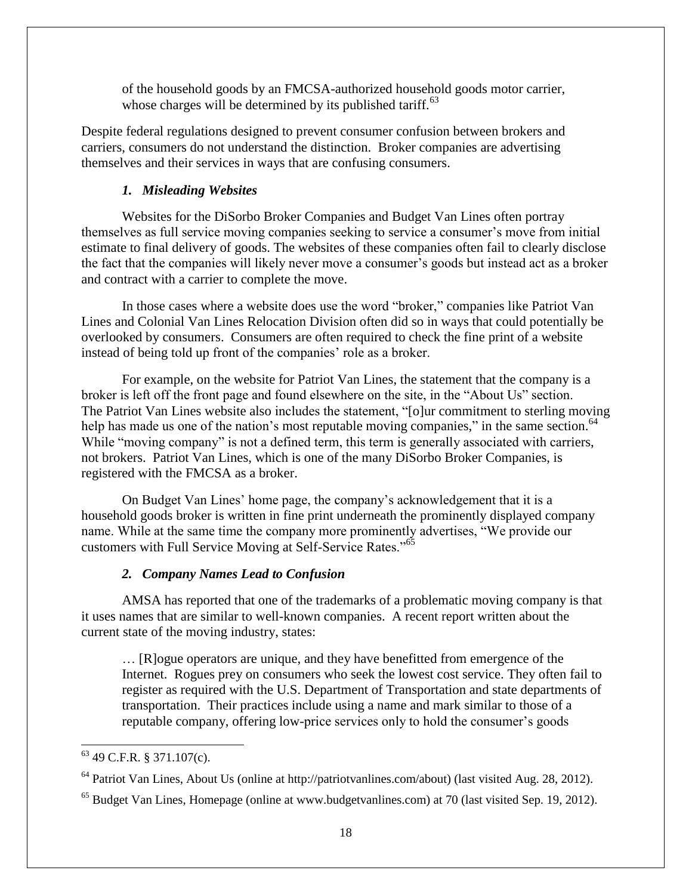of the household goods by an FMCSA-authorized household goods motor carrier, whose charges will be determined by its published tariff.[63]

Despite federal regulations designed to prevent consumer confusion between brokers and carriers, consumers do not understand the distinction. Broker companies are advertising themselves and their services in ways that are confusing consumers.

### *1. Misleading Websites*

Websites for the DiSorbo Broker Companies and Budget Van Lines often portray themselves as full service moving companies seeking to service a consumer's move from initial estimate to final delivery of goods. The websites of these companies often fail to clearly disclose the fact that the companies will likely never move a consumer's goods but instead act as a broker and contract with a carrier to complete the move.

In those cases where a website does use the word "broker," companies like Patriot Van Lines and Colonial Van Lines Relocation Division often did so in ways that could potentially be overlooked by consumers. Consumers are often required to check the fine print of a website instead of being told up front of the companies' role as a broker.

For example, on the website for Patriot Van Lines, the statement that the company is a broker is left off the front page and found elsewhere on the site, in the "About Us" section. The Patriot Van Lines website also includes the statement, "[o]ur commitment to sterling moving help has made us one of the nation's most reputable moving companies," in the same section.[64] While "moving company" is not a defined term, this term is generally associated with carriers, not brokers. Patriot Van Lines, which is one of the many DiSorbo Broker Companies, is registered with the FMCSA as a broker.

On Budget Van Lines' home page, the company's acknowledgement that it is a household goods broker is written in fine print underneath the prominently displayed company name. While at the same time the company more prominently advertises, "We provide our customers with Full Service Moving at Self-Service Rates."[65]

### *2. Company Names Lead to Confusion*

AMSA has reported that one of the trademarks of a problematic moving company is that it uses names that are similar to well-known companies. A recent report written about the current state of the moving industry, states:

> … [R]ogue operators are unique, and they have benefitted from emergence of the Internet. Rogues prey on consumers who seek the lowest cost service. They often fail to register as required with the U.S. Department of Transportation and state departments of transportation. Their practices include using a name and mark similar to those of a reputable company, offering low-price services only to hold the consumer's goods

---

[63] 49 C.F.R. § 371.107(c).

[64] Patriot Van Lines, About Us (online at http://patriotvanlines.com/about) (last visited Aug. 28, 2012).

[65] Budget Van Lines, Homepage (online at www.budgetvanlines.com) at 70 (last visited Sep. 19, 2012).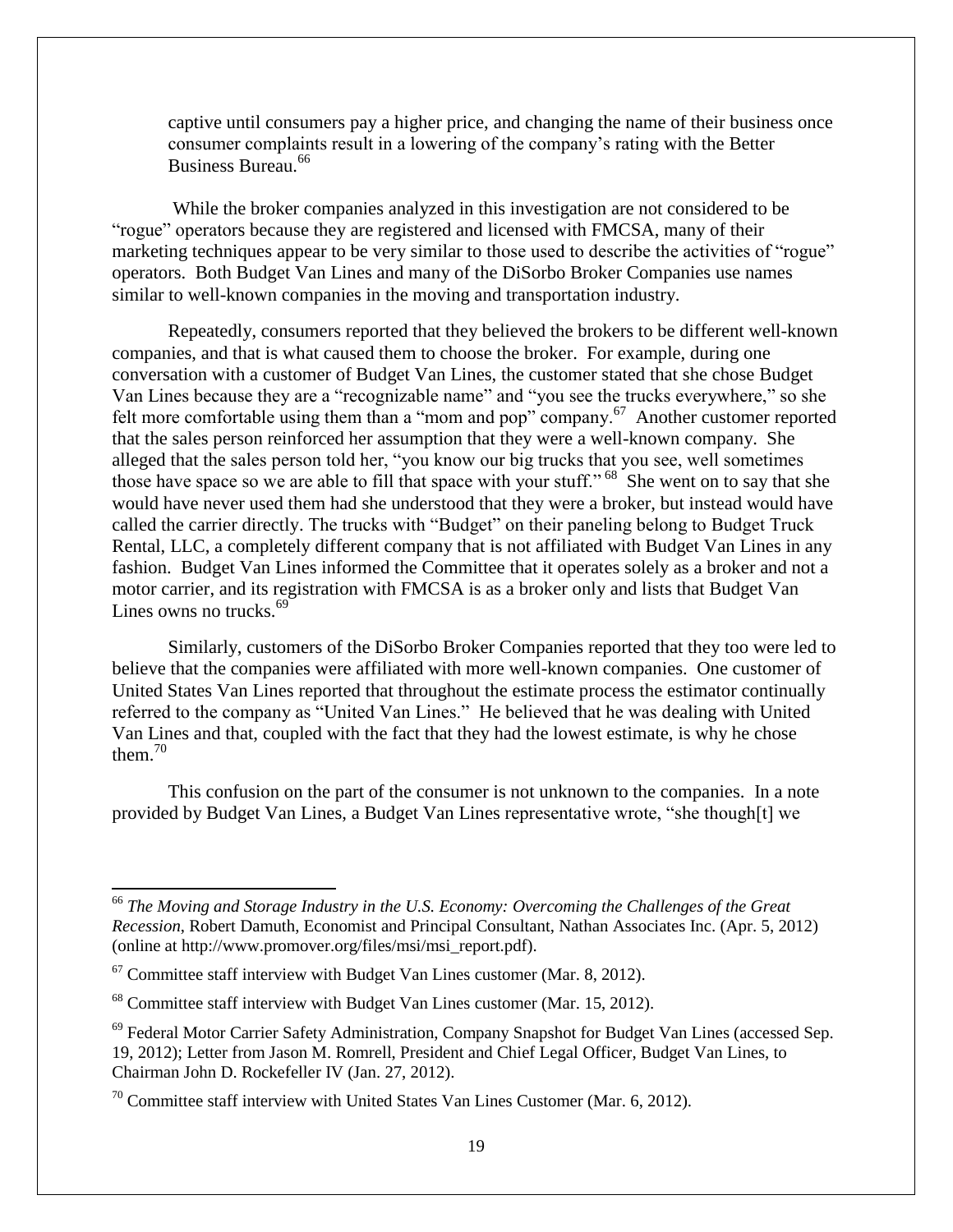captive until consumers pay a higher price, and changing the name of their business once consumer complaints result in a lowering of the company's rating with the Better Business Bureau.[66]

While the broker companies analyzed in this investigation are not considered to be "rogue" operators because they are registered and licensed with FMCSA, many of their marketing techniques appear to be very similar to those used to describe the activities of "rogue" operators. Both Budget Van Lines and many of the DiSorbo Broker Companies use names similar to well-known companies in the moving and transportation industry.

Repeatedly, consumers reported that they believed the brokers to be different well-known companies, and that is what caused them to choose the broker. For example, during one conversation with a customer of Budget Van Lines, the customer stated that she chose Budget Van Lines because they are a "recognizable name" and "you see the trucks everywhere," so she felt more comfortable using them than a "mom and pop" company.[67] Another customer reported that the sales person reinforced her assumption that they were a well-known company. She alleged that the sales person told her, "you know our big trucks that you see, well sometimes those have space so we are able to fill that space with your stuff."[68] She went on to say that she would have never used them had she understood that they were a broker, but instead would have called the carrier directly. The trucks with "Budget" on their paneling belong to Budget Truck Rental, LLC, a completely different company that is not affiliated with Budget Van Lines in any fashion. Budget Van Lines informed the Committee that it operates solely as a broker and not a motor carrier, and its registration with FMCSA is as a broker only and lists that Budget Van Lines owns no trucks.[69]

Similarly, customers of the DiSorbo Broker Companies reported that they too were led to believe that the companies were affiliated with more well-known companies. One customer of United States Van Lines reported that throughout the estimate process the estimator continually referred to the company as "United Van Lines." He believed that he was dealing with United Van Lines and that, coupled with the fact that they had the lowest estimate, is why he chose them.[70]

This confusion on the part of the consumer is not unknown to the companies. In a note provided by Budget Van Lines, a Budget Van Lines representative wrote, "she though[t] we

---

[66] *The Moving and Storage Industry in the U.S. Economy: Overcoming the Challenges of the Great Recession*, Robert Damuth, Economist and Principal Consultant, Nathan Associates Inc. (Apr. 5, 2012) (online at http://www.promover.org/files/msi/msi_report.pdf).

[67] Committee staff interview with Budget Van Lines customer (Mar. 8, 2012).

[68] Committee staff interview with Budget Van Lines customer (Mar. 15, 2012).

[69] Federal Motor Carrier Safety Administration, Company Snapshot for Budget Van Lines (accessed Sep. 19, 2012); Letter from Jason M. Romrell, President and Chief Legal Officer, Budget Van Lines, to Chairman John D. Rockefeller IV (Jan. 27, 2012).

[70] Committee staff interview with United States Van Lines Customer (Mar. 6, 2012).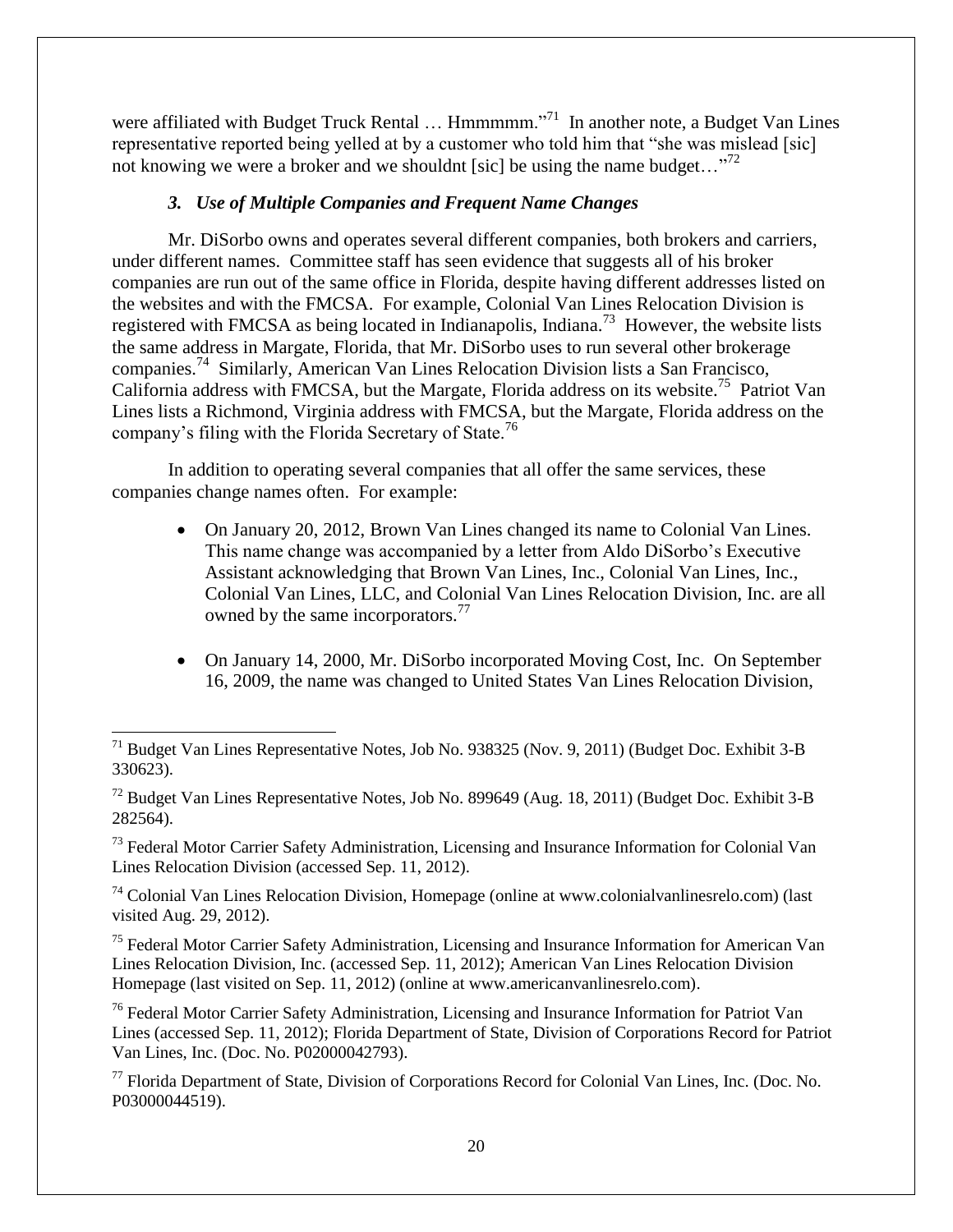were affiliated with Budget Truck Rental … Hmmmmm."[71] In another note, a Budget Van Lines representative reported being yelled at by a customer who told him that "she was mislead [sic] not knowing we were a broker and we shouldnt [sic] be using the name budget…"[72]

### *3. Use of Multiple Companies and Frequent Name Changes*

Mr. DiSorbo owns and operates several different companies, both brokers and carriers, under different names. Committee staff has seen evidence that suggests all of his broker companies are run out of the same office in Florida, despite having different addresses listed on the websites and with the FMCSA. For example, Colonial Van Lines Relocation Division is registered with FMCSA as being located in Indianapolis, Indiana.[73] However, the website lists the same address in Margate, Florida, that Mr. DiSorbo uses to run several other brokerage companies.[74] Similarly, American Van Lines Relocation Division lists a San Francisco, California address with FMCSA, but the Margate, Florida address on its website.[75] Patriot Van Lines lists a Richmond, Virginia address with FMCSA, but the Margate, Florida address on the company's filing with the Florida Secretary of State.[76]

In addition to operating several companies that all offer the same services, these companies change names often. For example:

- On January 20, 2012, Brown Van Lines changed its name to Colonial Van Lines. This name change was accompanied by a letter from Aldo DiSorbo's Executive Assistant acknowledging that Brown Van Lines, Inc., Colonial Van Lines, Inc., Colonial Van Lines, LLC, and Colonial Van Lines Relocation Division, Inc. are all owned by the same incorporators.[77]

- On January 14, 2000, Mr. DiSorbo incorporated Moving Cost, Inc. On September 16, 2009, the name was changed to United States Van Lines Relocation Division,

---

[71] Budget Van Lines Representative Notes, Job No. 938325 (Nov. 9, 2011) (Budget Doc. Exhibit 3-B 330623).

[72] Budget Van Lines Representative Notes, Job No. 899649 (Aug. 18, 2011) (Budget Doc. Exhibit 3-B 282564).

[73] Federal Motor Carrier Safety Administration, Licensing and Insurance Information for Colonial Van Lines Relocation Division (accessed Sep. 11, 2012).

[74] Colonial Van Lines Relocation Division, Homepage (online at www.colonialvanlinesrelo.com) (last visited Aug. 29, 2012).

[75] Federal Motor Carrier Safety Administration, Licensing and Insurance Information for American Van Lines Relocation Division, Inc. (accessed Sep. 11, 2012); American Van Lines Relocation Division Homepage (last visited on Sep. 11, 2012) (online at www.americanvanlinesrelo.com).

[76] Federal Motor Carrier Safety Administration, Licensing and Insurance Information for Patriot Van Lines (accessed Sep. 11, 2012); Florida Department of State, Division of Corporations Record for Patriot Van Lines, Inc. (Doc. No. P02000042793).

[77] Florida Department of State, Division of Corporations Record for Colonial Van Lines, Inc. (Doc. No. P03000044519).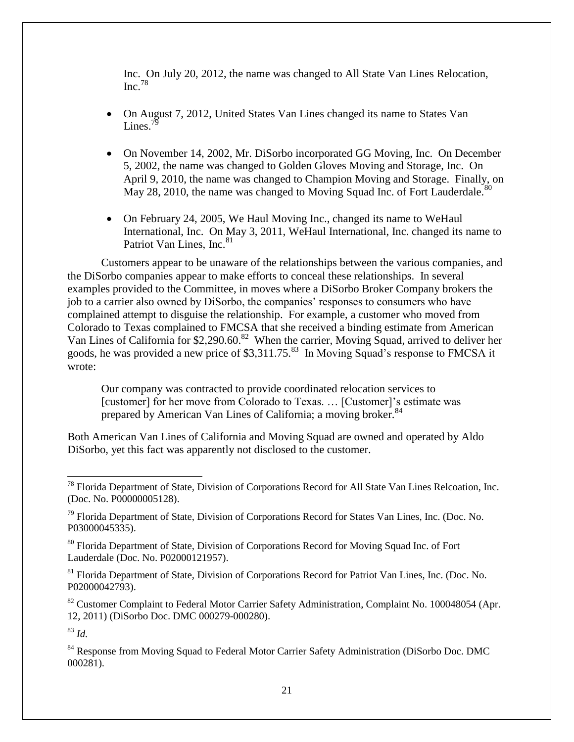Inc. On July 20, 2012, the name was changed to All State Van Lines Relocation, Inc.[78]

- On August 7, 2012, United States Van Lines changed its name to States Van Lines.[79]

- On November 14, 2002, Mr. DiSorbo incorporated GG Moving, Inc. On December 5, 2002, the name was changed to Golden Gloves Moving and Storage, Inc. On April 9, 2010, the name was changed to Champion Moving and Storage. Finally, on May 28, 2010, the name was changed to Moving Squad Inc. of Fort Lauderdale.[80]

- On February 24, 2005, We Haul Moving Inc., changed its name to WeHaul International, Inc. On May 3, 2011, WeHaul International, Inc. changed its name to Patriot Van Lines, Inc.[81]

Customers appear to be unaware of the relationships between the various companies, and the DiSorbo companies appear to make efforts to conceal these relationships. In several examples provided to the Committee, in moves where a DiSorbo Broker Company brokers the job to a carrier also owned by DiSorbo, the companies' responses to consumers who have complained attempt to disguise the relationship. For example, a customer who moved from Colorado to Texas complained to FMCSA that she received a binding estimate from American Van Lines of California for $2,290.60.[82] When the carrier, Moving Squad, arrived to deliver her goods, he was provided a new price of $3,311.75.[83] In Moving Squad's response to FMCSA it wrote:

> Our company was contracted to provide coordinated relocation services to [customer] for her move from Colorado to Texas. … [Customer]'s estimate was prepared by American Van Lines of California; a moving broker.[84]

Both American Van Lines of California and Moving Squad are owned and operated by Aldo DiSorbo, yet this fact was apparently not disclosed to the customer.

---

[78] Florida Department of State, Division of Corporations Record for All State Van Lines Relcoation, Inc. (Doc. No. P00000005128).

[79] Florida Department of State, Division of Corporations Record for States Van Lines, Inc. (Doc. No. P03000045335).

[80] Florida Department of State, Division of Corporations Record for Moving Squad Inc. of Fort Lauderdale (Doc. No. P02000121957).

[81] Florida Department of State, Division of Corporations Record for Patriot Van Lines, Inc. (Doc. No. P02000042793).

[82] Customer Complaint to Federal Motor Carrier Safety Administration, Complaint No. 100048054 (Apr. 12, 2011) (DiSorbo Doc. DMC 000279-000280).

[83] *Id.*

[84] Response from Moving Squad to Federal Motor Carrier Safety Administration (DiSorbo Doc. DMC 000281).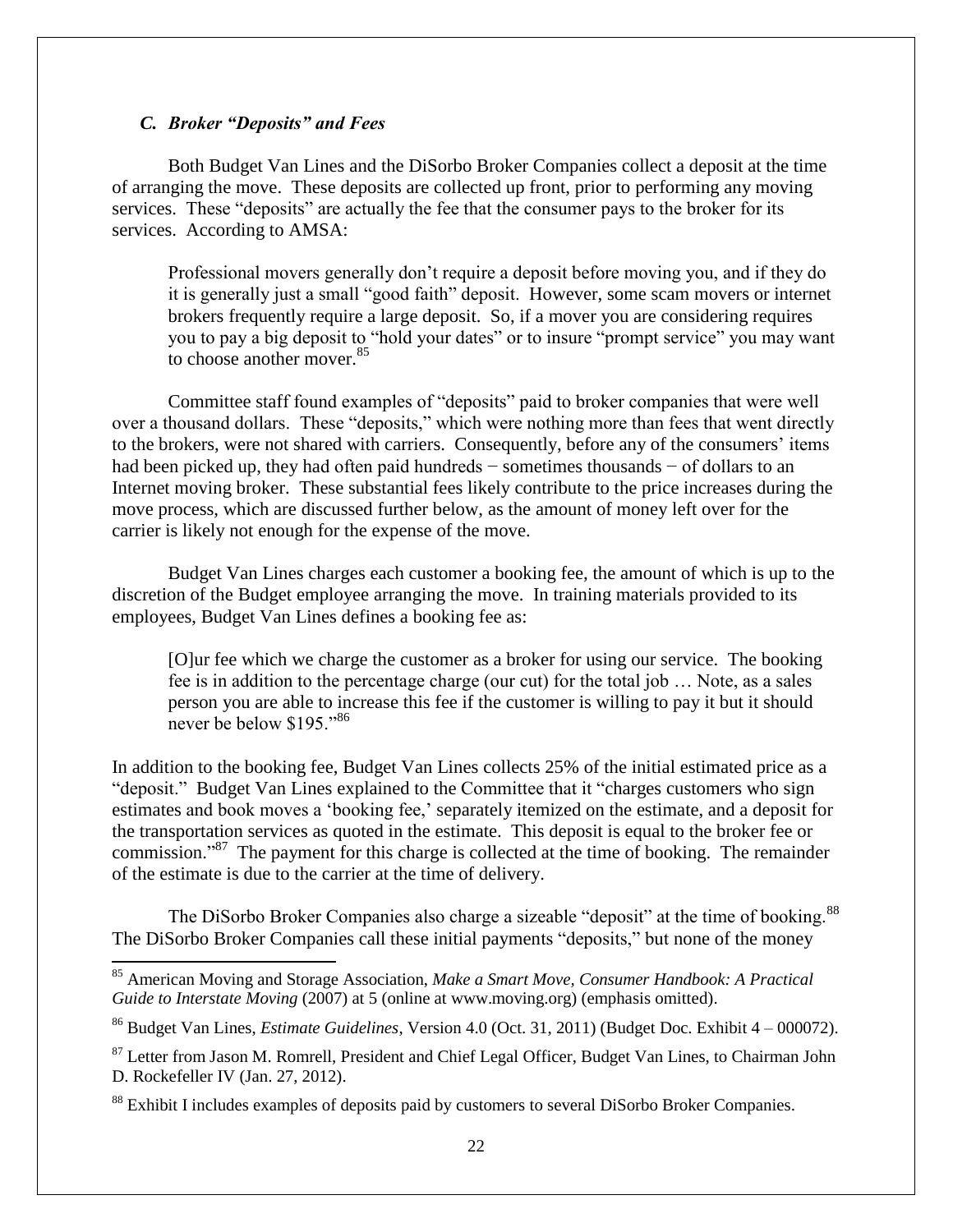### *C. Broker "Deposits" and Fees*

Both Budget Van Lines and the DiSorbo Broker Companies collect a deposit at the time of arranging the move. These deposits are collected up front, prior to performing any moving services. These "deposits" are actually the fee that the consumer pays to the broker for its services. According to AMSA:

> Professional movers generally don't require a deposit before moving you, and if they do it is generally just a small "good faith" deposit. However, some scam movers or internet brokers frequently require a large deposit. So, if a mover you are considering requires you to pay a big deposit to "hold your dates" or to insure "prompt service" you may want to choose another mover.[85]

Committee staff found examples of "deposits" paid to broker companies that were well over a thousand dollars. These "deposits," which were nothing more than fees that went directly to the brokers, were not shared with carriers. Consequently, before any of the consumers' items had been picked up, they had often paid hundreds − sometimes thousands − of dollars to an Internet moving broker. These substantial fees likely contribute to the price increases during the move process, which are discussed further below, as the amount of money left over for the carrier is likely not enough for the expense of the move.

Budget Van Lines charges each customer a booking fee, the amount of which is up to the discretion of the Budget employee arranging the move. In training materials provided to its employees, Budget Van Lines defines a booking fee as:

> [O]ur fee which we charge the customer as a broker for using our service. The booking fee is in addition to the percentage charge (our cut) for the total job … Note, as a sales person you are able to increase this fee if the customer is willing to pay it but it should never be below $195."[86]

In addition to the booking fee, Budget Van Lines collects 25% of the initial estimated price as a "deposit." Budget Van Lines explained to the Committee that it "charges customers who sign estimates and book moves a 'booking fee,' separately itemized on the estimate, and a deposit for the transportation services as quoted in the estimate. This deposit is equal to the broker fee or commission."[87] The payment for this charge is collected at the time of booking. The remainder of the estimate is due to the carrier at the time of delivery.

The DiSorbo Broker Companies also charge a sizeable "deposit" at the time of booking.[88] The DiSorbo Broker Companies call these initial payments "deposits," but none of the money

---

[85] American Moving and Storage Association, *Make a Smart Move, Consumer Handbook: A Practical Guide to Interstate Moving* (2007) at 5 (online at www.moving.org) (emphasis omitted).

[86] Budget Van Lines, *Estimate Guidelines*, Version 4.0 (Oct. 31, 2011) (Budget Doc. Exhibit 4 – 000072).

[87] Letter from Jason M. Romrell, President and Chief Legal Officer, Budget Van Lines, to Chairman John D. Rockefeller IV (Jan. 27, 2012).

[88] Exhibit I includes examples of deposits paid by customers to several DiSorbo Broker Companies.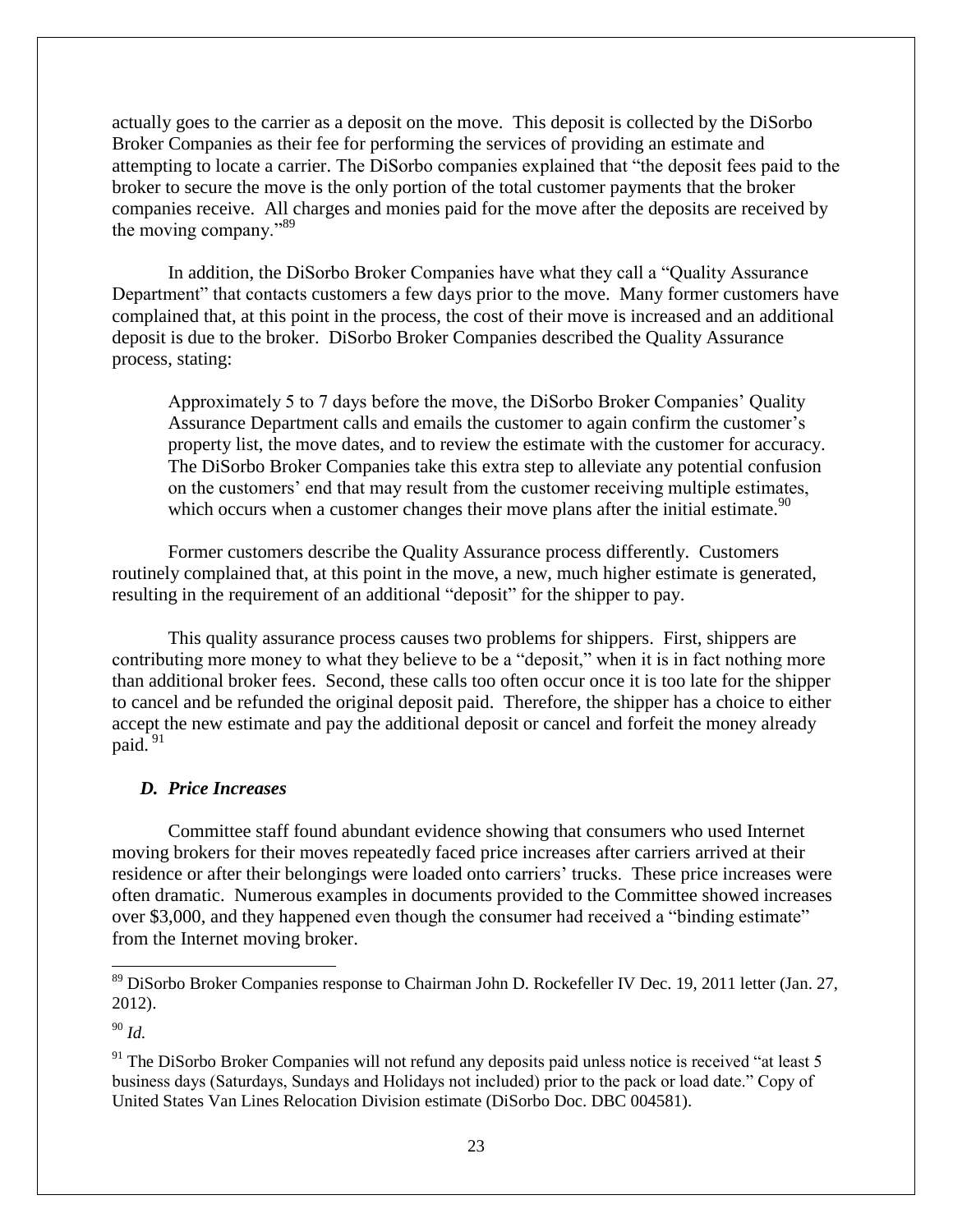actually goes to the carrier as a deposit on the move. This deposit is collected by the DiSorbo Broker Companies as their fee for performing the services of providing an estimate and attempting to locate a carrier. The DiSorbo companies explained that "the deposit fees paid to the broker to secure the move is the only portion of the total customer payments that the broker companies receive. All charges and monies paid for the move after the deposits are received by the moving company."[89]

In addition, the DiSorbo Broker Companies have what they call a "Quality Assurance Department" that contacts customers a few days prior to the move. Many former customers have complained that, at this point in the process, the cost of their move is increased and an additional deposit is due to the broker. DiSorbo Broker Companies described the Quality Assurance process, stating:

> Approximately 5 to 7 days before the move, the DiSorbo Broker Companies' Quality Assurance Department calls and emails the customer to again confirm the customer's property list, the move dates, and to review the estimate with the customer for accuracy. The DiSorbo Broker Companies take this extra step to alleviate any potential confusion on the customers' end that may result from the customer receiving multiple estimates, which occurs when a customer changes their move plans after the initial estimate.[90]

Former customers describe the Quality Assurance process differently. Customers routinely complained that, at this point in the move, a new, much higher estimate is generated, resulting in the requirement of an additional "deposit" for the shipper to pay.

This quality assurance process causes two problems for shippers. First, shippers are contributing more money to what they believe to be a "deposit," when it is in fact nothing more than additional broker fees. Second, these calls too often occur once it is too late for the shipper to cancel and be refunded the original deposit paid. Therefore, the shipper has a choice to either accept the new estimate and pay the additional deposit or cancel and forfeit the money already paid.[91]

### *D. Price Increases*

Committee staff found abundant evidence showing that consumers who used Internet moving brokers for their moves repeatedly faced price increases after carriers arrived at their residence or after their belongings were loaded onto carriers' trucks. These price increases were often dramatic. Numerous examples in documents provided to the Committee showed increases over $3,000, and they happened even though the consumer had received a "binding estimate" from the Internet moving broker.

---

[89] DiSorbo Broker Companies response to Chairman John D. Rockefeller IV Dec. 19, 2011 letter (Jan. 27, 2012).

[90] *Id.*

[91] The DiSorbo Broker Companies will not refund any deposits paid unless notice is received "at least 5 business days (Saturdays, Sundays and Holidays not included) prior to the pack or load date." Copy of United States Van Lines Relocation Division estimate (DiSorbo Doc. DBC 004581).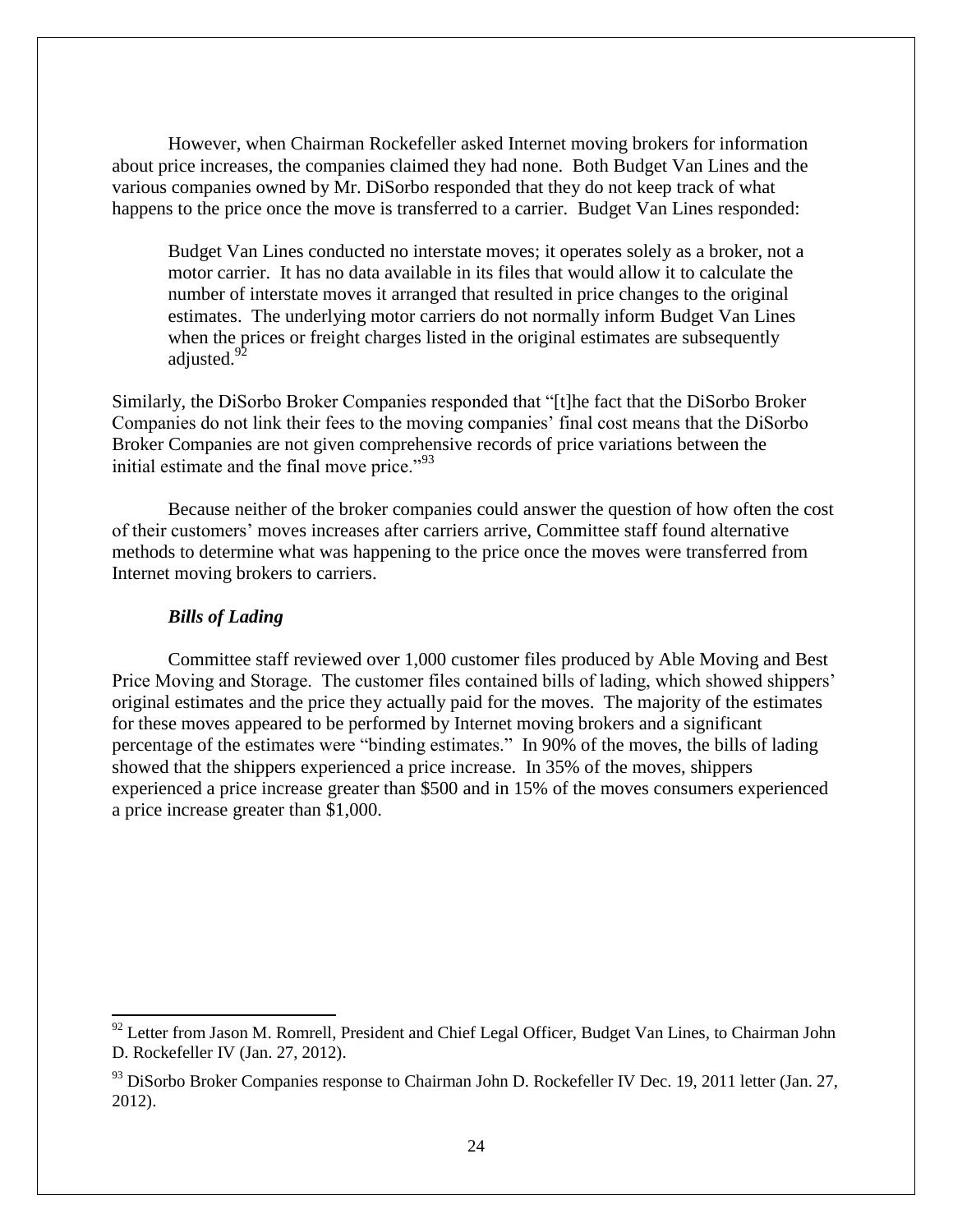However, when Chairman Rockefeller asked Internet moving brokers for information about price increases, the companies claimed they had none. Both Budget Van Lines and the various companies owned by Mr. DiSorbo responded that they do not keep track of what happens to the price once the move is transferred to a carrier. Budget Van Lines responded:

> Budget Van Lines conducted no interstate moves; it operates solely as a broker, not a motor carrier. It has no data available in its files that would allow it to calculate the number of interstate moves it arranged that resulted in price changes to the original estimates. The underlying motor carriers do not normally inform Budget Van Lines when the prices or freight charges listed in the original estimates are subsequently adjusted.[92]

Similarly, the DiSorbo Broker Companies responded that "[t]he fact that the DiSorbo Broker Companies do not link their fees to the moving companies' final cost means that the DiSorbo Broker Companies are not given comprehensive records of price variations between the initial estimate and the final move price."[93]

Because neither of the broker companies could answer the question of how often the cost of their customers' moves increases after carriers arrive, Committee staff found alternative methods to determine what was happening to the price once the moves were transferred from Internet moving brokers to carriers.

***Bills of Lading***

Committee staff reviewed over 1,000 customer files produced by Able Moving and Best Price Moving and Storage. The customer files contained bills of lading, which showed shippers' original estimates and the price they actually paid for the moves. The majority of the estimates for these moves appeared to be performed by Internet moving brokers and a significant percentage of the estimates were "binding estimates." In 90% of the moves, the bills of lading showed that the shippers experienced a price increase. In 35% of the moves, shippers experienced a price increase greater than $500 and in 15% of the moves consumers experienced a price increase greater than $1,000.

---

[92] Letter from Jason M. Romrell, President and Chief Legal Officer, Budget Van Lines, to Chairman John D. Rockefeller IV (Jan. 27, 2012).

[93] DiSorbo Broker Companies response to Chairman John D. Rockefeller IV Dec. 19, 2011 letter (Jan. 27, 2012).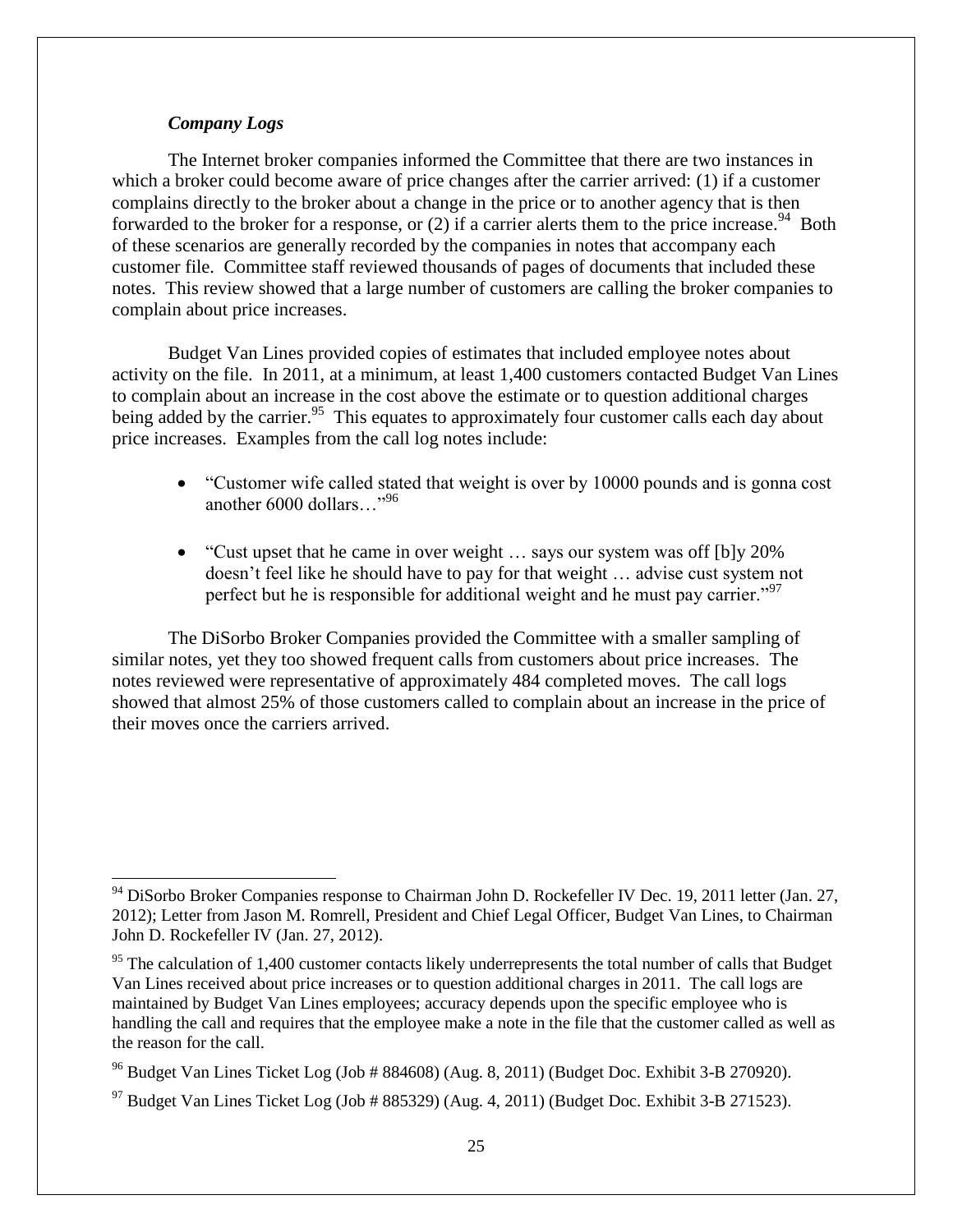### *Company Logs*

The Internet broker companies informed the Committee that there are two instances in which a broker could become aware of price changes after the carrier arrived: (1) if a customer complains directly to the broker about a change in the price or to another agency that is then forwarded to the broker for a response, or (2) if a carrier alerts them to the price increase.[94] Both of these scenarios are generally recorded by the companies in notes that accompany each customer file. Committee staff reviewed thousands of pages of documents that included these notes. This review showed that a large number of customers are calling the broker companies to complain about price increases.

Budget Van Lines provided copies of estimates that included employee notes about activity on the file. In 2011, at a minimum, at least 1,400 customers contacted Budget Van Lines to complain about an increase in the cost above the estimate or to question additional charges being added by the carrier.[95] This equates to approximately four customer calls each day about price increases. Examples from the call log notes include:

- "Customer wife called stated that weight is over by 10000 pounds and is gonna cost another 6000 dollars…"[96]
- "Cust upset that he came in over weight … says our system was off [b]y 20% doesn't feel like he should have to pay for that weight … advise cust system not perfect but he is responsible for additional weight and he must pay carrier."[97]

The DiSorbo Broker Companies provided the Committee with a smaller sampling of similar notes, yet they too showed frequent calls from customers about price increases. The notes reviewed were representative of approximately 484 completed moves. The call logs showed that almost 25% of those customers called to complain about an increase in the price of their moves once the carriers arrived.

---

[94] DiSorbo Broker Companies response to Chairman John D. Rockefeller IV Dec. 19, 2011 letter (Jan. 27, 2012); Letter from Jason M. Romrell, President and Chief Legal Officer, Budget Van Lines, to Chairman John D. Rockefeller IV (Jan. 27, 2012).

[95] The calculation of 1,400 customer contacts likely underrepresents the total number of calls that Budget Van Lines received about price increases or to question additional charges in 2011. The call logs are maintained by Budget Van Lines employees; accuracy depends upon the specific employee who is handling the call and requires that the employee make a note in the file that the customer called as well as the reason for the call.

[96] Budget Van Lines Ticket Log (Job # 884608) (Aug. 8, 2011) (Budget Doc. Exhibit 3-B 270920).

[97] Budget Van Lines Ticket Log (Job # 885329) (Aug. 4, 2011) (Budget Doc. Exhibit 3-B 271523).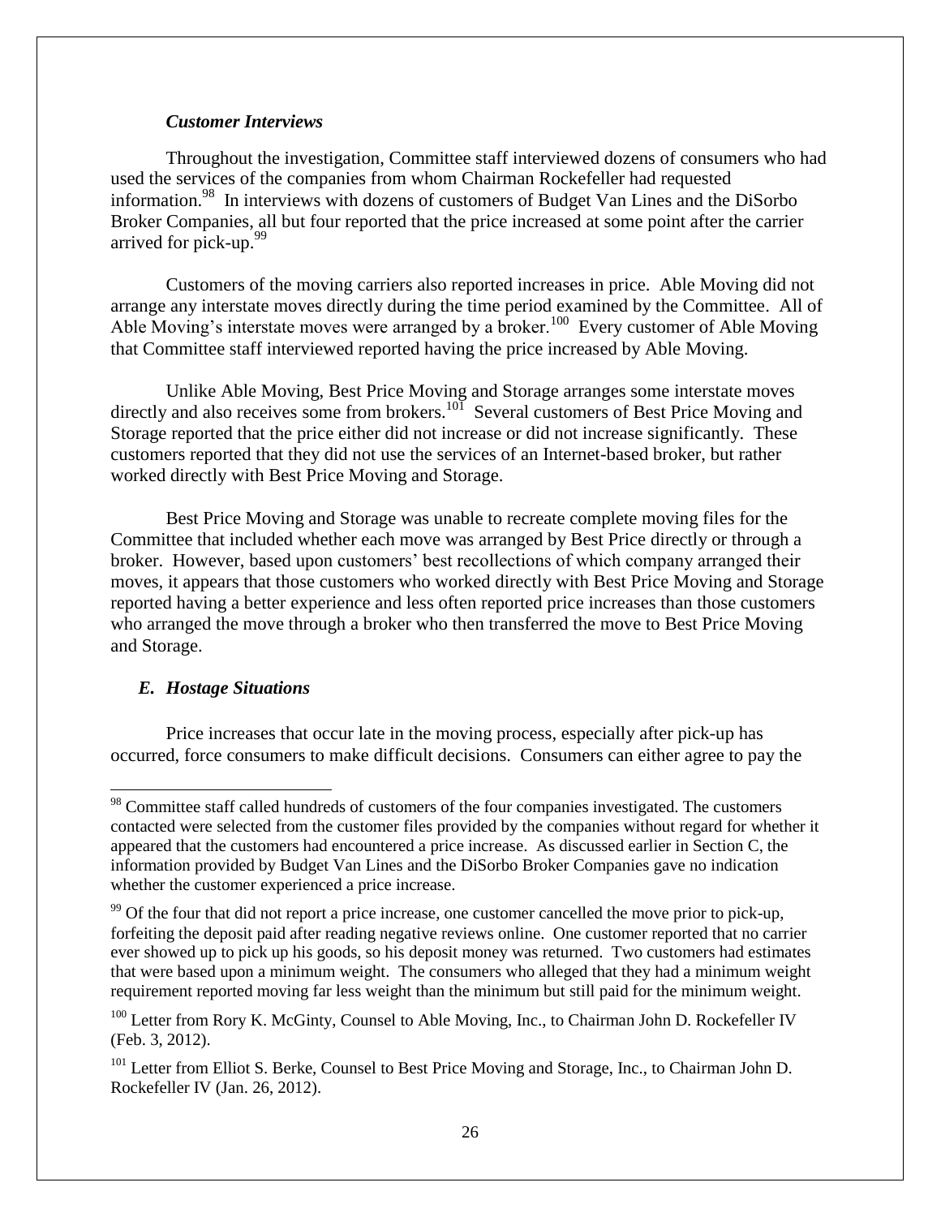***Customer Interviews***

Throughout the investigation, Committee staff interviewed dozens of consumers who had used the services of the companies from whom Chairman Rockefeller had requested information.[98] In interviews with dozens of customers of Budget Van Lines and the DiSorbo Broker Companies, all but four reported that the price increased at some point after the carrier arrived for pick-up.[99]

Customers of the moving carriers also reported increases in price. Able Moving did not arrange any interstate moves directly during the time period examined by the Committee. All of Able Moving's interstate moves were arranged by a broker.[100] Every customer of Able Moving that Committee staff interviewed reported having the price increased by Able Moving.

Unlike Able Moving, Best Price Moving and Storage arranges some interstate moves directly and also receives some from brokers.[101] Several customers of Best Price Moving and Storage reported that the price either did not increase or did not increase significantly. These customers reported that they did not use the services of an Internet-based broker, but rather worked directly with Best Price Moving and Storage.

Best Price Moving and Storage was unable to recreate complete moving files for the Committee that included whether each move was arranged by Best Price directly or through a broker. However, based upon customers' best recollections of which company arranged their moves, it appears that those customers who worked directly with Best Price Moving and Storage reported having a better experience and less often reported price increases than those customers who arranged the move through a broker who then transferred the move to Best Price Moving and Storage.

### *E. Hostage Situations*

Price increases that occur late in the moving process, especially after pick-up has occurred, force consumers to make difficult decisions. Consumers can either agree to pay the

---

[98] Committee staff called hundreds of customers of the four companies investigated. The customers contacted were selected from the customer files provided by the companies without regard for whether it appeared that the customers had encountered a price increase. As discussed earlier in Section C, the information provided by Budget Van Lines and the DiSorbo Broker Companies gave no indication whether the customer experienced a price increase.

[99] Of the four that did not report a price increase, one customer cancelled the move prior to pick-up, forfeiting the deposit paid after reading negative reviews online. One customer reported that no carrier ever showed up to pick up his goods, so his deposit money was returned. Two customers had estimates that were based upon a minimum weight. The consumers who alleged that they had a minimum weight requirement reported moving far less weight than the minimum but still paid for the minimum weight.

[100] Letter from Rory K. McGinty, Counsel to Able Moving, Inc., to Chairman John D. Rockefeller IV (Feb. 3, 2012).

[101] Letter from Elliot S. Berke, Counsel to Best Price Moving and Storage, Inc., to Chairman John D. Rockefeller IV (Jan. 26, 2012).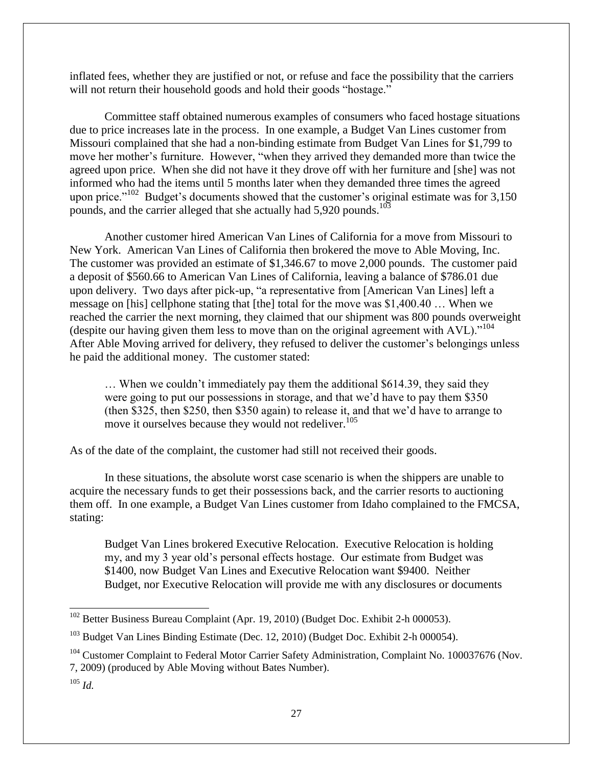inflated fees, whether they are justified or not, or refuse and face the possibility that the carriers will not return their household goods and hold their goods "hostage."

Committee staff obtained numerous examples of consumers who faced hostage situations due to price increases late in the process. In one example, a Budget Van Lines customer from Missouri complained that she had a non-binding estimate from Budget Van Lines for $1,799 to move her mother's furniture. However, "when they arrived they demanded more than twice the agreed upon price. When she did not have it they drove off with her furniture and [she] was not informed who had the items until 5 months later when they demanded three times the agreed upon price."[102] Budget's documents showed that the customer's original estimate was for 3,150 pounds, and the carrier alleged that she actually had 5,920 pounds.[103]

Another customer hired American Van Lines of California for a move from Missouri to New York. American Van Lines of California then brokered the move to Able Moving, Inc. The customer was provided an estimate of $1,346.67 to move 2,000 pounds. The customer paid a deposit of $560.66 to American Van Lines of California, leaving a balance of $786.01 due upon delivery. Two days after pick-up, "a representative from [American Van Lines] left a message on [his] cellphone stating that [the] total for the move was $1,400.40 … When we reached the carrier the next morning, they claimed that our shipment was 800 pounds overweight (despite our having given them less to move than on the original agreement with AVL)."[104] After Able Moving arrived for delivery, they refused to deliver the customer's belongings unless he paid the additional money. The customer stated:

> … When we couldn't immediately pay them the additional $614.39, they said they were going to put our possessions in storage, and that we'd have to pay them $350 (then $325, then $250, then $350 again) to release it, and that we'd have to arrange to move it ourselves because they would not redeliver.[105]

As of the date of the complaint, the customer had still not received their goods.

In these situations, the absolute worst case scenario is when the shippers are unable to acquire the necessary funds to get their possessions back, and the carrier resorts to auctioning them off. In one example, a Budget Van Lines customer from Idaho complained to the FMCSA, stating:

> Budget Van Lines brokered Executive Relocation. Executive Relocation is holding my, and my 3 year old's personal effects hostage. Our estimate from Budget was $1400, now Budget Van Lines and Executive Relocation want $9400. Neither Budget, nor Executive Relocation will provide me with any disclosures or documents

---

[102] Better Business Bureau Complaint (Apr. 19, 2010) (Budget Doc. Exhibit 2-h 000053).

[103] Budget Van Lines Binding Estimate (Dec. 12, 2010) (Budget Doc. Exhibit 2-h 000054).

[104] Customer Complaint to Federal Motor Carrier Safety Administration, Complaint No. 100037676 (Nov. 7, 2009) (produced by Able Moving without Bates Number).

[105] *Id.*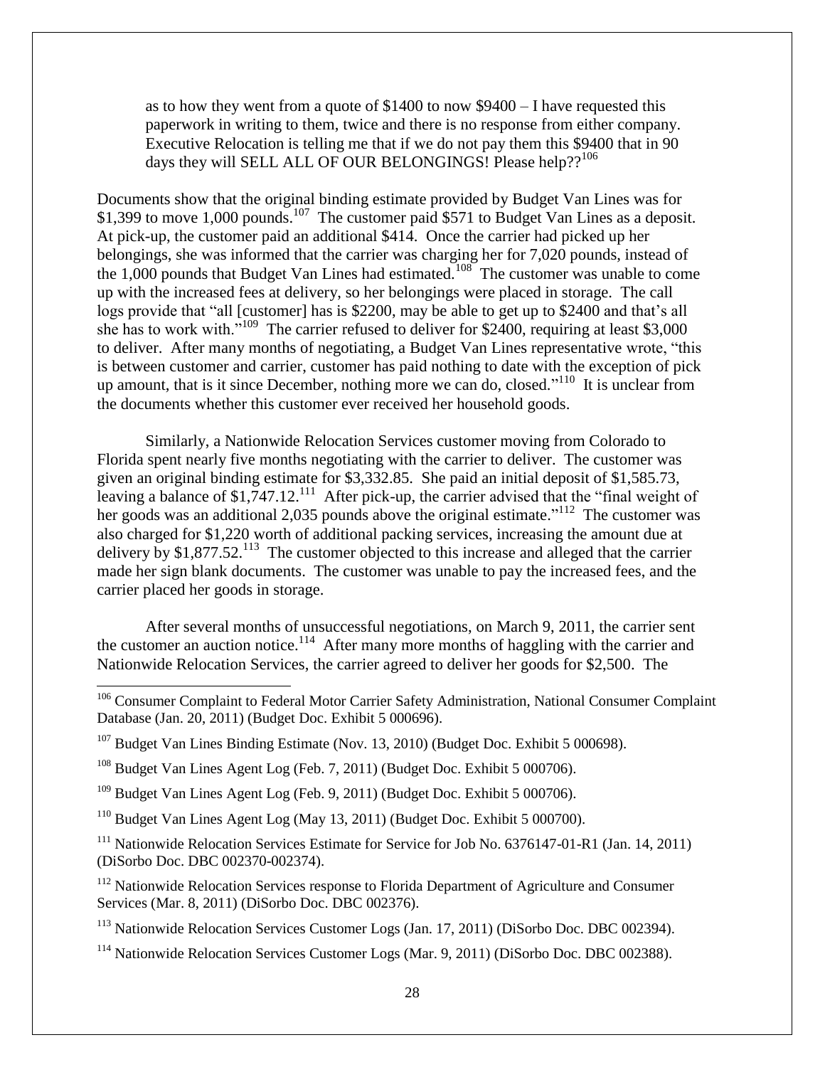> as to how they went from a quote of $1400 to now $9400 – I have requested this paperwork in writing to them, twice and there is no response from either company. Executive Relocation is telling me that if we do not pay them this $9400 that in 90 days they will SELL ALL OF OUR BELONGINGS! Please help??[106]

Documents show that the original binding estimate provided by Budget Van Lines was for $1,399 to move 1,000 pounds.[107] The customer paid $571 to Budget Van Lines as a deposit. At pick-up, the customer paid an additional $414. Once the carrier had picked up her belongings, she was informed that the carrier was charging her for 7,020 pounds, instead of the 1,000 pounds that Budget Van Lines had estimated.[108] The customer was unable to come up with the increased fees at delivery, so her belongings were placed in storage. The call logs provide that "all [customer] has is $2200, may be able to get up to $2400 and that's all she has to work with."[109] The carrier refused to deliver for $2400, requiring at least $3,000 to deliver. After many months of negotiating, a Budget Van Lines representative wrote, "this is between customer and carrier, customer has paid nothing to date with the exception of pick up amount, that is it since December, nothing more we can do, closed."[110] It is unclear from the documents whether this customer ever received her household goods.

Similarly, a Nationwide Relocation Services customer moving from Colorado to Florida spent nearly five months negotiating with the carrier to deliver. The customer was given an original binding estimate for $3,332.85. She paid an initial deposit of $1,585.73, leaving a balance of $1,747.12.[111] After pick-up, the carrier advised that the "final weight of her goods was an additional 2,035 pounds above the original estimate."[112] The customer was also charged for $1,220 worth of additional packing services, increasing the amount due at delivery by $1,877.52.[113] The customer objected to this increase and alleged that the carrier made her sign blank documents. The customer was unable to pay the increased fees, and the carrier placed her goods in storage.

After several months of unsuccessful negotiations, on March 9, 2011, the carrier sent the customer an auction notice.[114] After many more months of haggling with the carrier and Nationwide Relocation Services, the carrier agreed to deliver her goods for $2,500. The

---

[106] Consumer Complaint to Federal Motor Carrier Safety Administration, National Consumer Complaint Database (Jan. 20, 2011) (Budget Doc. Exhibit 5 000696).

[107] Budget Van Lines Binding Estimate (Nov. 13, 2010) (Budget Doc. Exhibit 5 000698).

[108] Budget Van Lines Agent Log (Feb. 7, 2011) (Budget Doc. Exhibit 5 000706).

[109] Budget Van Lines Agent Log (Feb. 9, 2011) (Budget Doc. Exhibit 5 000706).

[110] Budget Van Lines Agent Log (May 13, 2011) (Budget Doc. Exhibit 5 000700).

[111] Nationwide Relocation Services Estimate for Service for Job No. 6376147-01-R1 (Jan. 14, 2011) (DiSorbo Doc. DBC 002370-002374).

[112] Nationwide Relocation Services response to Florida Department of Agriculture and Consumer Services (Mar. 8, 2011) (DiSorbo Doc. DBC 002376).

[113] Nationwide Relocation Services Customer Logs (Jan. 17, 2011) (DiSorbo Doc. DBC 002394).

[114] Nationwide Relocation Services Customer Logs (Mar. 9, 2011) (DiSorbo Doc. DBC 002388).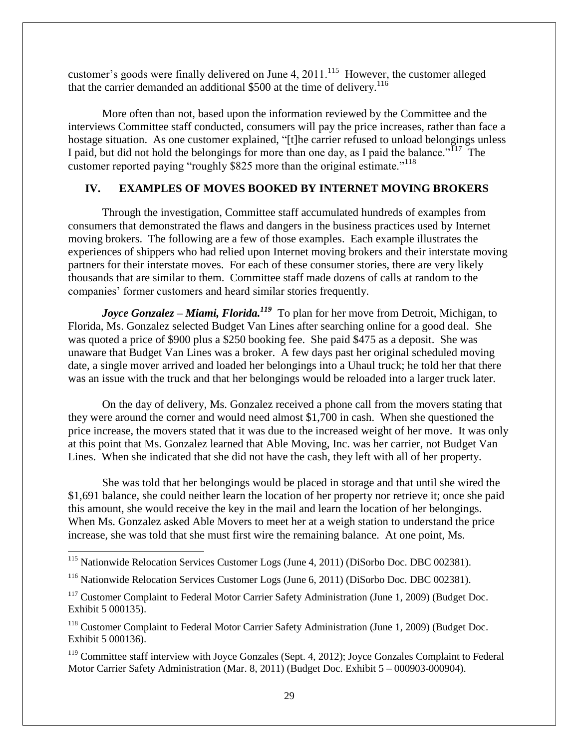customer's goods were finally delivered on June 4, 2011.[115] However, the customer alleged that the carrier demanded an additional $500 at the time of delivery.[116]

More often than not, based upon the information reviewed by the Committee and the interviews Committee staff conducted, consumers will pay the price increases, rather than face a hostage situation. As one customer explained, "[t]he carrier refused to unload belongings unless I paid, but did not hold the belongings for more than one day, as I paid the balance."[117] The customer reported paying "roughly $825 more than the original estimate."[118]

## IV. EXAMPLES OF MOVES BOOKED BY INTERNET MOVING BROKERS

Through the investigation, Committee staff accumulated hundreds of examples from consumers that demonstrated the flaws and dangers in the business practices used by Internet moving brokers. The following are a few of those examples. Each example illustrates the experiences of shippers who had relied upon Internet moving brokers and their interstate moving partners for their interstate moves. For each of these consumer stories, there are very likely thousands that are similar to them. Committee staff made dozens of calls at random to the companies' former customers and heard similar stories frequently.

***Joyce Gonzalez – Miami, Florida.***[119] To plan for her move from Detroit, Michigan, to Florida, Ms. Gonzalez selected Budget Van Lines after searching online for a good deal. She was quoted a price of $900 plus a $250 booking fee. She paid $475 as a deposit. She was unaware that Budget Van Lines was a broker. A few days past her original scheduled moving date, a single mover arrived and loaded her belongings into a Uhaul truck; he told her that there was an issue with the truck and that her belongings would be reloaded into a larger truck later.

On the day of delivery, Ms. Gonzalez received a phone call from the movers stating that they were around the corner and would need almost $1,700 in cash. When she questioned the price increase, the movers stated that it was due to the increased weight of her move. It was only at this point that Ms. Gonzalez learned that Able Moving, Inc. was her carrier, not Budget Van Lines. When she indicated that she did not have the cash, they left with all of her property.

She was told that her belongings would be placed in storage and that until she wired the $1,691 balance, she could neither learn the location of her property nor retrieve it; once she paid this amount, she would receive the key in the mail and learn the location of her belongings. When Ms. Gonzalez asked Able Movers to meet her at a weigh station to understand the price increase, she was told that she must first wire the remaining balance. At one point, Ms.

---

[115] Nationwide Relocation Services Customer Logs (June 4, 2011) (DiSorbo Doc. DBC 002381).

[116] Nationwide Relocation Services Customer Logs (June 6, 2011) (DiSorbo Doc. DBC 002381).

[117] Customer Complaint to Federal Motor Carrier Safety Administration (June 1, 2009) (Budget Doc. Exhibit 5 000135).

[118] Customer Complaint to Federal Motor Carrier Safety Administration (June 1, 2009) (Budget Doc. Exhibit 5 000136).

[119] Committee staff interview with Joyce Gonzales (Sept. 4, 2012); Joyce Gonzales Complaint to Federal Motor Carrier Safety Administration (Mar. 8, 2011) (Budget Doc. Exhibit 5 – 000903-000904).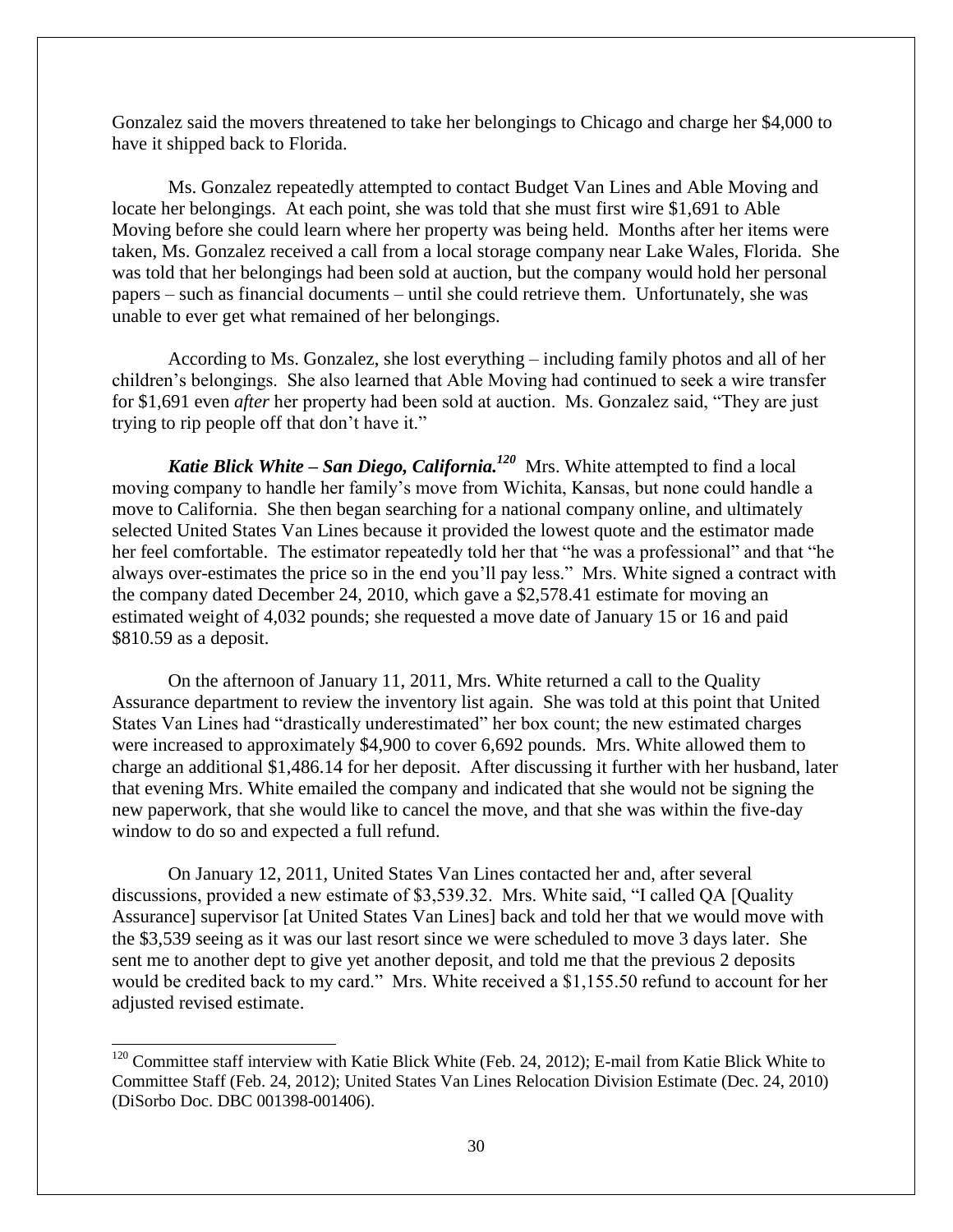Gonzalez said the movers threatened to take her belongings to Chicago and charge her $4,000 to have it shipped back to Florida.

Ms. Gonzalez repeatedly attempted to contact Budget Van Lines and Able Moving and locate her belongings. At each point, she was told that she must first wire $1,691 to Able Moving before she could learn where her property was being held. Months after her items were taken, Ms. Gonzalez received a call from a local storage company near Lake Wales, Florida. She was told that her belongings had been sold at auction, but the company would hold her personal papers – such as financial documents – until she could retrieve them. Unfortunately, she was unable to ever get what remained of her belongings.

According to Ms. Gonzalez, she lost everything – including family photos and all of her children's belongings. She also learned that Able Moving had continued to seek a wire transfer for $1,691 even *after* her property had been sold at auction. Ms. Gonzalez said, "They are just trying to rip people off that don't have it."

***Katie Blick White – San Diego, California.***[120] Mrs. White attempted to find a local moving company to handle her family's move from Wichita, Kansas, but none could handle a move to California. She then began searching for a national company online, and ultimately selected United States Van Lines because it provided the lowest quote and the estimator made her feel comfortable. The estimator repeatedly told her that "he was a professional" and that "he always over-estimates the price so in the end you'll pay less." Mrs. White signed a contract with the company dated December 24, 2010, which gave a $2,578.41 estimate for moving an estimated weight of 4,032 pounds; she requested a move date of January 15 or 16 and paid $810.59 as a deposit.

On the afternoon of January 11, 2011, Mrs. White returned a call to the Quality Assurance department to review the inventory list again. She was told at this point that United States Van Lines had "drastically underestimated" her box count; the new estimated charges were increased to approximately $4,900 to cover 6,692 pounds. Mrs. White allowed them to charge an additional $1,486.14 for her deposit. After discussing it further with her husband, later that evening Mrs. White emailed the company and indicated that she would not be signing the new paperwork, that she would like to cancel the move, and that she was within the five-day window to do so and expected a full refund.

On January 12, 2011, United States Van Lines contacted her and, after several discussions, provided a new estimate of $3,539.32. Mrs. White said, "I called QA [Quality Assurance] supervisor [at United States Van Lines] back and told her that we would move with the $3,539 seeing as it was our last resort since we were scheduled to move 3 days later. She sent me to another dept to give yet another deposit, and told me that the previous 2 deposits would be credited back to my card." Mrs. White received a $1,155.50 refund to account for her adjusted revised estimate.

---

[120] Committee staff interview with Katie Blick White (Feb. 24, 2012); E-mail from Katie Blick White to Committee Staff (Feb. 24, 2012); United States Van Lines Relocation Division Estimate (Dec. 24, 2010) (DiSorbo Doc. DBC 001398-001406).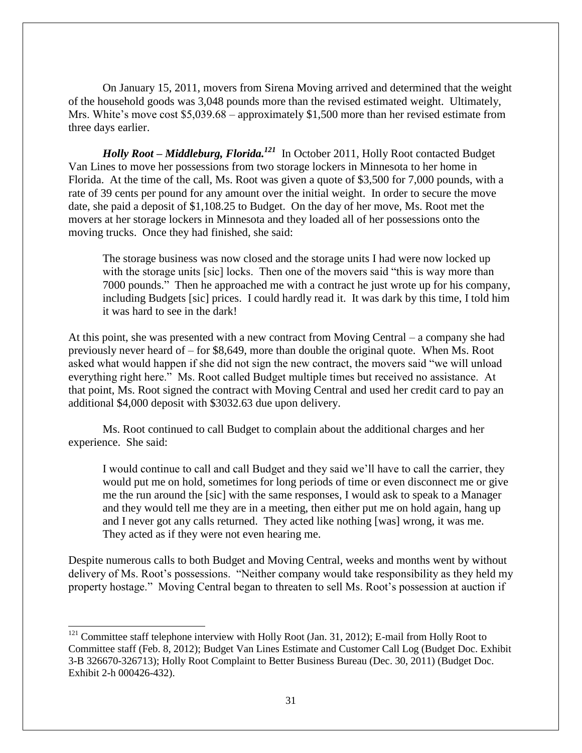On January 15, 2011, movers from Sirena Moving arrived and determined that the weight of the household goods was 3,048 pounds more than the revised estimated weight. Ultimately, Mrs. White's move cost $5,039.68 – approximately $1,500 more than her revised estimate from three days earlier.

***Holly Root – Middleburg, Florida.***[121] In October 2011, Holly Root contacted Budget Van Lines to move her possessions from two storage lockers in Minnesota to her home in Florida. At the time of the call, Ms. Root was given a quote of $3,500 for 7,000 pounds, with a rate of 39 cents per pound for any amount over the initial weight. In order to secure the move date, she paid a deposit of $1,108.25 to Budget. On the day of her move, Ms. Root met the movers at her storage lockers in Minnesota and they loaded all of her possessions onto the moving trucks. Once they had finished, she said:

> The storage business was now closed and the storage units I had were now locked up with the storage units [sic] locks. Then one of the movers said "this is way more than 7000 pounds." Then he approached me with a contract he just wrote up for his company, including Budgets [sic] prices. I could hardly read it. It was dark by this time, I told him it was hard to see in the dark!

At this point, she was presented with a new contract from Moving Central – a company she had previously never heard of – for $8,649, more than double the original quote. When Ms. Root asked what would happen if she did not sign the new contract, the movers said "we will unload everything right here." Ms. Root called Budget multiple times but received no assistance. At that point, Ms. Root signed the contract with Moving Central and used her credit card to pay an additional $4,000 deposit with $3032.63 due upon delivery.

Ms. Root continued to call Budget to complain about the additional charges and her experience. She said:

> I would continue to call and call Budget and they said we'll have to call the carrier, they would put me on hold, sometimes for long periods of time or even disconnect me or give me the run around the [sic] with the same responses, I would ask to speak to a Manager and they would tell me they are in a meeting, then either put me on hold again, hang up and I never got any calls returned. They acted like nothing [was] wrong, it was me. They acted as if they were not even hearing me.

Despite numerous calls to both Budget and Moving Central, weeks and months went by without delivery of Ms. Root's possessions. "Neither company would take responsibility as they held my property hostage." Moving Central began to threaten to sell Ms. Root's possession at auction if

---

[121] Committee staff telephone interview with Holly Root (Jan. 31, 2012); E-mail from Holly Root to Committee staff (Feb. 8, 2012); Budget Van Lines Estimate and Customer Call Log (Budget Doc. Exhibit 3-B 326670-326713); Holly Root Complaint to Better Business Bureau (Dec. 30, 2011) (Budget Doc. Exhibit 2-h 000426-432).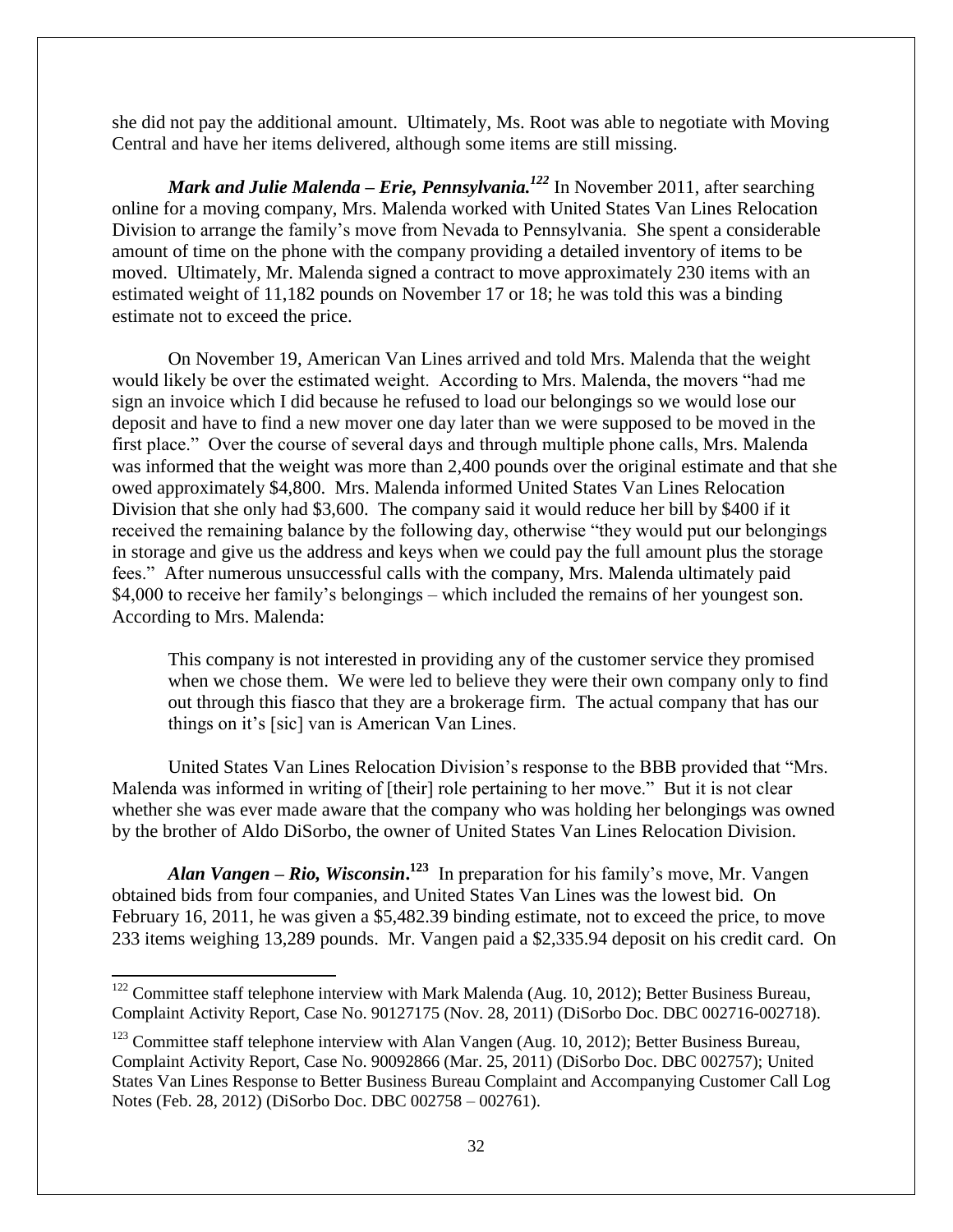she did not pay the additional amount. Ultimately, Ms. Root was able to negotiate with Moving Central and have her items delivered, although some items are still missing.

***Mark and Julie Malenda – Erie, Pennsylvania.***[122] In November 2011, after searching online for a moving company, Mrs. Malenda worked with United States Van Lines Relocation Division to arrange the family's move from Nevada to Pennsylvania. She spent a considerable amount of time on the phone with the company providing a detailed inventory of items to be moved. Ultimately, Mr. Malenda signed a contract to move approximately 230 items with an estimated weight of 11,182 pounds on November 17 or 18; he was told this was a binding estimate not to exceed the price.

On November 19, American Van Lines arrived and told Mrs. Malenda that the weight would likely be over the estimated weight. According to Mrs. Malenda, the movers "had me sign an invoice which I did because he refused to load our belongings so we would lose our deposit and have to find a new mover one day later than we were supposed to be moved in the first place." Over the course of several days and through multiple phone calls, Mrs. Malenda was informed that the weight was more than 2,400 pounds over the original estimate and that she owed approximately $4,800. Mrs. Malenda informed United States Van Lines Relocation Division that she only had $3,600. The company said it would reduce her bill by $400 if it received the remaining balance by the following day, otherwise "they would put our belongings in storage and give us the address and keys when we could pay the full amount plus the storage fees." After numerous unsuccessful calls with the company, Mrs. Malenda ultimately paid $4,000 to receive her family's belongings – which included the remains of her youngest son. According to Mrs. Malenda:

> This company is not interested in providing any of the customer service they promised when we chose them. We were led to believe they were their own company only to find out through this fiasco that they are a brokerage firm. The actual company that has our things on it's [sic] van is American Van Lines.

United States Van Lines Relocation Division's response to the BBB provided that "Mrs. Malenda was informed in writing of [their] role pertaining to her move." But it is not clear whether she was ever made aware that the company who was holding her belongings was owned by the brother of Aldo DiSorbo, the owner of United States Van Lines Relocation Division.

***Alan Vangen – Rio, Wisconsin.***[123] In preparation for his family's move, Mr. Vangen obtained bids from four companies, and United States Van Lines was the lowest bid. On February 16, 2011, he was given a $5,482.39 binding estimate, not to exceed the price, to move 233 items weighing 13,289 pounds. Mr. Vangen paid a $2,335.94 deposit on his credit card. On

---

[122] Committee staff telephone interview with Mark Malenda (Aug. 10, 2012); Better Business Bureau, Complaint Activity Report, Case No. 90127175 (Nov. 28, 2011) (DiSorbo Doc. DBC 002716-002718).

[123] Committee staff telephone interview with Alan Vangen (Aug. 10, 2012); Better Business Bureau, Complaint Activity Report, Case No. 90092866 (Mar. 25, 2011) (DiSorbo Doc. DBC 002757); United States Van Lines Response to Better Business Bureau Complaint and Accompanying Customer Call Log Notes (Feb. 28, 2012) (DiSorbo Doc. DBC 002758 – 002761).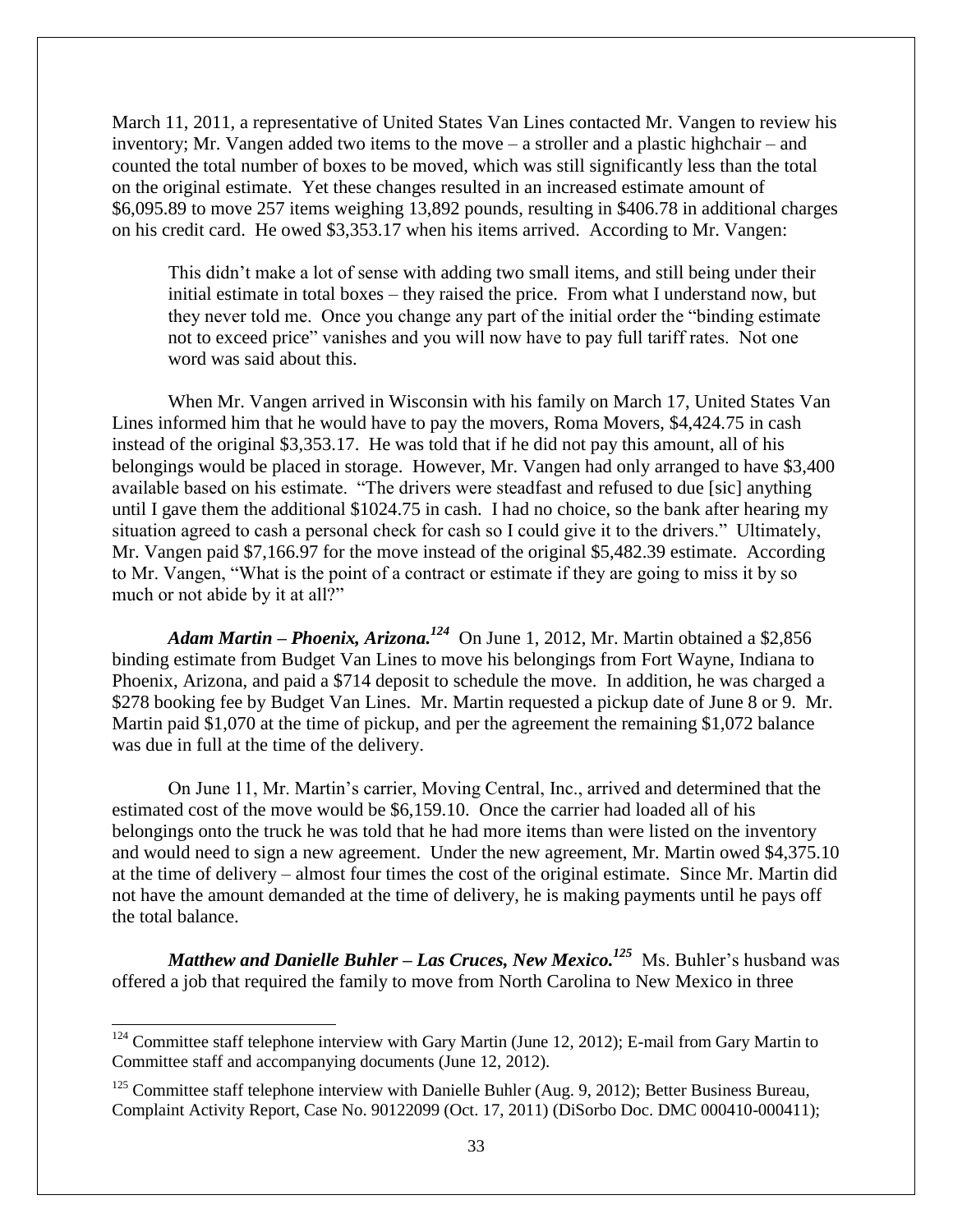March 11, 2011, a representative of United States Van Lines contacted Mr. Vangen to review his inventory; Mr. Vangen added two items to the move – a stroller and a plastic highchair – and counted the total number of boxes to be moved, which was still significantly less than the total on the original estimate. Yet these changes resulted in an increased estimate amount of $6,095.89 to move 257 items weighing 13,892 pounds, resulting in $406.78 in additional charges on his credit card. He owed $3,353.17 when his items arrived. According to Mr. Vangen:

> This didn't make a lot of sense with adding two small items, and still being under their initial estimate in total boxes – they raised the price. From what I understand now, but they never told me. Once you change any part of the initial order the "binding estimate not to exceed price" vanishes and you will now have to pay full tariff rates. Not one word was said about this.

When Mr. Vangen arrived in Wisconsin with his family on March 17, United States Van Lines informed him that he would have to pay the movers, Roma Movers, $4,424.75 in cash instead of the original $3,353.17. He was told that if he did not pay this amount, all of his belongings would be placed in storage. However, Mr. Vangen had only arranged to have $3,400 available based on his estimate. "The drivers were steadfast and refused to due [sic] anything until I gave them the additional $1024.75 in cash. I had no choice, so the bank after hearing my situation agreed to cash a personal check for cash so I could give it to the drivers." Ultimately, Mr. Vangen paid $7,166.97 for the move instead of the original $5,482.39 estimate. According to Mr. Vangen, "What is the point of a contract or estimate if they are going to miss it by so much or not abide by it at all?"

***Adam Martin – Phoenix, Arizona.***[124] On June 1, 2012, Mr. Martin obtained a $2,856 binding estimate from Budget Van Lines to move his belongings from Fort Wayne, Indiana to Phoenix, Arizona, and paid a $714 deposit to schedule the move. In addition, he was charged a $278 booking fee by Budget Van Lines. Mr. Martin requested a pickup date of June 8 or 9. Mr. Martin paid $1,070 at the time of pickup, and per the agreement the remaining $1,072 balance was due in full at the time of the delivery.

On June 11, Mr. Martin's carrier, Moving Central, Inc., arrived and determined that the estimated cost of the move would be $6,159.10. Once the carrier had loaded all of his belongings onto the truck he was told that he had more items than were listed on the inventory and would need to sign a new agreement. Under the new agreement, Mr. Martin owed $4,375.10 at the time of delivery – almost four times the cost of the original estimate. Since Mr. Martin did not have the amount demanded at the time of delivery, he is making payments until he pays off the total balance.

***Matthew and Danielle Buhler – Las Cruces, New Mexico.***[125] Ms. Buhler's husband was offered a job that required the family to move from North Carolina to New Mexico in three

---

[124] Committee staff telephone interview with Gary Martin (June 12, 2012); E-mail from Gary Martin to Committee staff and accompanying documents (June 12, 2012).

[125] Committee staff telephone interview with Danielle Buhler (Aug. 9, 2012); Better Business Bureau, Complaint Activity Report, Case No. 90122099 (Oct. 17, 2011) (DiSorbo Doc. DMC 000410-000411);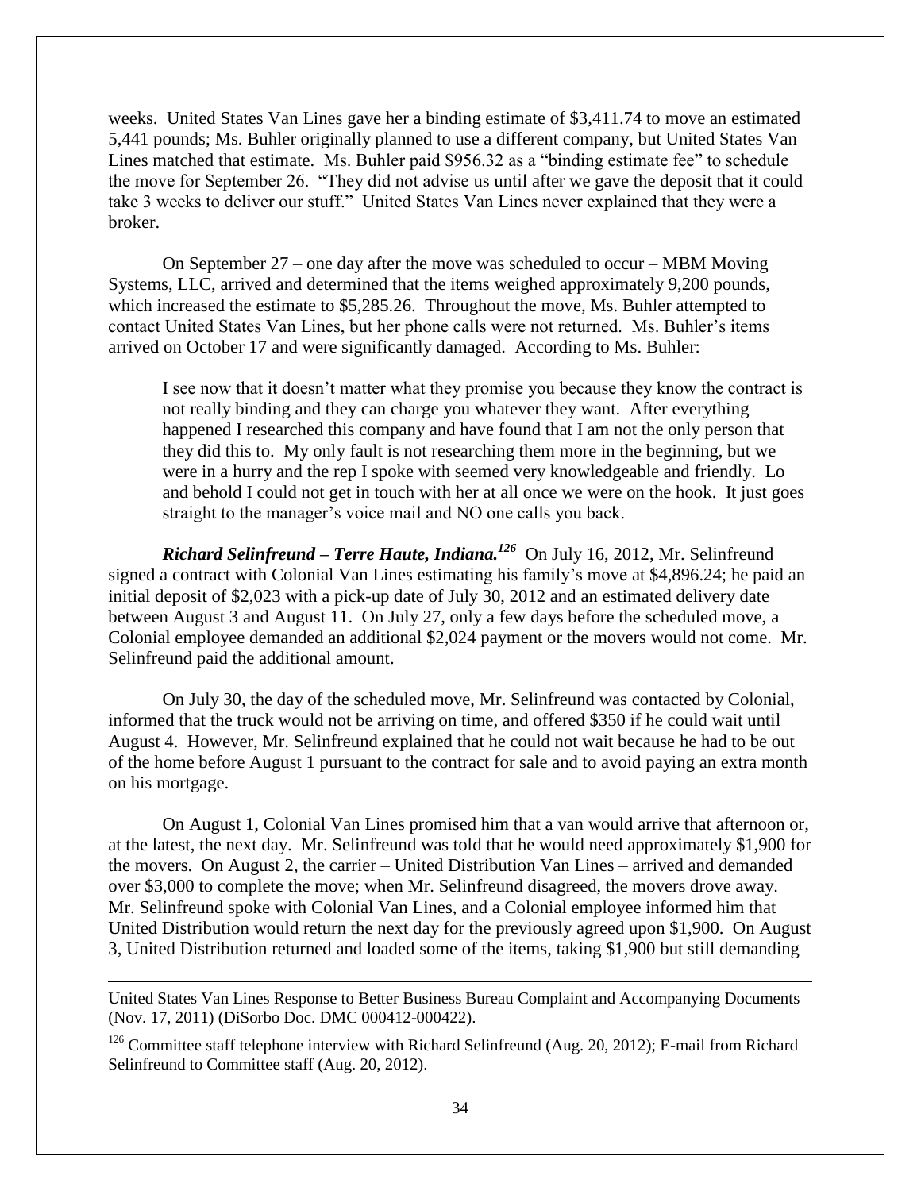weeks. United States Van Lines gave her a binding estimate of $3,411.74 to move an estimated 5,441 pounds; Ms. Buhler originally planned to use a different company, but United States Van Lines matched that estimate. Ms. Buhler paid $956.32 as a "binding estimate fee" to schedule the move for September 26. "They did not advise us until after we gave the deposit that it could take 3 weeks to deliver our stuff." United States Van Lines never explained that they were a broker.

On September 27 – one day after the move was scheduled to occur – MBM Moving Systems, LLC, arrived and determined that the items weighed approximately 9,200 pounds, which increased the estimate to $5,285.26. Throughout the move, Ms. Buhler attempted to contact United States Van Lines, but her phone calls were not returned. Ms. Buhler's items arrived on October 17 and were significantly damaged. According to Ms. Buhler:

> I see now that it doesn't matter what they promise you because they know the contract is not really binding and they can charge you whatever they want. After everything happened I researched this company and have found that I am not the only person that they did this to. My only fault is not researching them more in the beginning, but we were in a hurry and the rep I spoke with seemed very knowledgeable and friendly. Lo and behold I could not get in touch with her at all once we were on the hook. It just goes straight to the manager's voice mail and NO one calls you back.

***Richard Selinfreund – Terre Haute, Indiana.***[126] On July 16, 2012, Mr. Selinfreund signed a contract with Colonial Van Lines estimating his family's move at $4,896.24; he paid an initial deposit of $2,023 with a pick-up date of July 30, 2012 and an estimated delivery date between August 3 and August 11. On July 27, only a few days before the scheduled move, a Colonial employee demanded an additional $2,024 payment or the movers would not come. Mr. Selinfreund paid the additional amount.

On July 30, the day of the scheduled move, Mr. Selinfreund was contacted by Colonial, informed that the truck would not be arriving on time, and offered $350 if he could wait until August 4. However, Mr. Selinfreund explained that he could not wait because he had to be out of the home before August 1 pursuant to the contract for sale and to avoid paying an extra month on his mortgage.

On August 1, Colonial Van Lines promised him that a van would arrive that afternoon or, at the latest, the next day. Mr. Selinfreund was told that he would need approximately $1,900 for the movers. On August 2, the carrier – United Distribution Van Lines – arrived and demanded over $3,000 to complete the move; when Mr. Selinfreund disagreed, the movers drove away. Mr. Selinfreund spoke with Colonial Van Lines, and a Colonial employee informed him that United Distribution would return the next day for the previously agreed upon $1,900. On August 3, United Distribution returned and loaded some of the items, taking $1,900 but still demanding

---

United States Van Lines Response to Better Business Bureau Complaint and Accompanying Documents (Nov. 17, 2011) (DiSorbo Doc. DMC 000412-000422).

[126] Committee staff telephone interview with Richard Selinfreund (Aug. 20, 2012); E-mail from Richard Selinfreund to Committee staff (Aug. 20, 2012).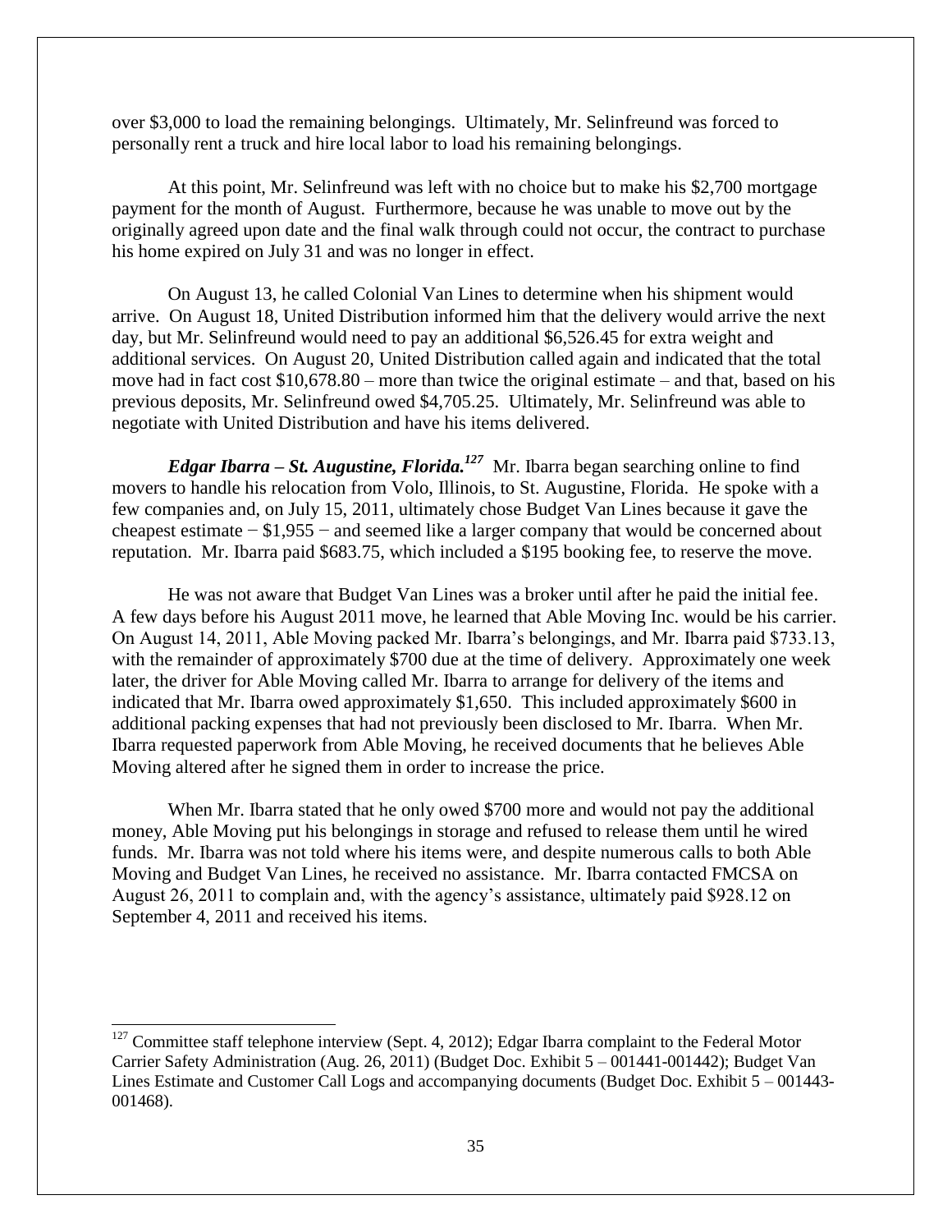over $3,000 to load the remaining belongings. Ultimately, Mr. Selinfreund was forced to personally rent a truck and hire local labor to load his remaining belongings.

At this point, Mr. Selinfreund was left with no choice but to make his $2,700 mortgage payment for the month of August. Furthermore, because he was unable to move out by the originally agreed upon date and the final walk through could not occur, the contract to purchase his home expired on July 31 and was no longer in effect.

On August 13, he called Colonial Van Lines to determine when his shipment would arrive. On August 18, United Distribution informed him that the delivery would arrive the next day, but Mr. Selinfreund would need to pay an additional $6,526.45 for extra weight and additional services. On August 20, United Distribution called again and indicated that the total move had in fact cost $10,678.80 – more than twice the original estimate – and that, based on his previous deposits, Mr. Selinfreund owed $4,705.25. Ultimately, Mr. Selinfreund was able to negotiate with United Distribution and have his items delivered.

***Edgar Ibarra – St. Augustine, Florida.***[127] Mr. Ibarra began searching online to find movers to handle his relocation from Volo, Illinois, to St. Augustine, Florida. He spoke with a few companies and, on July 15, 2011, ultimately chose Budget Van Lines because it gave the cheapest estimate − $1,955 − and seemed like a larger company that would be concerned about reputation. Mr. Ibarra paid $683.75, which included a $195 booking fee, to reserve the move.

He was not aware that Budget Van Lines was a broker until after he paid the initial fee. A few days before his August 2011 move, he learned that Able Moving Inc. would be his carrier. On August 14, 2011, Able Moving packed Mr. Ibarra's belongings, and Mr. Ibarra paid $733.13, with the remainder of approximately $700 due at the time of delivery. Approximately one week later, the driver for Able Moving called Mr. Ibarra to arrange for delivery of the items and indicated that Mr. Ibarra owed approximately $1,650. This included approximately $600 in additional packing expenses that had not previously been disclosed to Mr. Ibarra. When Mr. Ibarra requested paperwork from Able Moving, he received documents that he believes Able Moving altered after he signed them in order to increase the price.

When Mr. Ibarra stated that he only owed $700 more and would not pay the additional money, Able Moving put his belongings in storage and refused to release them until he wired funds. Mr. Ibarra was not told where his items were, and despite numerous calls to both Able Moving and Budget Van Lines, he received no assistance. Mr. Ibarra contacted FMCSA on August 26, 2011 to complain and, with the agency's assistance, ultimately paid $928.12 on September 4, 2011 and received his items.

---

[127] Committee staff telephone interview (Sept. 4, 2012); Edgar Ibarra complaint to the Federal Motor Carrier Safety Administration (Aug. 26, 2011) (Budget Doc. Exhibit 5 – 001441-001442); Budget Van Lines Estimate and Customer Call Logs and accompanying documents (Budget Doc. Exhibit 5 – 001443-001468).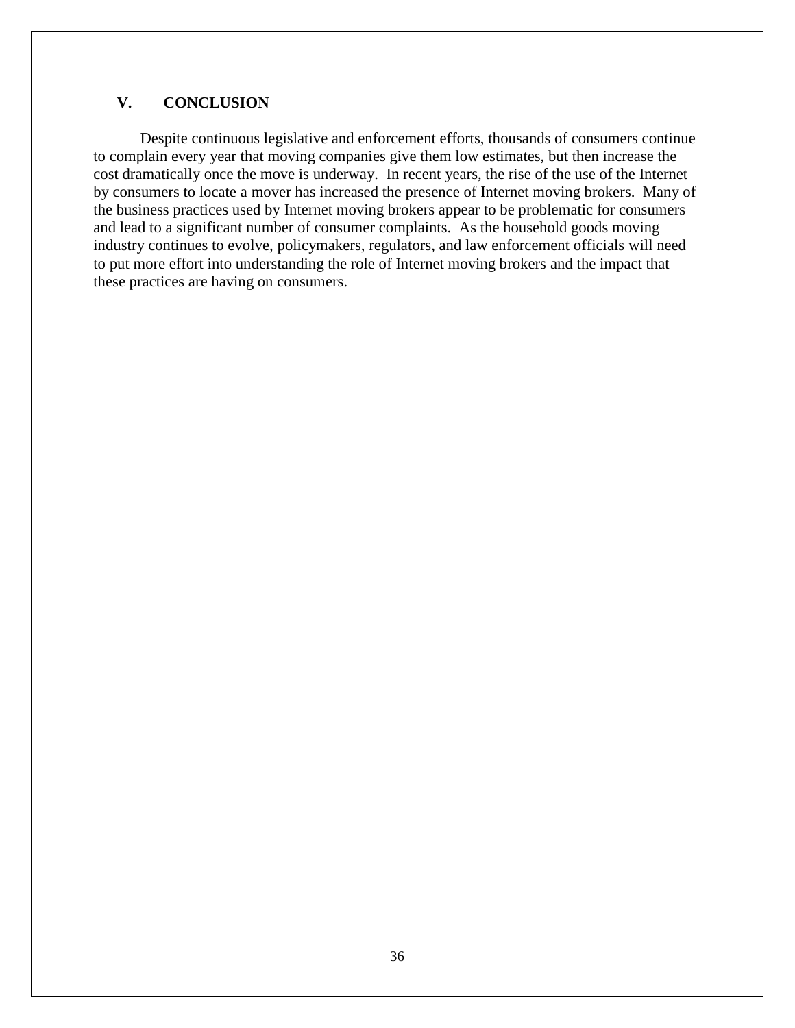## V. CONCLUSION

Despite continuous legislative and enforcement efforts, thousands of consumers continue to complain every year that moving companies give them low estimates, but then increase the cost dramatically once the move is underway. In recent years, the rise of the use of the Internet by consumers to locate a mover has increased the presence of Internet moving brokers. Many of the business practices used by Internet moving brokers appear to be problematic for consumers and lead to a significant number of consumer complaints. As the household goods moving industry continues to evolve, policymakers, regulators, and law enforcement officials will need to put more effort into understanding the role of Internet moving brokers and the impact that these practices are having on consumers.